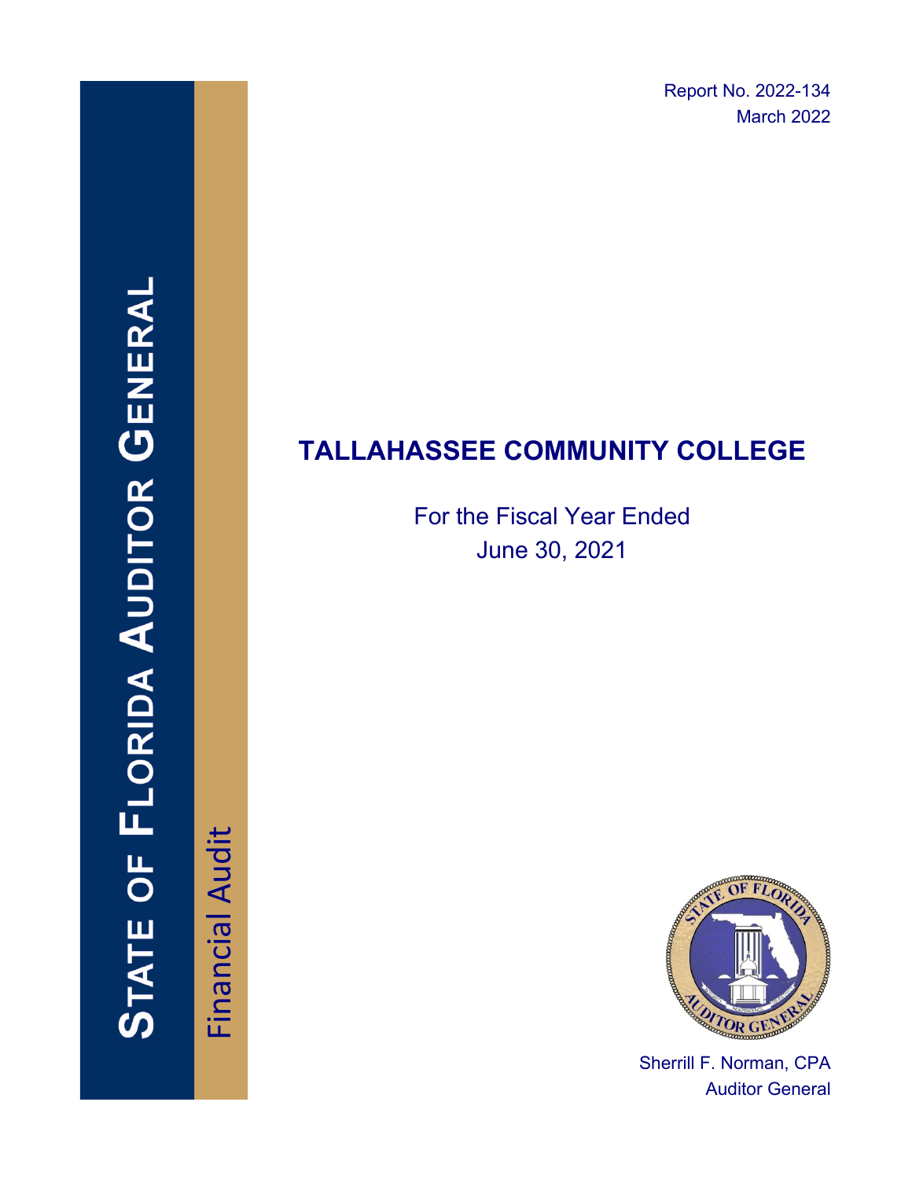Report No. 2022-134
March 2022

STATE OF FLORIDA AUDITOR GENERAL

Financial Audit

# TALLAHASSEE COMMUNITY COLLEGE

For the Fiscal Year Ended
June 30, 2021

Sherrill F. Norman, CPA
Auditor General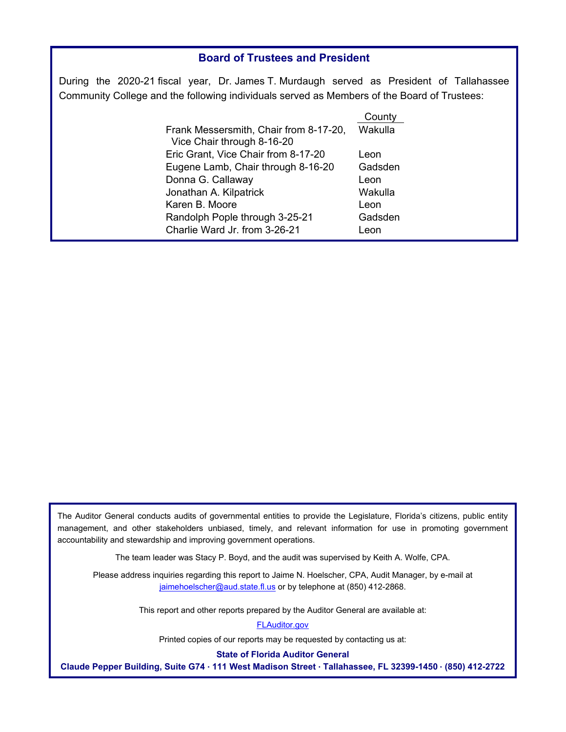## Board of Trustees and President

During the 2020-21 fiscal year, Dr. James T. Murdaugh served as President of Tallahassee Community College and the following individuals served as Members of the Board of Trustees:

| | County |
|---|---|
| Frank Messersmith, Chair from 8-17-20, Vice Chair through 8-16-20 | Wakulla |
| Eric Grant, Vice Chair from 8-17-20 | Leon |
| Eugene Lamb, Chair through 8-16-20 | Gadsden |
| Donna G. Callaway | Leon |
| Jonathan A. Kilpatrick | Wakulla |
| Karen B. Moore | Leon |
| Randolph Pople through 3-25-21 | Gadsden |
| Charlie Ward Jr. from 3-26-21 | Leon |

The Auditor General conducts audits of governmental entities to provide the Legislature, Florida's citizens, public entity management, and other stakeholders unbiased, timely, and relevant information for use in promoting government accountability and stewardship and improving government operations.

The team leader was Stacy P. Boyd, and the audit was supervised by Keith A. Wolfe, CPA.

Please address inquiries regarding this report to Jaime N. Hoelscher, CPA, Audit Manager, by e-mail at jaimehoelscher@aud.state.fl.us or by telephone at (850) 412-2868.

This report and other reports prepared by the Auditor General are available at:

FLAuditor.gov

Printed copies of our reports may be requested by contacting us at:

**State of Florida Auditor General**

**Claude Pepper Building, Suite G74 · 111 West Madison Street · Tallahassee, FL 32399-1450 · (850) 412-2722**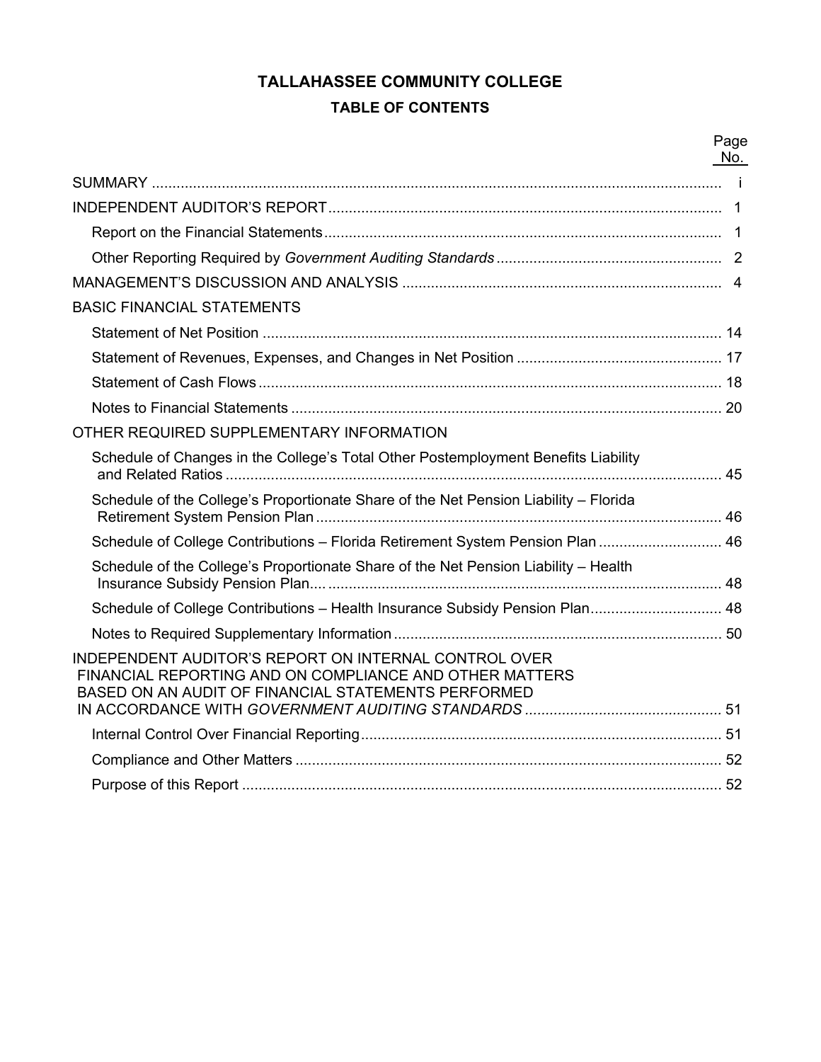# TALLAHASSEE COMMUNITY COLLEGE

## TABLE OF CONTENTS

| | Page No. |
|---|---|
| SUMMARY | i |
| INDEPENDENT AUDITOR'S REPORT | 1 |
| Report on the Financial Statements | 1 |
| Other Reporting Required by *Government Auditing Standards* | 2 |
| MANAGEMENT'S DISCUSSION AND ANALYSIS | 4 |
| BASIC FINANCIAL STATEMENTS | |
| Statement of Net Position | 14 |
| Statement of Revenues, Expenses, and Changes in Net Position | 17 |
| Statement of Cash Flows | 18 |
| Notes to Financial Statements | 20 |
| OTHER REQUIRED SUPPLEMENTARY INFORMATION | |
| Schedule of Changes in the College's Total Other Postemployment Benefits Liability and Related Ratios | 45 |
| Schedule of the College's Proportionate Share of the Net Pension Liability – Florida Retirement System Pension Plan | 46 |
| Schedule of College Contributions – Florida Retirement System Pension Plan | 46 |
| Schedule of the College's Proportionate Share of the Net Pension Liability – Health Insurance Subsidy Pension Plan | 48 |
| Schedule of College Contributions – Health Insurance Subsidy Pension Plan | 48 |
| Notes to Required Supplementary Information | 50 |
| INDEPENDENT AUDITOR'S REPORT ON INTERNAL CONTROL OVER FINANCIAL REPORTING AND ON COMPLIANCE AND OTHER MATTERS BASED ON AN AUDIT OF FINANCIAL STATEMENTS PERFORMED IN ACCORDANCE WITH *GOVERNMENT AUDITING STANDARDS* | 51 |
| Internal Control Over Financial Reporting | 51 |
| Compliance and Other Matters | 52 |
| Purpose of this Report | 52 |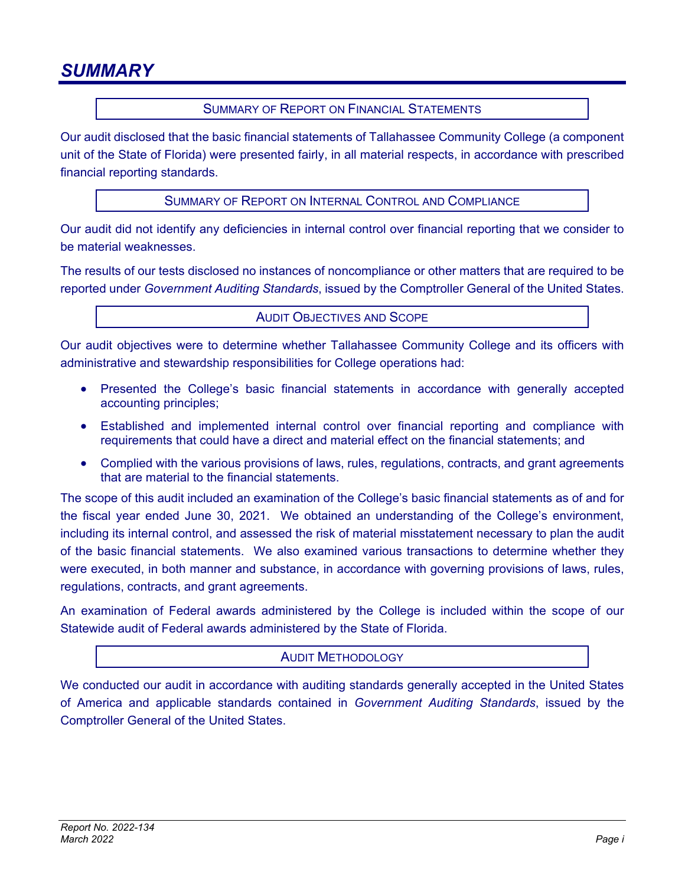# SUMMARY

## SUMMARY OF REPORT ON FINANCIAL STATEMENTS

Our audit disclosed that the basic financial statements of Tallahassee Community College (a component unit of the State of Florida) were presented fairly, in all material respects, in accordance with prescribed financial reporting standards.

## SUMMARY OF REPORT ON INTERNAL CONTROL AND COMPLIANCE

Our audit did not identify any deficiencies in internal control over financial reporting that we consider to be material weaknesses.

The results of our tests disclosed no instances of noncompliance or other matters that are required to be reported under *Government Auditing Standards*, issued by the Comptroller General of the United States.

## AUDIT OBJECTIVES AND SCOPE

Our audit objectives were to determine whether Tallahassee Community College and its officers with administrative and stewardship responsibilities for College operations had:

- Presented the College's basic financial statements in accordance with generally accepted accounting principles;
- Established and implemented internal control over financial reporting and compliance with requirements that could have a direct and material effect on the financial statements; and
- Complied with the various provisions of laws, rules, regulations, contracts, and grant agreements that are material to the financial statements.

The scope of this audit included an examination of the College's basic financial statements as of and for the fiscal year ended June 30, 2021. We obtained an understanding of the College's environment, including its internal control, and assessed the risk of material misstatement necessary to plan the audit of the basic financial statements. We also examined various transactions to determine whether they were executed, in both manner and substance, in accordance with governing provisions of laws, rules, regulations, contracts, and grant agreements.

An examination of Federal awards administered by the College is included within the scope of our Statewide audit of Federal awards administered by the State of Florida.

## AUDIT METHODOLOGY

We conducted our audit in accordance with auditing standards generally accepted in the United States of America and applicable standards contained in *Government Auditing Standards*, issued by the Comptroller General of the United States.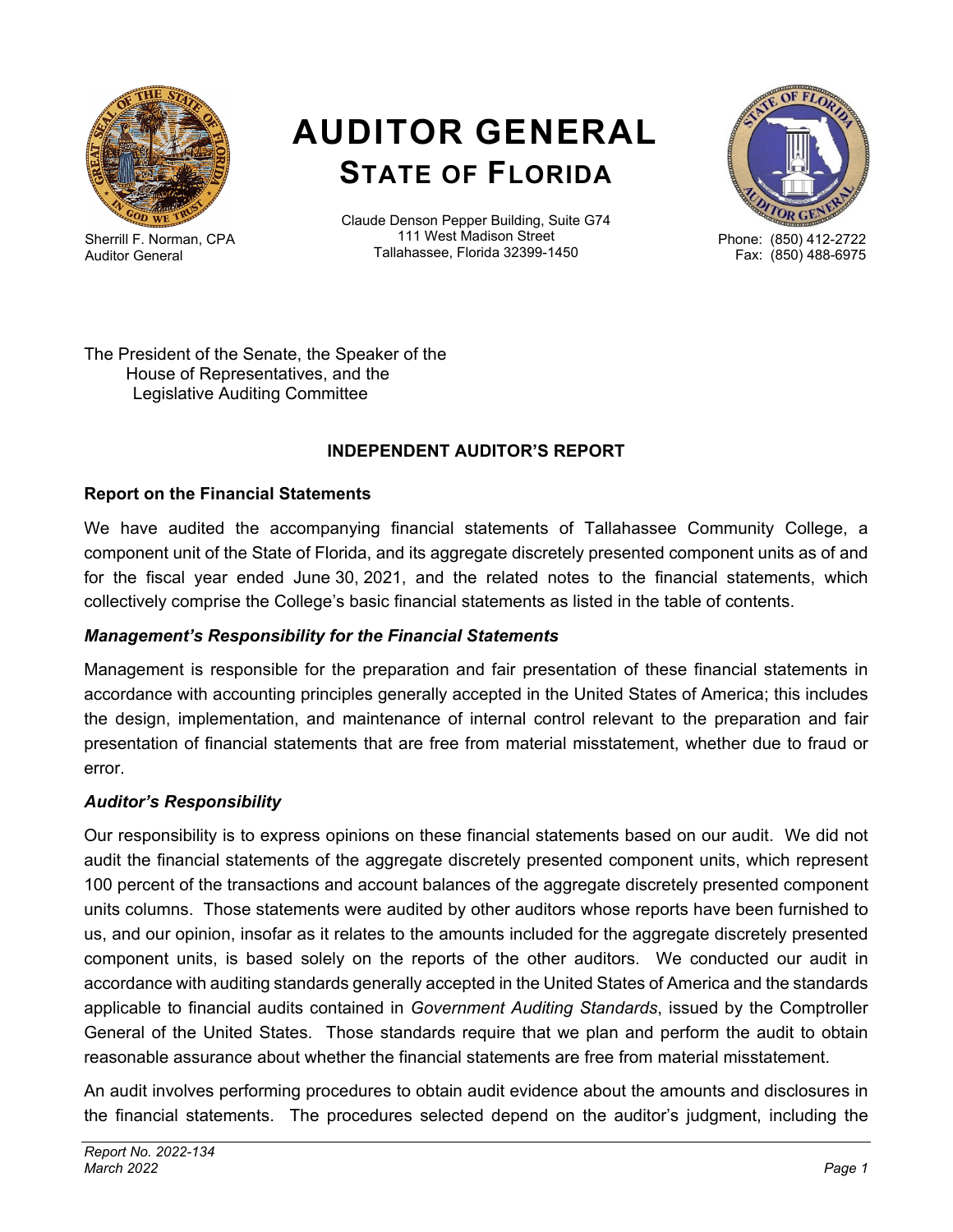# AUDITOR GENERAL
## STATE OF FLORIDA

Sherrill F. Norman, CPA
Auditor General

Claude Denson Pepper Building, Suite G74
111 West Madison Street
Tallahassee, Florida 32399-1450

Phone: (850) 412-2722
Fax: (850) 488-6975

The President of the Senate, the Speaker of the House of Representatives, and the Legislative Auditing Committee

### INDEPENDENT AUDITOR'S REPORT

**Report on the Financial Statements**

We have audited the accompanying financial statements of Tallahassee Community College, a component unit of the State of Florida, and its aggregate discretely presented component units as of and for the fiscal year ended June 30, 2021, and the related notes to the financial statements, which collectively comprise the College's basic financial statements as listed in the table of contents.

***Management's Responsibility for the Financial Statements***

Management is responsible for the preparation and fair presentation of these financial statements in accordance with accounting principles generally accepted in the United States of America; this includes the design, implementation, and maintenance of internal control relevant to the preparation and fair presentation of financial statements that are free from material misstatement, whether due to fraud or error.

***Auditor's Responsibility***

Our responsibility is to express opinions on these financial statements based on our audit. We did not audit the financial statements of the aggregate discretely presented component units, which represent 100 percent of the transactions and account balances of the aggregate discretely presented component units columns. Those statements were audited by other auditors whose reports have been furnished to us, and our opinion, insofar as it relates to the amounts included for the aggregate discretely presented component units, is based solely on the reports of the other auditors. We conducted our audit in accordance with auditing standards generally accepted in the United States of America and the standards applicable to financial audits contained in *Government Auditing Standards*, issued by the Comptroller General of the United States. Those standards require that we plan and perform the audit to obtain reasonable assurance about whether the financial statements are free from material misstatement.

An audit involves performing procedures to obtain audit evidence about the amounts and disclosures in the financial statements. The procedures selected depend on the auditor's judgment, including the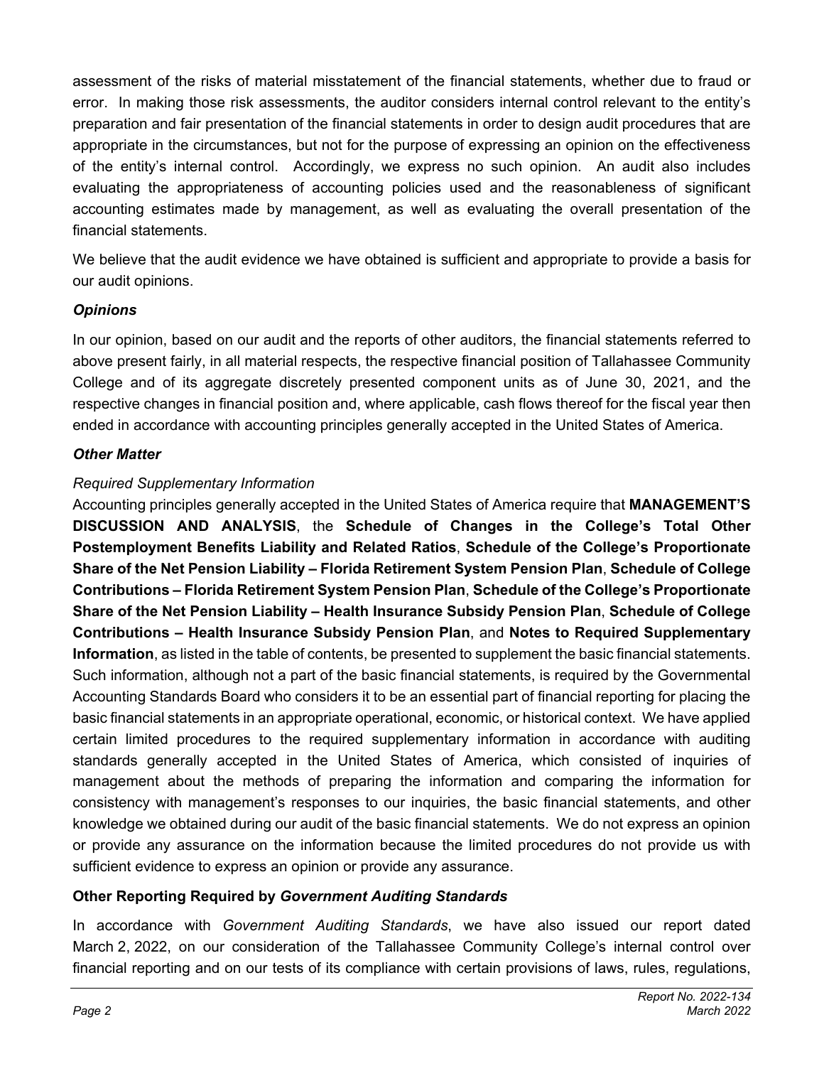assessment of the risks of material misstatement of the financial statements, whether due to fraud or error. In making those risk assessments, the auditor considers internal control relevant to the entity's preparation and fair presentation of the financial statements in order to design audit procedures that are appropriate in the circumstances, but not for the purpose of expressing an opinion on the effectiveness of the entity's internal control. Accordingly, we express no such opinion. An audit also includes evaluating the appropriateness of accounting policies used and the reasonableness of significant accounting estimates made by management, as well as evaluating the overall presentation of the financial statements.

We believe that the audit evidence we have obtained is sufficient and appropriate to provide a basis for our audit opinions.

### *Opinions*

In our opinion, based on our audit and the reports of other auditors, the financial statements referred to above present fairly, in all material respects, the respective financial position of Tallahassee Community College and of its aggregate discretely presented component units as of June 30, 2021, and the respective changes in financial position and, where applicable, cash flows thereof for the fiscal year then ended in accordance with accounting principles generally accepted in the United States of America.

### *Other Matter*

*Required Supplementary Information*

Accounting principles generally accepted in the United States of America require that **MANAGEMENT'S DISCUSSION AND ANALYSIS**, the **Schedule of Changes in the College's Total Other Postemployment Benefits Liability and Related Ratios**, **Schedule of the College's Proportionate Share of the Net Pension Liability – Florida Retirement System Pension Plan**, **Schedule of College Contributions – Florida Retirement System Pension Plan**, **Schedule of the College's Proportionate Share of the Net Pension Liability – Health Insurance Subsidy Pension Plan**, **Schedule of College Contributions – Health Insurance Subsidy Pension Plan**, and **Notes to Required Supplementary Information**, as listed in the table of contents, be presented to supplement the basic financial statements. Such information, although not a part of the basic financial statements, is required by the Governmental Accounting Standards Board who considers it to be an essential part of financial reporting for placing the basic financial statements in an appropriate operational, economic, or historical context. We have applied certain limited procedures to the required supplementary information in accordance with auditing standards generally accepted in the United States of America, which consisted of inquiries of management about the methods of preparing the information and comparing the information for consistency with management's responses to our inquiries, the basic financial statements, and other knowledge we obtained during our audit of the basic financial statements. We do not express an opinion or provide any assurance on the information because the limited procedures do not provide us with sufficient evidence to express an opinion or provide any assurance.

## Other Reporting Required by *Government Auditing Standards*

In accordance with *Government Auditing Standards*, we have also issued our report dated March 2, 2022, on our consideration of the Tallahassee Community College's internal control over financial reporting and on our tests of its compliance with certain provisions of laws, rules, regulations,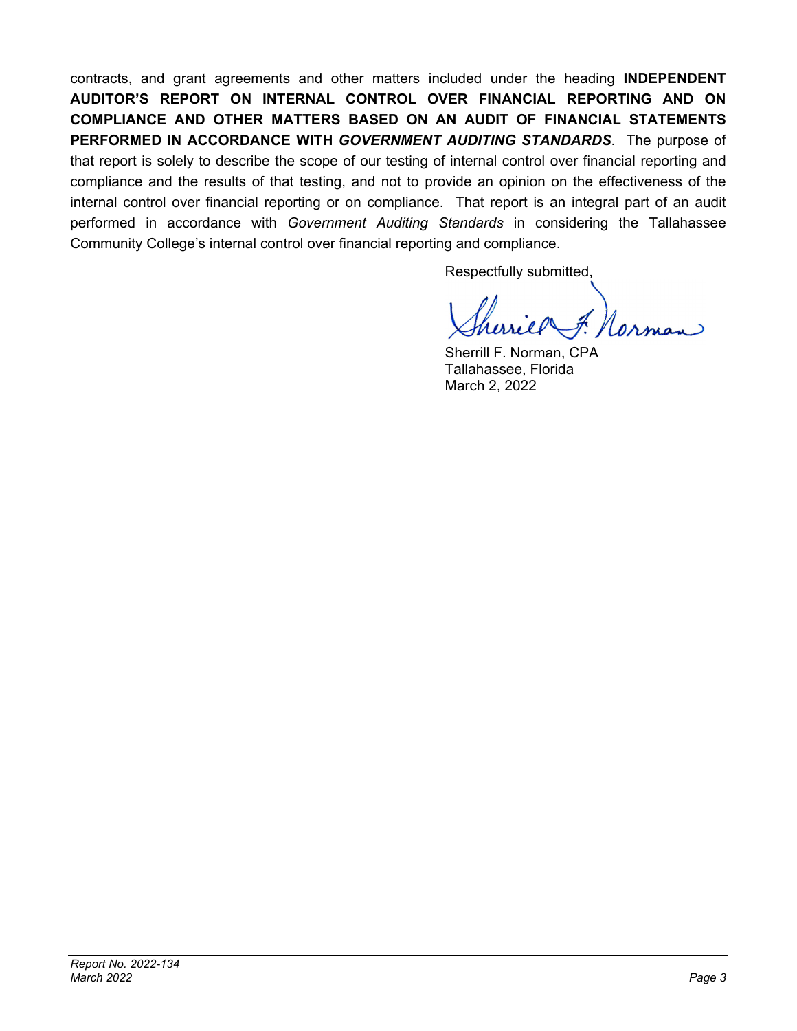contracts, and grant agreements and other matters included under the heading **INDEPENDENT AUDITOR'S REPORT ON INTERNAL CONTROL OVER FINANCIAL REPORTING AND ON COMPLIANCE AND OTHER MATTERS BASED ON AN AUDIT OF FINANCIAL STATEMENTS PERFORMED IN ACCORDANCE WITH *GOVERNMENT AUDITING STANDARDS***. The purpose of that report is solely to describe the scope of our testing of internal control over financial reporting and compliance and the results of that testing, and not to provide an opinion on the effectiveness of the internal control over financial reporting or on compliance. That report is an integral part of an audit performed in accordance with *Government Auditing Standards* in considering the Tallahassee Community College's internal control over financial reporting and compliance.

Respectfully submitted,

Sherrill F. Norman, CPA
Tallahassee, Florida
March 2, 2022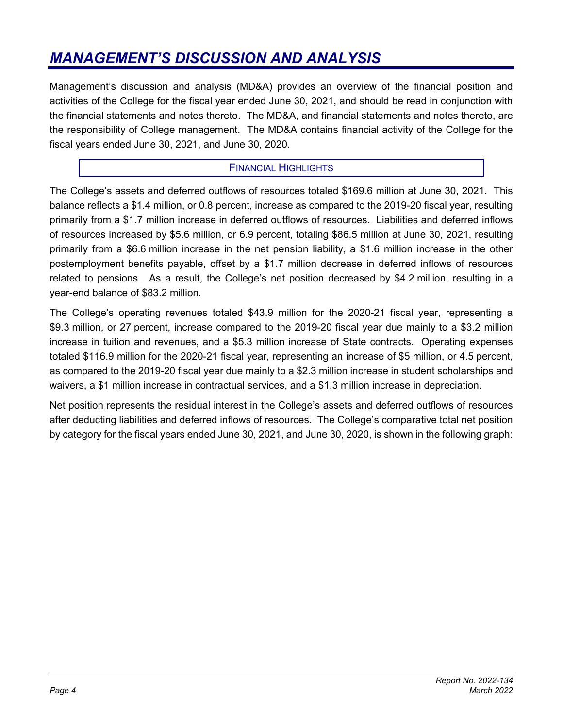# *MANAGEMENT'S DISCUSSION AND ANALYSIS*

Management's discussion and analysis (MD&A) provides an overview of the financial position and activities of the College for the fiscal year ended June 30, 2021, and should be read in conjunction with the financial statements and notes thereto. The MD&A, and financial statements and notes thereto, are the responsibility of College management. The MD&A contains financial activity of the College for the fiscal years ended June 30, 2021, and June 30, 2020.

## FINANCIAL HIGHLIGHTS

The College's assets and deferred outflows of resources totaled $169.6 million at June 30, 2021. This balance reflects a $1.4 million, or 0.8 percent, increase as compared to the 2019-20 fiscal year, resulting primarily from a $1.7 million increase in deferred outflows of resources. Liabilities and deferred inflows of resources increased by $5.6 million, or 6.9 percent, totaling $86.5 million at June 30, 2021, resulting primarily from a $6.6 million increase in the net pension liability, a $1.6 million increase in the other postemployment benefits payable, offset by a $1.7 million decrease in deferred inflows of resources related to pensions. As a result, the College's net position decreased by $4.2 million, resulting in a year-end balance of $83.2 million.

The College's operating revenues totaled $43.9 million for the 2020-21 fiscal year, representing a $9.3 million, or 27 percent, increase compared to the 2019-20 fiscal year due mainly to a $3.2 million increase in tuition and revenues, and a $5.3 million increase of State contracts. Operating expenses totaled $116.9 million for the 2020-21 fiscal year, representing an increase of $5 million, or 4.5 percent, as compared to the 2019-20 fiscal year due mainly to a $2.3 million increase in student scholarships and waivers, a $1 million increase in contractual services, and a $1.3 million increase in depreciation.

Net position represents the residual interest in the College's assets and deferred outflows of resources after deducting liabilities and deferred inflows of resources. The College's comparative total net position by category for the fiscal years ended June 30, 2021, and June 30, 2020, is shown in the following graph: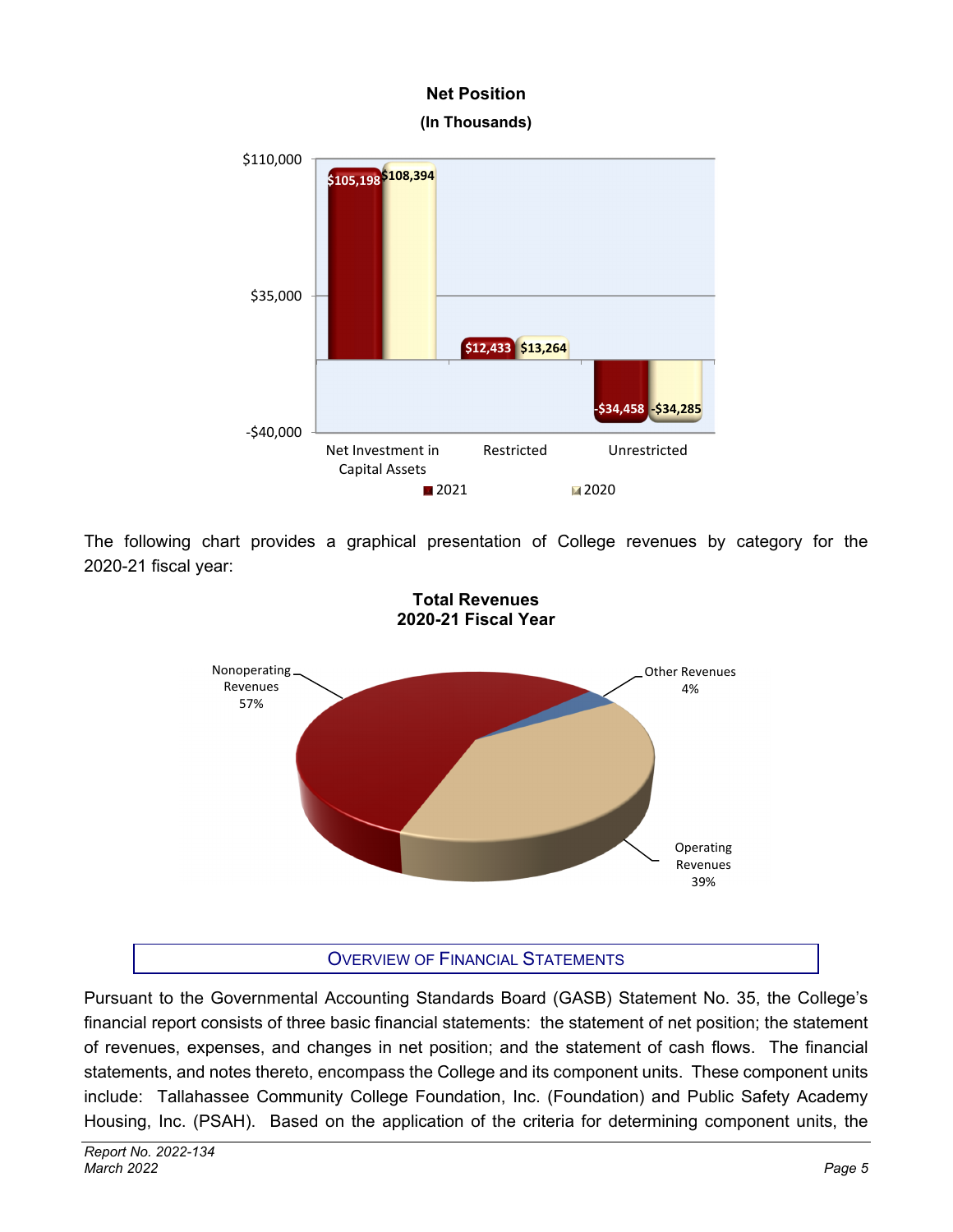**Net Position**
**(In Thousands)**

| | 2021 | 2020 |
|---|---|---|
| Net Investment in Capital Assets | $105,198 | $108,394 |
| Restricted | $12,433 | $13,264 |
| Unrestricted | -$34,458 | -$34,285 |

The following chart provides a graphical presentation of College revenues by category for the 2020-21 fiscal year:

**Total Revenues**
**2020-21 Fiscal Year**

| Category | Percentage |
|---|---|
| Nonoperating Revenues | 57% |
| Operating Revenues | 39% |
| Other Revenues | 4% |

## OVERVIEW OF FINANCIAL STATEMENTS

Pursuant to the Governmental Accounting Standards Board (GASB) Statement No. 35, the College's financial report consists of three basic financial statements: the statement of net position; the statement of revenues, expenses, and changes in net position; and the statement of cash flows. The financial statements, and notes thereto, encompass the College and its component units. These component units include: Tallahassee Community College Foundation, Inc. (Foundation) and Public Safety Academy Housing, Inc. (PSAH). Based on the application of the criteria for determining component units, the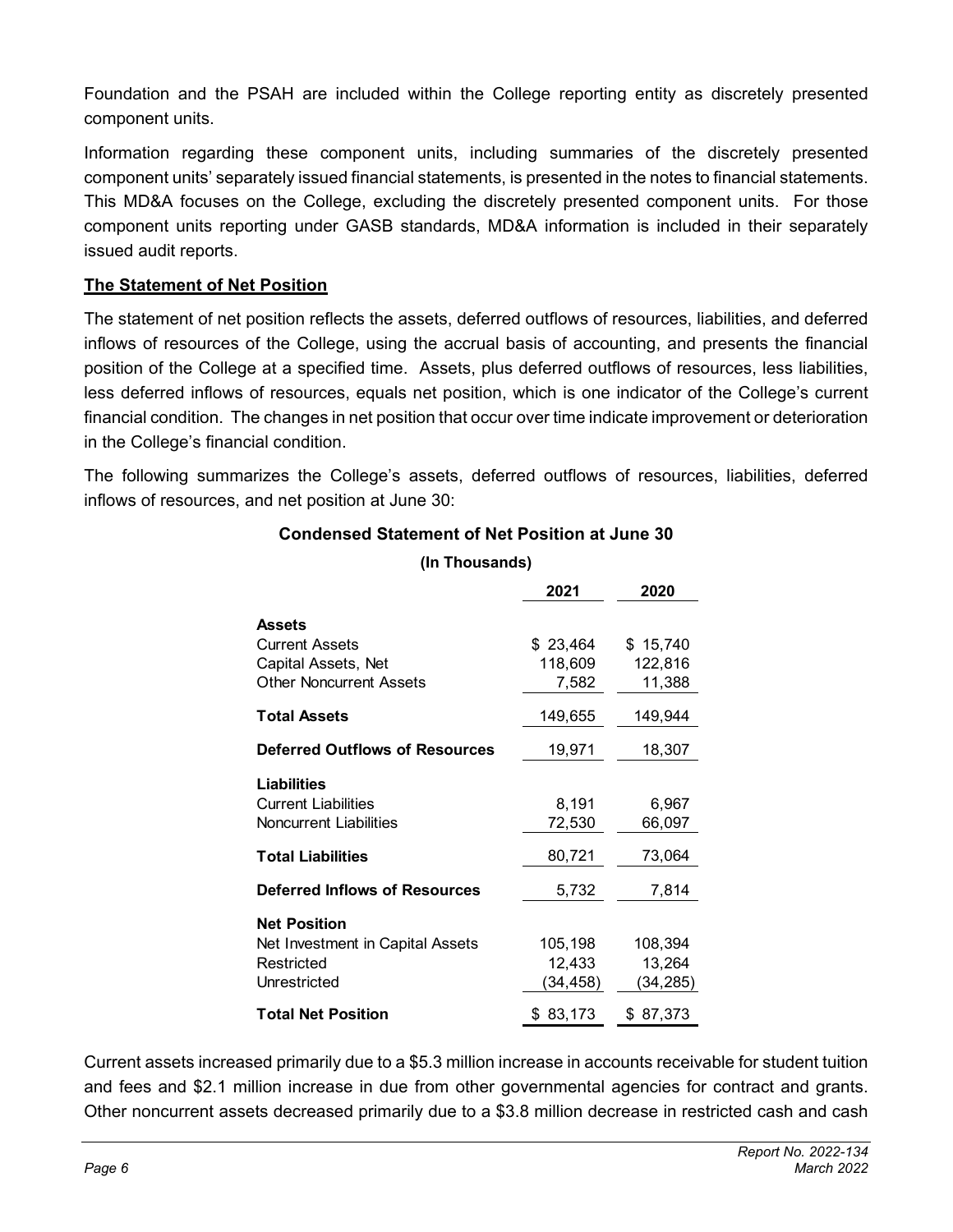Foundation and the PSAH are included within the College reporting entity as discretely presented component units.

Information regarding these component units, including summaries of the discretely presented component units' separately issued financial statements, is presented in the notes to financial statements. This MD&A focuses on the College, excluding the discretely presented component units. For those component units reporting under GASB standards, MD&A information is included in their separately issued audit reports.

**The Statement of Net Position**

The statement of net position reflects the assets, deferred outflows of resources, liabilities, and deferred inflows of resources of the College, using the accrual basis of accounting, and presents the financial position of the College at a specified time. Assets, plus deferred outflows of resources, less liabilities, less deferred inflows of resources, equals net position, which is one indicator of the College's current financial condition. The changes in net position that occur over time indicate improvement or deterioration in the College's financial condition.

The following summarizes the College's assets, deferred outflows of resources, liabilities, deferred inflows of resources, and net position at June 30:

**Condensed Statement of Net Position at June 30**

**(In Thousands)**

| | 2021 | 2020 |
|---|---|---|
| **Assets** | | |
| Current Assets | $ 23,464 | $ 15,740 |
| Capital Assets, Net | 118,609 | 122,816 |
| Other Noncurrent Assets | 7,582 | 11,388 |
| **Total Assets** | 149,655 | 149,944 |
| **Deferred Outflows of Resources** | 19,971 | 18,307 |
| **Liabilities** | | |
| Current Liabilities | 8,191 | 6,967 |
| Noncurrent Liabilities | 72,530 | 66,097 |
| **Total Liabilities** | 80,721 | 73,064 |
| **Deferred Inflows of Resources** | 5,732 | 7,814 |
| **Net Position** | | |
| Net Investment in Capital Assets | 105,198 | 108,394 |
| Restricted | 12,433 | 13,264 |
| Unrestricted | (34,458) | (34,285) |
| **Total Net Position** | $ 83,173 | $ 87,373 |

Current assets increased primarily due to a $5.3 million increase in accounts receivable for student tuition and fees and $2.1 million increase in due from other governmental agencies for contract and grants. Other noncurrent assets decreased primarily due to a $3.8 million decrease in restricted cash and cash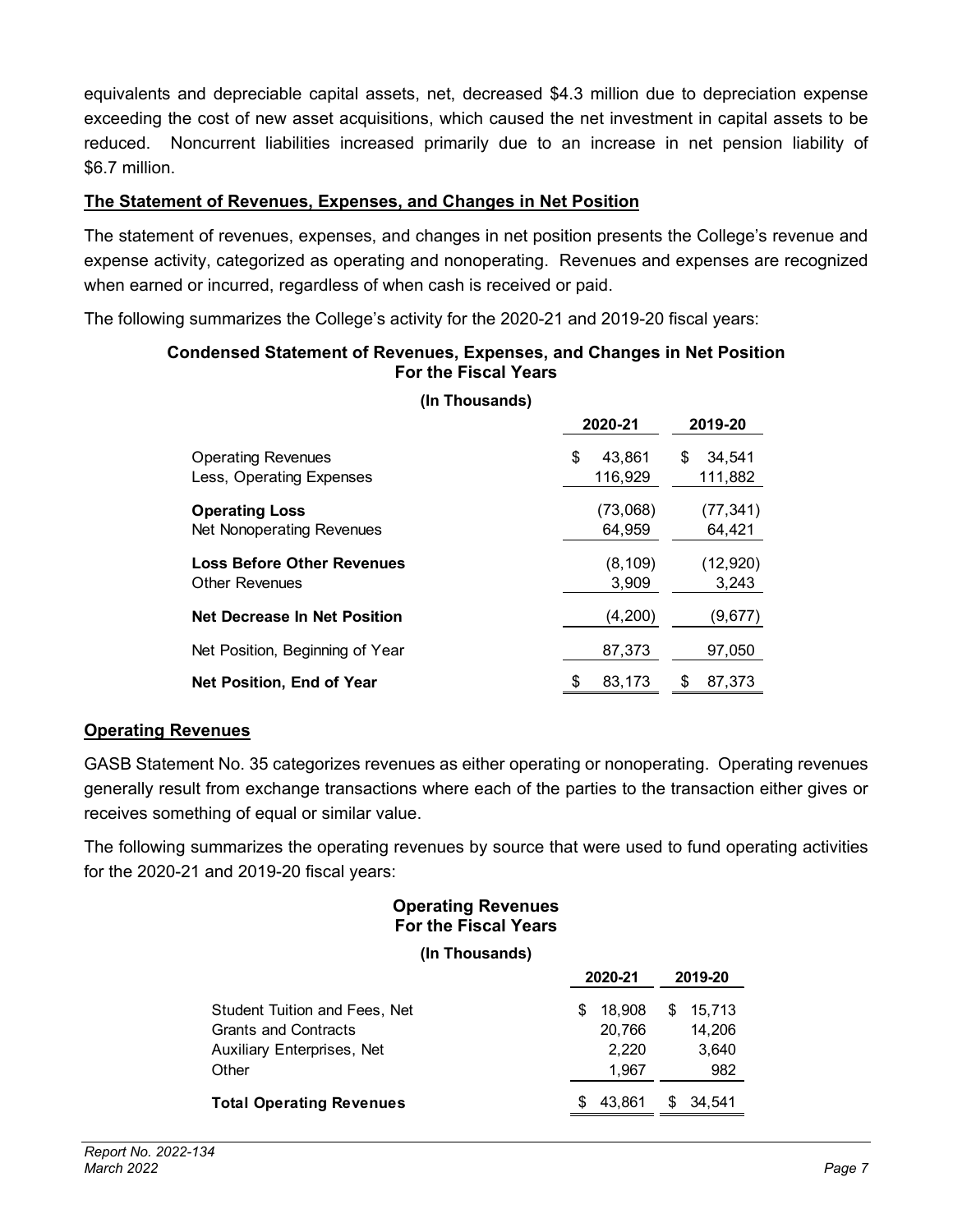equivalents and depreciable capital assets, net, decreased $4.3 million due to depreciation expense exceeding the cost of new asset acquisitions, which caused the net investment in capital assets to be reduced. Noncurrent liabilities increased primarily due to an increase in net pension liability of $6.7 million.

## The Statement of Revenues, Expenses, and Changes in Net Position

The statement of revenues, expenses, and changes in net position presents the College's revenue and expense activity, categorized as operating and nonoperating. Revenues and expenses are recognized when earned or incurred, regardless of when cash is received or paid.

The following summarizes the College's activity for the 2020-21 and 2019-20 fiscal years:

**Condensed Statement of Revenues, Expenses, and Changes in Net Position**
**For the Fiscal Years**

**(In Thousands)**

| | 2020-21 | 2019-20 |
|---|---|---|
| Operating Revenues | $ 43,861 | $ 34,541 |
| Less, Operating Expenses | 116,929 | 111,882 |
| **Operating Loss** | (73,068) | (77,341) |
| Net Nonoperating Revenues | 64,959 | 64,421 |
| **Loss Before Other Revenues** | (8,109) | (12,920) |
| Other Revenues | 3,909 | 3,243 |
| **Net Decrease In Net Position** | (4,200) | (9,677) |
| Net Position, Beginning of Year | 87,373 | 97,050 |
| **Net Position, End of Year** | $ 83,173 | $ 87,373 |

## Operating Revenues

GASB Statement No. 35 categorizes revenues as either operating or nonoperating. Operating revenues generally result from exchange transactions where each of the parties to the transaction either gives or receives something of equal or similar value.

The following summarizes the operating revenues by source that were used to fund operating activities for the 2020-21 and 2019-20 fiscal years:

**Operating Revenues**
**For the Fiscal Years**

**(In Thousands)**

| | 2020-21 | 2019-20 |
|---|---|---|
| Student Tuition and Fees, Net | $ 18,908 | $ 15,713 |
| Grants and Contracts | 20,766 | 14,206 |
| Auxiliary Enterprises, Net | 2,220 | 3,640 |
| Other | 1,967 | 982 |
| **Total Operating Revenues** | $ 43,861 | $ 34,541 |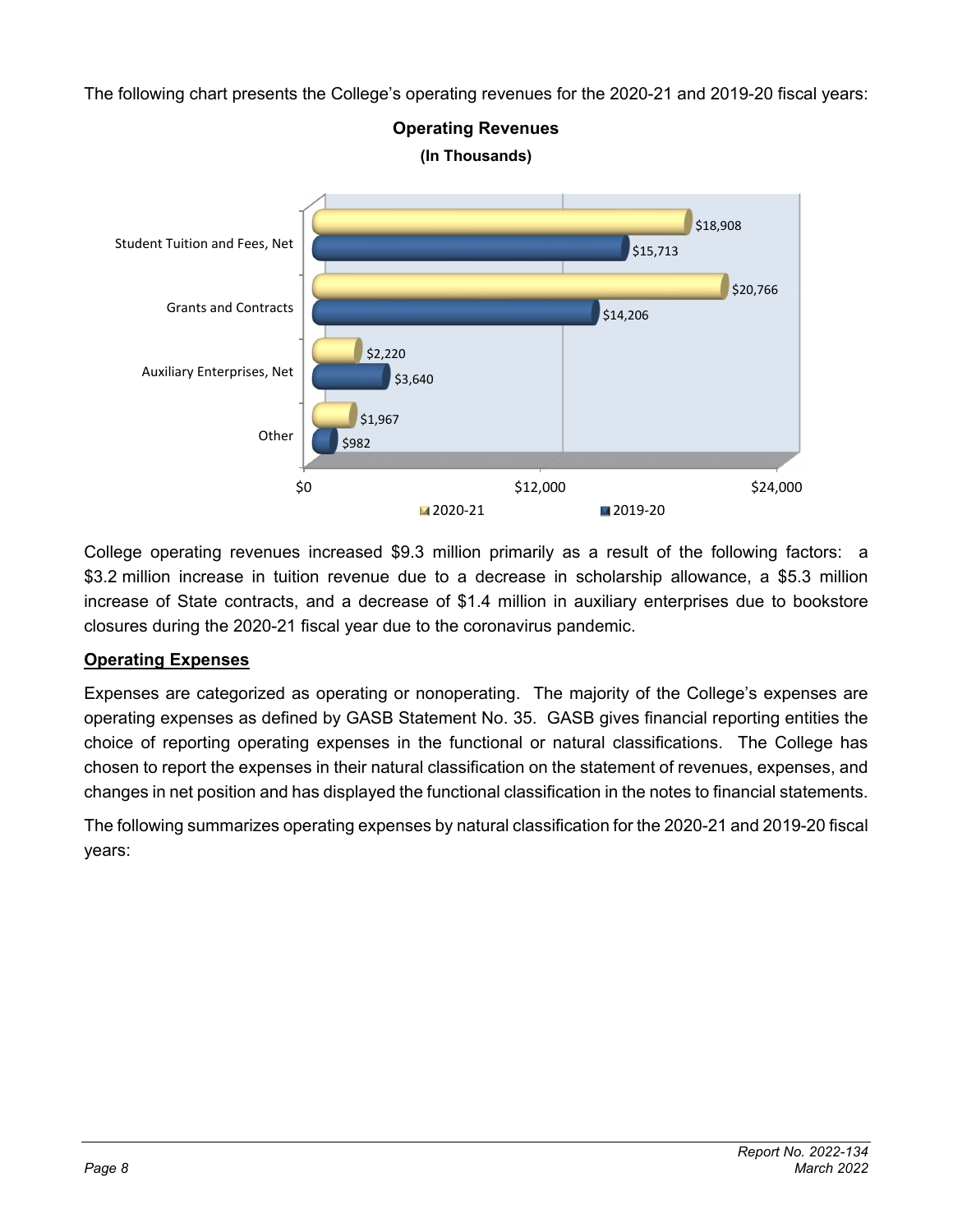The following chart presents the College's operating revenues for the 2020-21 and 2019-20 fiscal years:

**Operating Revenues**
**(In Thousands)**

| | 2020-21 | 2019-20 |
|---|---|---|
| Student Tuition and Fees, Net | $18,908 | $15,713 |
| Grants and Contracts | $20,766 | $14,206 |
| Auxiliary Enterprises, Net | $2,220 | $3,640 |
| Other | $1,967 | $982 |

College operating revenues increased $9.3 million primarily as a result of the following factors: a $3.2 million increase in tuition revenue due to a decrease in scholarship allowance, a $5.3 million increase of State contracts, and a decrease of $1.4 million in auxiliary enterprises due to bookstore closures during the 2020-21 fiscal year due to the coronavirus pandemic.

**Operating Expenses**

Expenses are categorized as operating or nonoperating. The majority of the College's expenses are operating expenses as defined by GASB Statement No. 35. GASB gives financial reporting entities the choice of reporting operating expenses in the functional or natural classifications. The College has chosen to report the expenses in their natural classification on the statement of revenues, expenses, and changes in net position and has displayed the functional classification in the notes to financial statements.

The following summarizes operating expenses by natural classification for the 2020-21 and 2019-20 fiscal years: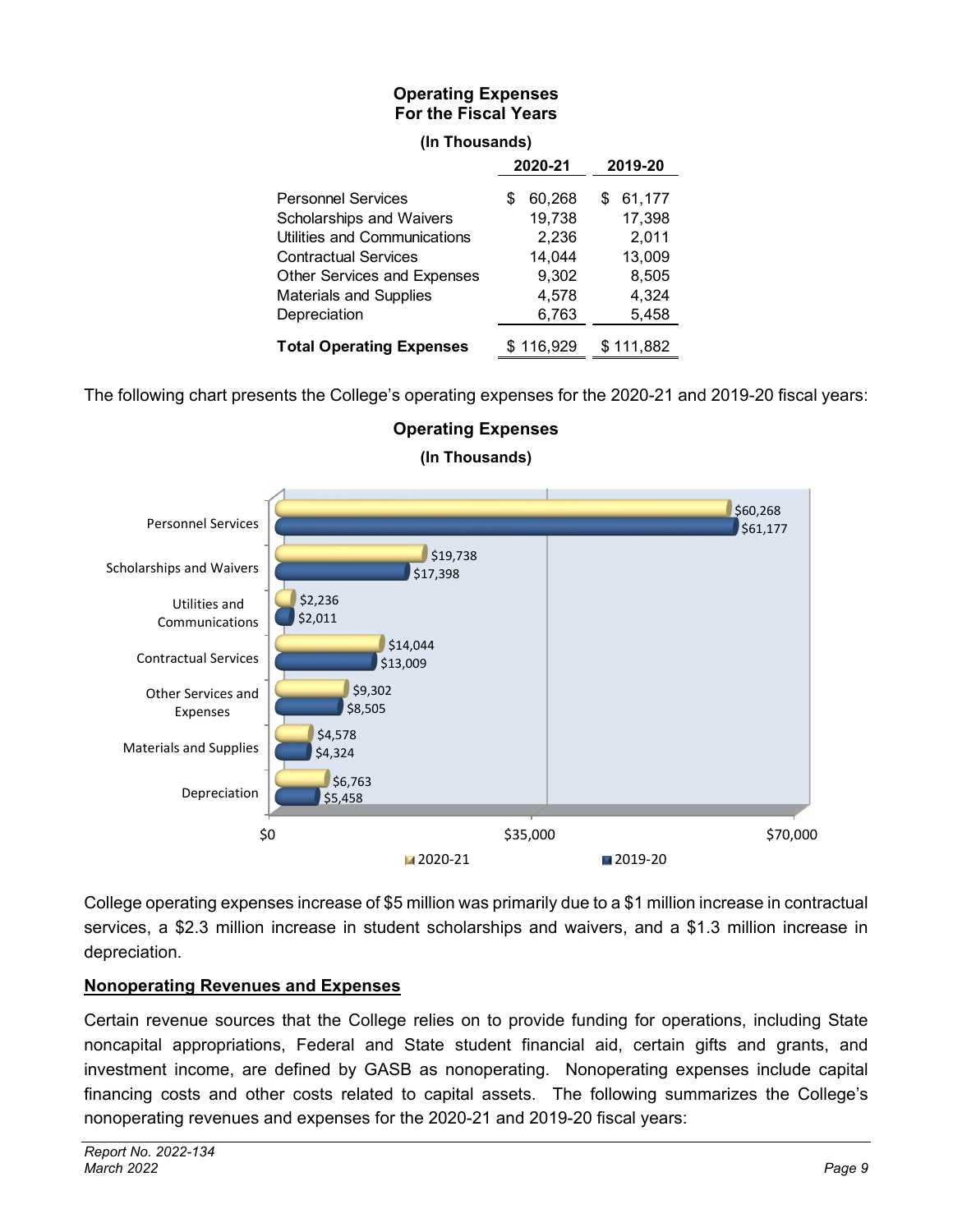**Operating Expenses**
**For the Fiscal Years**

**(In Thousands)**

| | **2020-21** | **2019-20** |
|---|---|---|
| Personnel Services | $ 60,268 | $ 61,177 |
| Scholarships and Waivers | 19,738 | 17,398 |
| Utilities and Communications | 2,236 | 2,011 |
| Contractual Services | 14,044 | 13,009 |
| Other Services and Expenses | 9,302 | 8,505 |
| Materials and Supplies | 4,578 | 4,324 |
| Depreciation | 6,763 | 5,458 |
| **Total Operating Expenses** | $ 116,929 | $ 111,882 |

The following chart presents the College's operating expenses for the 2020-21 and 2019-20 fiscal years:

**Operating Expenses**
**(In Thousands)**

| | 2020-21 | 2019-20 |
|---|---|---|
| Personnel Services | $60,268 | $61,177 |
| Scholarships and Waivers | $19,738 | $17,398 |
| Utilities and Communications | $2,236 | $2,011 |
| Contractual Services | $14,044 | $13,009 |
| Other Services and Expenses | $9,302 | $8,505 |
| Materials and Supplies | $4,578 | $4,324 |
| Depreciation | $6,763 | $5,458 |

College operating expenses increase of $5 million was primarily due to a $1 million increase in contractual services, a $2.3 million increase in student scholarships and waivers, and a $1.3 million increase in depreciation.

## Nonoperating Revenues and Expenses

Certain revenue sources that the College relies on to provide funding for operations, including State noncapital appropriations, Federal and State student financial aid, certain gifts and grants, and investment income, are defined by GASB as nonoperating. Nonoperating expenses include capital financing costs and other costs related to capital assets. The following summarizes the College's nonoperating revenues and expenses for the 2020-21 and 2019-20 fiscal years: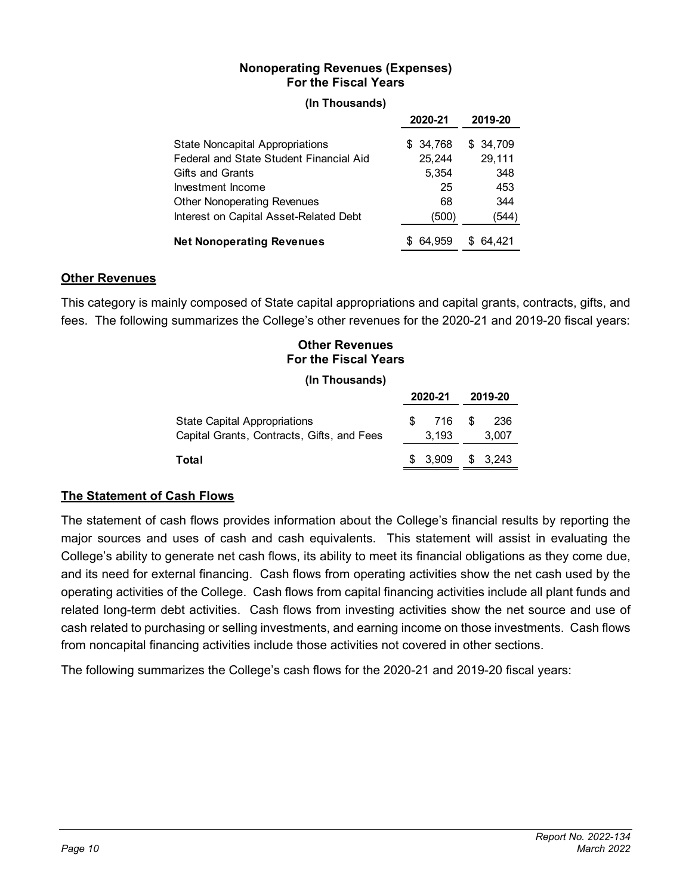**Nonoperating Revenues (Expenses)**
**For the Fiscal Years**

**(In Thousands)**

| | 2020-21 | 2019-20 |
|---|---|---|
| State Noncapital Appropriations | $ 34,768 | $ 34,709 |
| Federal and State Student Financial Aid | 25,244 | 29,111 |
| Gifts and Grants | 5,354 | 348 |
| Investment Income | 25 | 453 |
| Other Nonoperating Revenues | 68 | 344 |
| Interest on Capital Asset-Related Debt | (500) | (544) |
| **Net Nonoperating Revenues** | $ 64,959 | $ 64,421 |

## Other Revenues

This category is mainly composed of State capital appropriations and capital grants, contracts, gifts, and fees. The following summarizes the College's other revenues for the 2020-21 and 2019-20 fiscal years:

**Other Revenues**
**For the Fiscal Years**

**(In Thousands)**

| | 2020-21 | 2019-20 |
|---|---|---|
| State Capital Appropriations | $ 716 | $ 236 |
| Capital Grants, Contracts, Gifts, and Fees | 3,193 | 3,007 |
| **Total** | $ 3,909 | $ 3,243 |

## The Statement of Cash Flows

The statement of cash flows provides information about the College's financial results by reporting the major sources and uses of cash and cash equivalents. This statement will assist in evaluating the College's ability to generate net cash flows, its ability to meet its financial obligations as they come due, and its need for external financing. Cash flows from operating activities show the net cash used by the operating activities of the College. Cash flows from capital financing activities include all plant funds and related long-term debt activities. Cash flows from investing activities show the net source and use of cash related to purchasing or selling investments, and earning income on those investments. Cash flows from noncapital financing activities include those activities not covered in other sections.

The following summarizes the College's cash flows for the 2020-21 and 2019-20 fiscal years: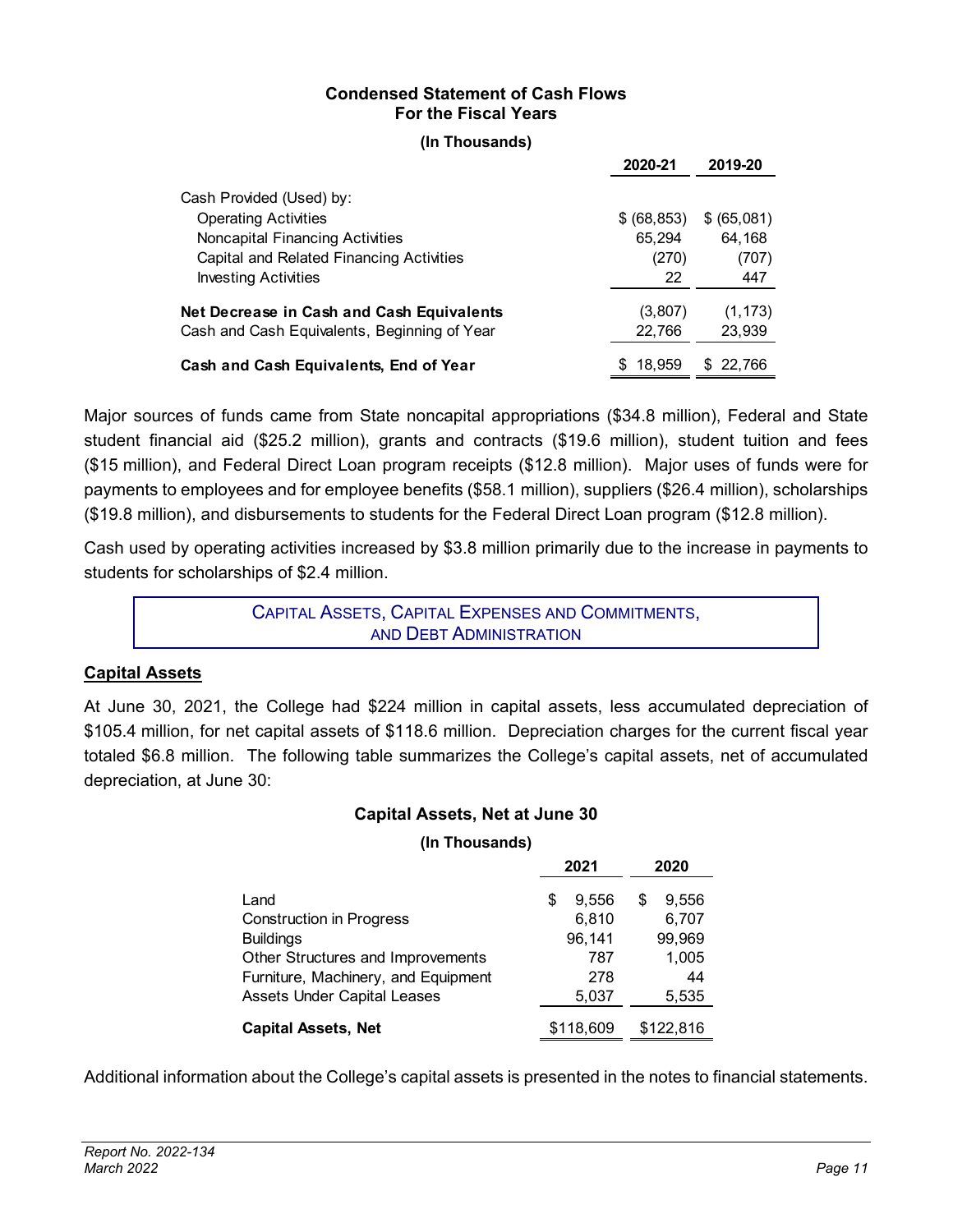**Condensed Statement of Cash Flows**
**For the Fiscal Years**

**(In Thousands)**

| | 2020-21 | 2019-20 |
|---|---|---|
| Cash Provided (Used) by: | | |
| Operating Activities | $ (68,853) | $ (65,081) |
| Noncapital Financing Activities | 65,294 | 64,168 |
| Capital and Related Financing Activities | (270) | (707) |
| Investing Activities | 22 | 447 |
| **Net Decrease in Cash and Cash Equivalents** | (3,807) | (1,173) |
| Cash and Cash Equivalents, Beginning of Year | 22,766 | 23,939 |
| **Cash and Cash Equivalents, End of Year** | $ 18,959 | $ 22,766 |

Major sources of funds came from State noncapital appropriations ($34.8 million), Federal and State student financial aid ($25.2 million), grants and contracts ($19.6 million), student tuition and fees ($15 million), and Federal Direct Loan program receipts ($12.8 million). Major uses of funds were for payments to employees and for employee benefits ($58.1 million), suppliers ($26.4 million), scholarships ($19.8 million), and disbursements to students for the Federal Direct Loan program ($12.8 million).

Cash used by operating activities increased by $3.8 million primarily due to the increase in payments to students for scholarships of $2.4 million.

## CAPITAL ASSETS, CAPITAL EXPENSES AND COMMITMENTS, AND DEBT ADMINISTRATION

### Capital Assets

At June 30, 2021, the College had $224 million in capital assets, less accumulated depreciation of $105.4 million, for net capital assets of $118.6 million. Depreciation charges for the current fiscal year totaled $6.8 million. The following table summarizes the College's capital assets, net of accumulated depreciation, at June 30:

**Capital Assets, Net at June 30**

**(In Thousands)**

| | 2021 | 2020 |
|---|---|---|
| Land | $ 9,556 | $ 9,556 |
| Construction in Progress | 6,810 | 6,707 |
| Buildings | 96,141 | 99,969 |
| Other Structures and Improvements | 787 | 1,005 |
| Furniture, Machinery, and Equipment | 278 | 44 |
| Assets Under Capital Leases | 5,037 | 5,535 |
| **Capital Assets, Net** | $118,609 | $122,816 |

Additional information about the College's capital assets is presented in the notes to financial statements.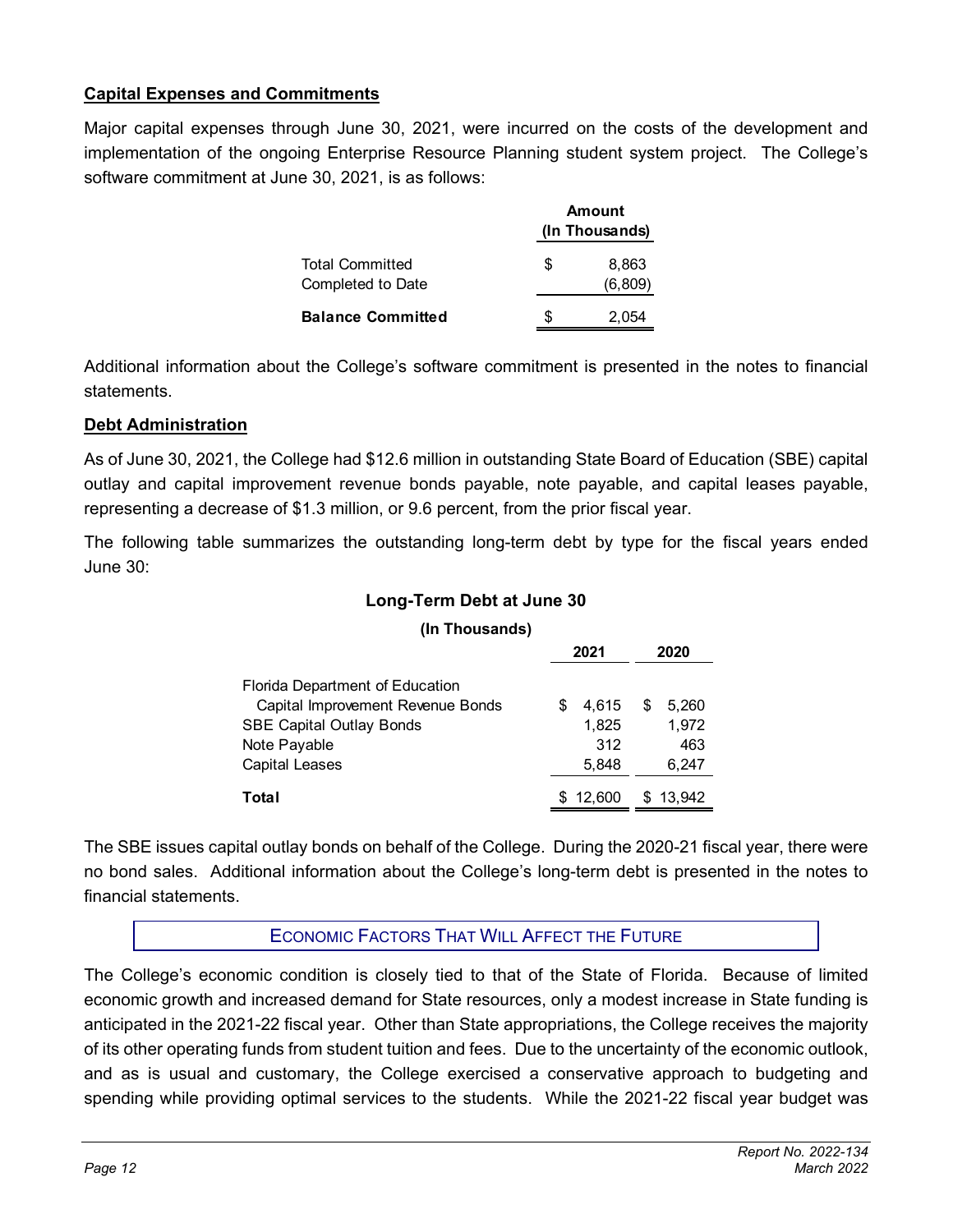## Capital Expenses and Commitments

Major capital expenses through June 30, 2021, were incurred on the costs of the development and implementation of the ongoing Enterprise Resource Planning student system project. The College's software commitment at June 30, 2021, is as follows:

| | Amount (In Thousands) |
|---|---|
| Total Committed | $ 8,863 |
| Completed to Date | (6,809) |
| **Balance Committed** | $ 2,054 |

Additional information about the College's software commitment is presented in the notes to financial statements.

## Debt Administration

As of June 30, 2021, the College had $12.6 million in outstanding State Board of Education (SBE) capital outlay and capital improvement revenue bonds payable, note payable, and capital leases payable, representing a decrease of $1.3 million, or 9.6 percent, from the prior fiscal year.

The following table summarizes the outstanding long-term debt by type for the fiscal years ended June 30:

**Long-Term Debt at June 30**

**(In Thousands)**

| | 2021 | 2020 |
|---|---|---|
| Florida Department of Education Capital Improvement Revenue Bonds | $ 4,615 | $ 5,260 |
| SBE Capital Outlay Bonds | 1,825 | 1,972 |
| Note Payable | 312 | 463 |
| Capital Leases | 5,848 | 6,247 |
| **Total** | $ 12,600 | $ 13,942 |

The SBE issues capital outlay bonds on behalf of the College. During the 2020-21 fiscal year, there were no bond sales. Additional information about the College's long-term debt is presented in the notes to financial statements.

## Economic Factors That Will Affect the Future

The College's economic condition is closely tied to that of the State of Florida. Because of limited economic growth and increased demand for State resources, only a modest increase in State funding is anticipated in the 2021-22 fiscal year. Other than State appropriations, the College receives the majority of its other operating funds from student tuition and fees. Due to the uncertainty of the economic outlook, and as is usual and customary, the College exercised a conservative approach to budgeting and spending while providing optimal services to the students. While the 2021-22 fiscal year budget was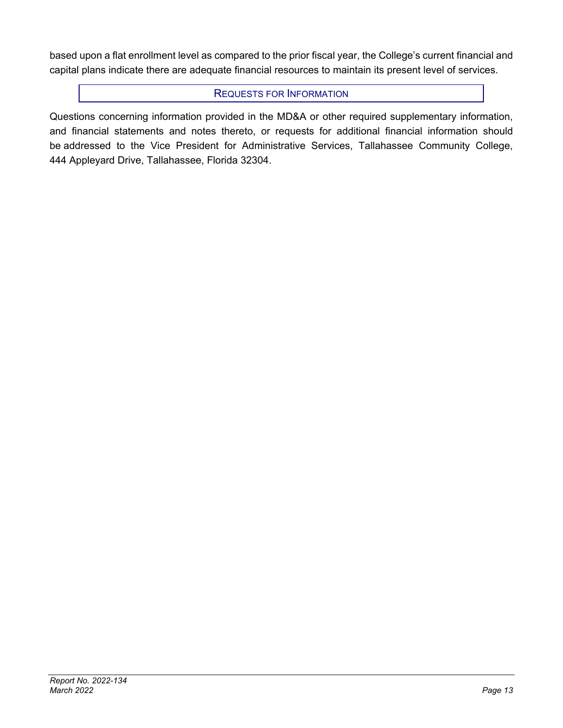based upon a flat enrollment level as compared to the prior fiscal year, the College's current financial and capital plans indicate there are adequate financial resources to maintain its present level of services.

## REQUESTS FOR INFORMATION

Questions concerning information provided in the MD&A or other required supplementary information, and financial statements and notes thereto, or requests for additional financial information should be addressed to the Vice President for Administrative Services, Tallahassee Community College, 444 Appleyard Drive, Tallahassee, Florida 32304.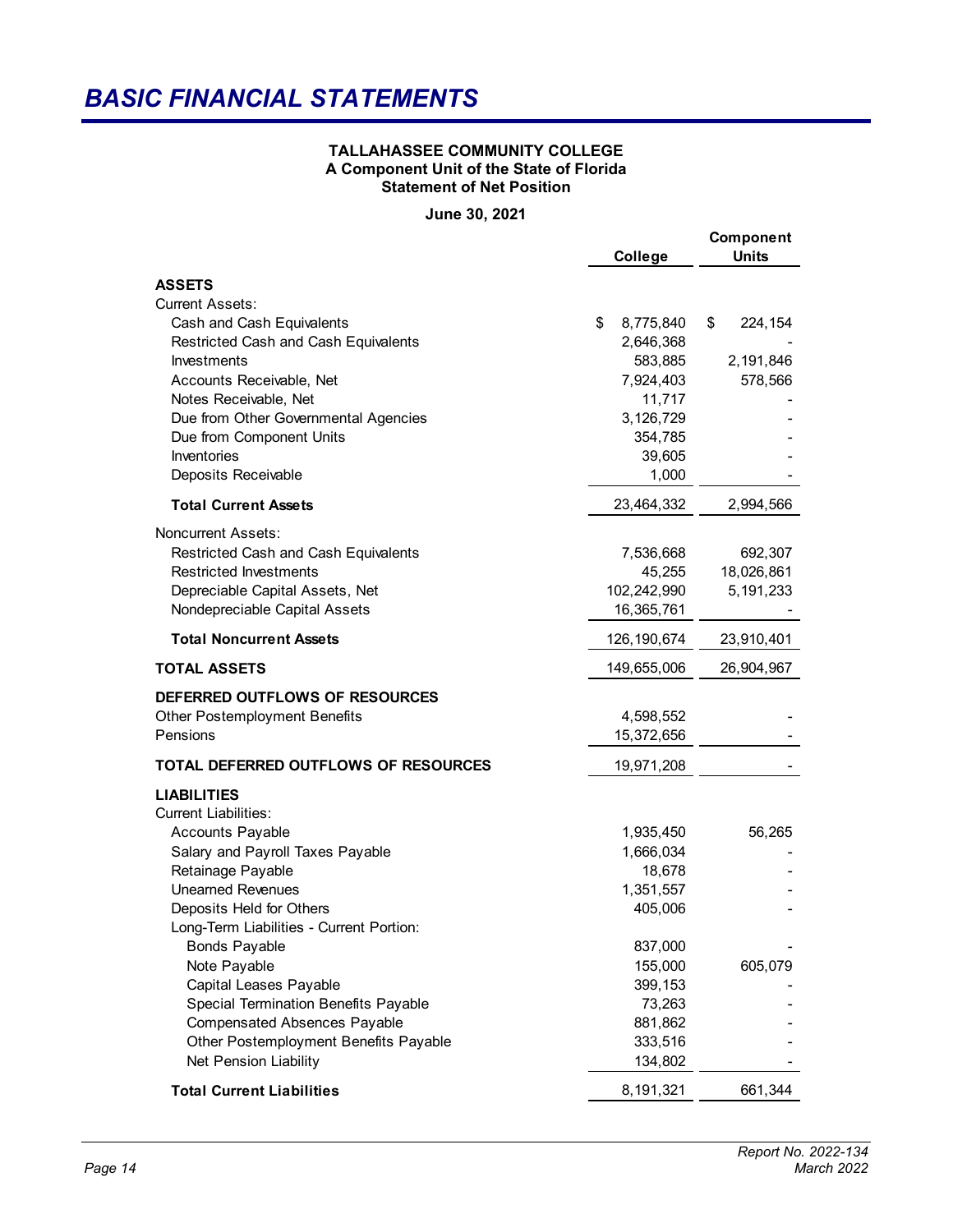# BASIC FINANCIAL STATEMENTS

**TALLAHASSEE COMMUNITY COLLEGE**
**A Component Unit of the State of Florida**
**Statement of Net Position**

**June 30, 2021**

| | College | Component Units |
|---|---|---|
| **ASSETS** | | |
| Current Assets: | | |
| Cash and Cash Equivalents | $ 8,775,840 | $ 224,154 |
| Restricted Cash and Cash Equivalents | 2,646,368 | - |
| Investments | 583,885 | 2,191,846 |
| Accounts Receivable, Net | 7,924,403 | 578,566 |
| Notes Receivable, Net | 11,717 | - |
| Due from Other Governmental Agencies | 3,126,729 | - |
| Due from Component Units | 354,785 | - |
| Inventories | 39,605 | - |
| Deposits Receivable | 1,000 | - |
| **Total Current Assets** | 23,464,332 | 2,994,566 |
| Noncurrent Assets: | | |
| Restricted Cash and Cash Equivalents | 7,536,668 | 692,307 |
| Restricted Investments | 45,255 | 18,026,861 |
| Depreciable Capital Assets, Net | 102,242,990 | 5,191,233 |
| Nondepreciable Capital Assets | 16,365,761 | - |
| **Total Noncurrent Assets** | 126,190,674 | 23,910,401 |
| **TOTAL ASSETS** | 149,655,006 | 26,904,967 |
| **DEFERRED OUTFLOWS OF RESOURCES** | | |
| Other Postemployment Benefits | 4,598,552 | - |
| Pensions | 15,372,656 | - |
| **TOTAL DEFERRED OUTFLOWS OF RESOURCES** | 19,971,208 | - |
| **LIABILITIES** | | |
| Current Liabilities: | | |
| Accounts Payable | 1,935,450 | 56,265 |
| Salary and Payroll Taxes Payable | 1,666,034 | - |
| Retainage Payable | 18,678 | - |
| Unearned Revenues | 1,351,557 | - |
| Deposits Held for Others | 405,006 | - |
| Long-Term Liabilities - Current Portion: | | |
| Bonds Payable | 837,000 | - |
| Note Payable | 155,000 | 605,079 |
| Capital Leases Payable | 399,153 | - |
| Special Termination Benefits Payable | 73,263 | - |
| Compensated Absences Payable | 881,862 | - |
| Other Postemployment Benefits Payable | 333,516 | - |
| Net Pension Liability | 134,802 | - |
| **Total Current Liabilities** | 8,191,321 | 661,344 |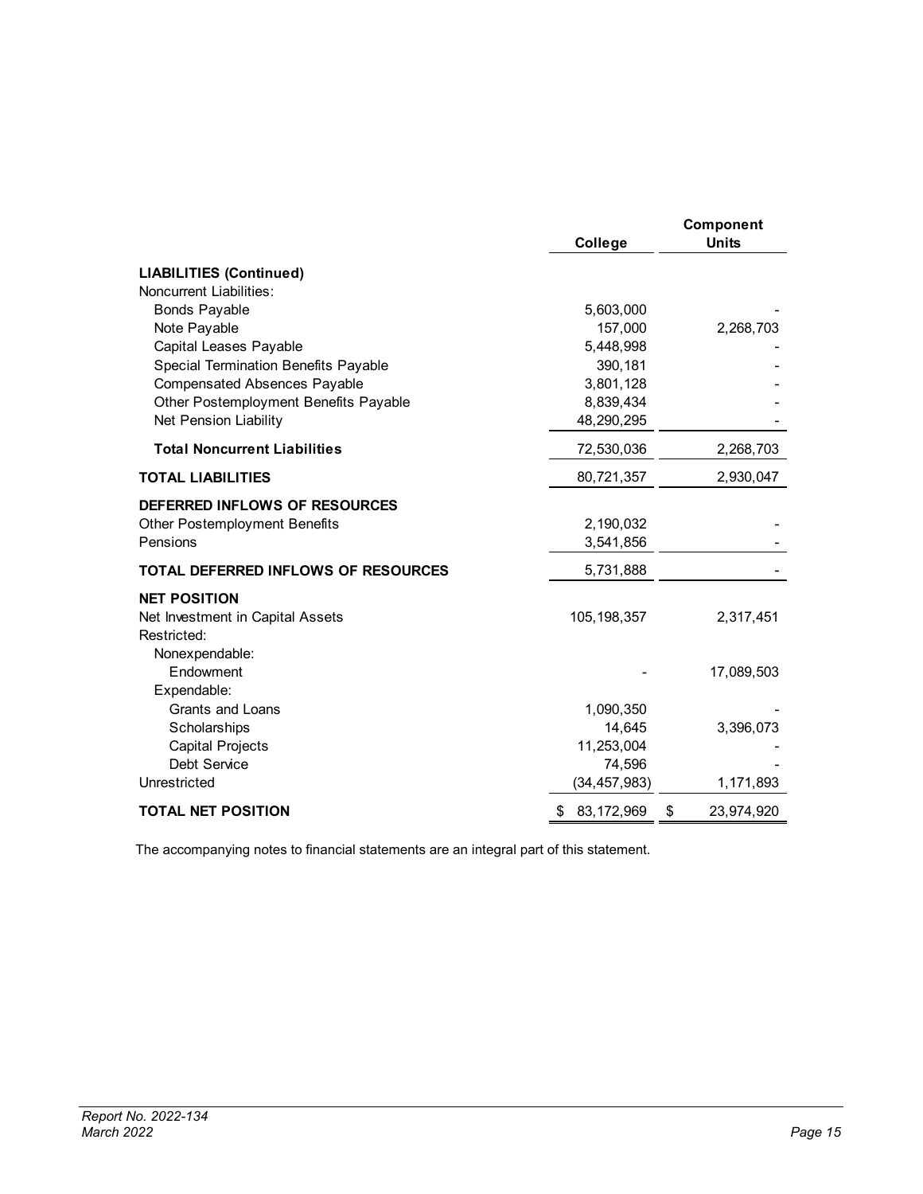| | College | Component Units |
|---|---|---|
| **LIABILITIES (Continued)** | | |
| Noncurrent Liabilities: | | |
| Bonds Payable | 5,603,000 | - |
| Note Payable | 157,000 | 2,268,703 |
| Capital Leases Payable | 5,448,998 | - |
| Special Termination Benefits Payable | 390,181 | - |
| Compensated Absences Payable | 3,801,128 | - |
| Other Postemployment Benefits Payable | 8,839,434 | - |
| Net Pension Liability | 48,290,295 | - |
| **Total Noncurrent Liabilities** | 72,530,036 | 2,268,703 |
| **TOTAL LIABILITIES** | 80,721,357 | 2,930,047 |
| **DEFERRED INFLOWS OF RESOURCES** | | |
| Other Postemployment Benefits | 2,190,032 | - |
| Pensions | 3,541,856 | - |
| **TOTAL DEFERRED INFLOWS OF RESOURCES** | 5,731,888 | - |
| **NET POSITION** | | |
| Net Investment in Capital Assets | 105,198,357 | 2,317,451 |
| Restricted: | | |
| Nonexpendable: | | |
| Endowment | - | 17,089,503 |
| Expendable: | | |
| Grants and Loans | 1,090,350 | - |
| Scholarships | 14,645 | 3,396,073 |
| Capital Projects | 11,253,004 | - |
| Debt Service | 74,596 | - |
| Unrestricted | (34,457,983) | 1,171,893 |
| **TOTAL NET POSITION** | $ 83,172,969 | $ 23,974,920 |

The accompanying notes to financial statements are an integral part of this statement.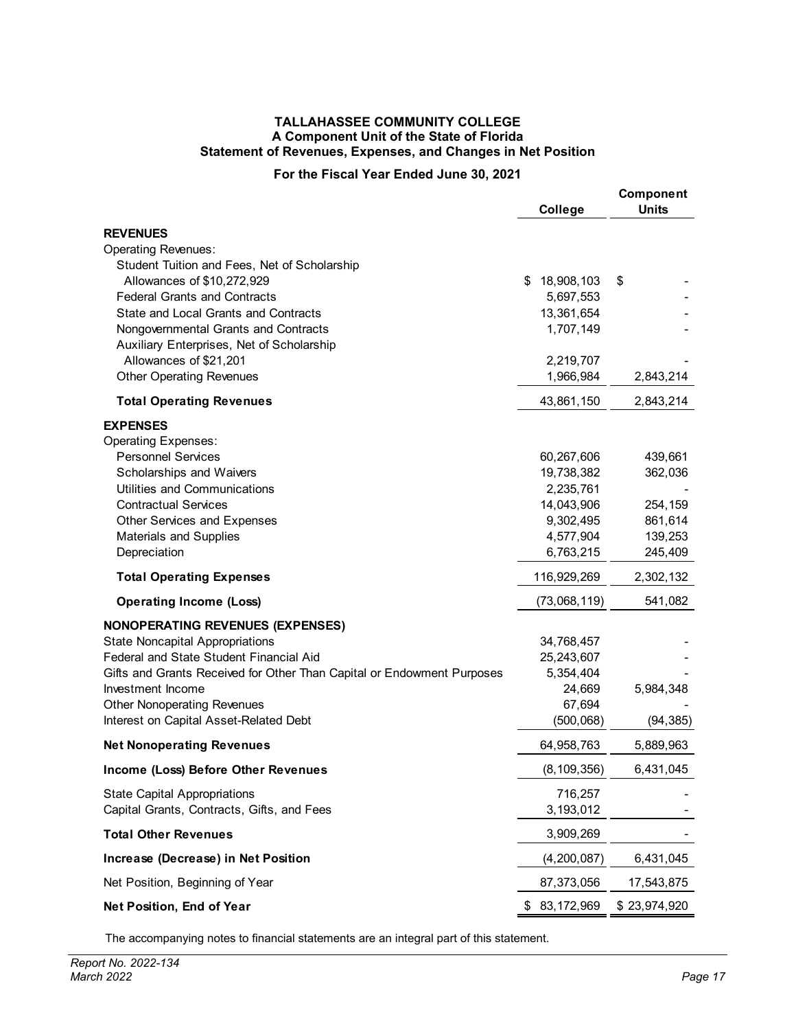# TALLAHASSEE COMMUNITY COLLEGE
## A Component Unit of the State of Florida
## Statement of Revenues, Expenses, and Changes in Net Position

**For the Fiscal Year Ended June 30, 2021**

| | College | Component Units |
|---|---|---|
| **REVENUES** | | |
| Operating Revenues: | | |
| Student Tuition and Fees, Net of Scholarship Allowances of $10,272,929 | $ 18,908,103 | $ - |
| Federal Grants and Contracts | 5,697,553 | - |
| State and Local Grants and Contracts | 13,361,654 | - |
| Nongovernmental Grants and Contracts | 1,707,149 | - |
| Auxiliary Enterprises, Net of Scholarship Allowances of $21,201 | 2,219,707 | - |
| Other Operating Revenues | 1,966,984 | 2,843,214 |
| **Total Operating Revenues** | 43,861,150 | 2,843,214 |
| **EXPENSES** | | |
| Operating Expenses: | | |
| Personnel Services | 60,267,606 | 439,661 |
| Scholarships and Waivers | 19,738,382 | 362,036 |
| Utilities and Communications | 2,235,761 | - |
| Contractual Services | 14,043,906 | 254,159 |
| Other Services and Expenses | 9,302,495 | 861,614 |
| Materials and Supplies | 4,577,904 | 139,253 |
| Depreciation | 6,763,215 | 245,409 |
| **Total Operating Expenses** | 116,929,269 | 2,302,132 |
| **Operating Income (Loss)** | (73,068,119) | 541,082 |
| **NONOPERATING REVENUES (EXPENSES)** | | |
| State Noncapital Appropriations | 34,768,457 | - |
| Federal and State Student Financial Aid | 25,243,607 | - |
| Gifts and Grants Received for Other Than Capital or Endowment Purposes | 5,354,404 | - |
| Investment Income | 24,669 | 5,984,348 |
| Other Nonoperating Revenues | 67,694 | - |
| Interest on Capital Asset-Related Debt | (500,068) | (94,385) |
| **Net Nonoperating Revenues** | 64,958,763 | 5,889,963 |
| **Income (Loss) Before Other Revenues** | (8,109,356) | 6,431,045 |
| State Capital Appropriations | 716,257 | - |
| Capital Grants, Contracts, Gifts, and Fees | 3,193,012 | - |
| **Total Other Revenues** | 3,909,269 | - |
| **Increase (Decrease) in Net Position** | (4,200,087) | 6,431,045 |
| Net Position, Beginning of Year | 87,373,056 | 17,543,875 |
| **Net Position, End of Year** | $ 83,172,969 | $ 23,974,920 |

The accompanying notes to financial statements are an integral part of this statement.

*Report No. 2022-134*
*March 2022*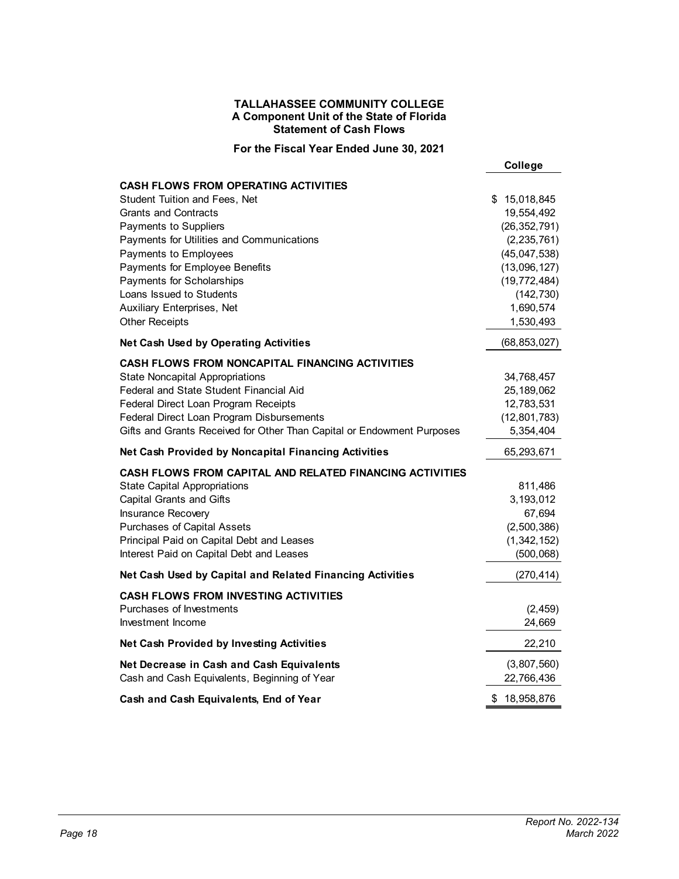**TALLAHASSEE COMMUNITY COLLEGE**
**A Component Unit of the State of Florida**
**Statement of Cash Flows**

**For the Fiscal Year Ended June 30, 2021**

| | **College** |
|---|---|
| **CASH FLOWS FROM OPERATING ACTIVITIES** | |
| Student Tuition and Fees, Net | $ 15,018,845 |
| Grants and Contracts | 19,554,492 |
| Payments to Suppliers | (26,352,791) |
| Payments for Utilities and Communications | (2,235,761) |
| Payments to Employees | (45,047,538) |
| Payments for Employee Benefits | (13,096,127) |
| Payments for Scholarships | (19,772,484) |
| Loans Issued to Students | (142,730) |
| Auxiliary Enterprises, Net | 1,690,574 |
| Other Receipts | 1,530,493 |
| **Net Cash Used by Operating Activities** | (68,853,027) |
| **CASH FLOWS FROM NONCAPITAL FINANCING ACTIVITIES** | |
| State Noncapital Appropriations | 34,768,457 |
| Federal and State Student Financial Aid | 25,189,062 |
| Federal Direct Loan Program Receipts | 12,783,531 |
| Federal Direct Loan Program Disbursements | (12,801,783) |
| Gifts and Grants Received for Other Than Capital or Endowment Purposes | 5,354,404 |
| **Net Cash Provided by Noncapital Financing Activities** | 65,293,671 |
| **CASH FLOWS FROM CAPITAL AND RELATED FINANCING ACTIVITIES** | |
| State Capital Appropriations | 811,486 |
| Capital Grants and Gifts | 3,193,012 |
| Insurance Recovery | 67,694 |
| Purchases of Capital Assets | (2,500,386) |
| Principal Paid on Capital Debt and Leases | (1,342,152) |
| Interest Paid on Capital Debt and Leases | (500,068) |
| **Net Cash Used by Capital and Related Financing Activities** | (270,414) |
| **CASH FLOWS FROM INVESTING ACTIVITIES** | |
| Purchases of Investments | (2,459) |
| Investment Income | 24,669 |
| **Net Cash Provided by Investing Activities** | 22,210 |
| **Net Decrease in Cash and Cash Equivalents** | (3,807,560) |
| Cash and Cash Equivalents, Beginning of Year | 22,766,436 |
| **Cash and Cash Equivalents, End of Year** | $ 18,958,876 |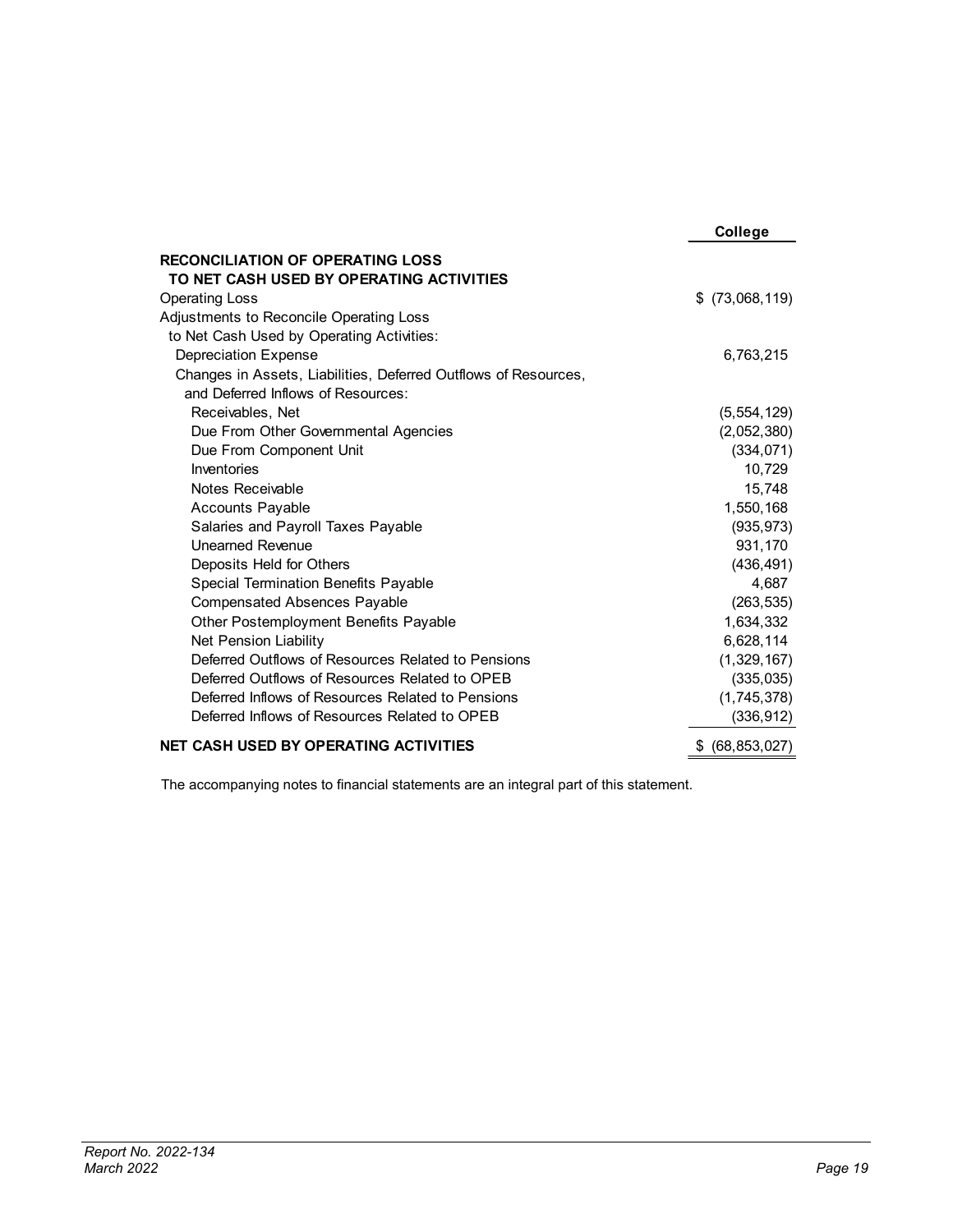| | College |
|---|---|
| **RECONCILIATION OF OPERATING LOSS TO NET CASH USED BY OPERATING ACTIVITIES** | |
| Operating Loss | $ (73,068,119) |
| Adjustments to Reconcile Operating Loss to Net Cash Used by Operating Activities: | |
| Depreciation Expense | 6,763,215 |
| Changes in Assets, Liabilities, Deferred Outflows of Resources, and Deferred Inflows of Resources: | |
| Receivables, Net | (5,554,129) |
| Due From Other Governmental Agencies | (2,052,380) |
| Due From Component Unit | (334,071) |
| Inventories | 10,729 |
| Notes Receivable | 15,748 |
| Accounts Payable | 1,550,168 |
| Salaries and Payroll Taxes Payable | (935,973) |
| Unearned Revenue | 931,170 |
| Deposits Held for Others | (436,491) |
| Special Termination Benefits Payable | 4,687 |
| Compensated Absences Payable | (263,535) |
| Other Postemployment Benefits Payable | 1,634,332 |
| Net Pension Liability | 6,628,114 |
| Deferred Outflows of Resources Related to Pensions | (1,329,167) |
| Deferred Outflows of Resources Related to OPEB | (335,035) |
| Deferred Inflows of Resources Related to Pensions | (1,745,378) |
| Deferred Inflows of Resources Related to OPEB | (336,912) |
| **NET CASH USED BY OPERATING ACTIVITIES** | $ (68,853,027) |

The accompanying notes to financial statements are an integral part of this statement.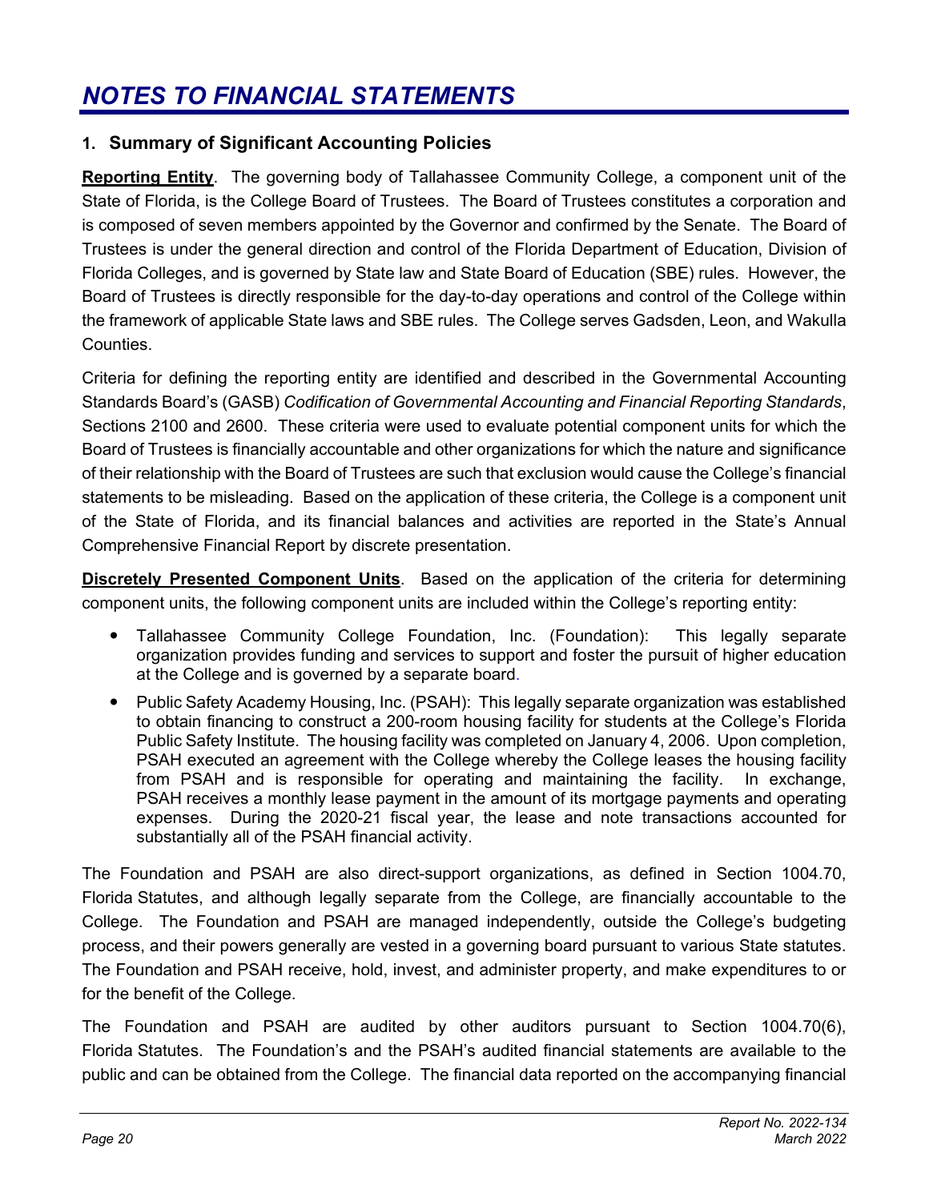# NOTES TO FINANCIAL STATEMENTS

## 1. Summary of Significant Accounting Policies

**Reporting Entity**. The governing body of Tallahassee Community College, a component unit of the State of Florida, is the College Board of Trustees. The Board of Trustees constitutes a corporation and is composed of seven members appointed by the Governor and confirmed by the Senate. The Board of Trustees is under the general direction and control of the Florida Department of Education, Division of Florida Colleges, and is governed by State law and State Board of Education (SBE) rules. However, the Board of Trustees is directly responsible for the day-to-day operations and control of the College within the framework of applicable State laws and SBE rules. The College serves Gadsden, Leon, and Wakulla Counties.

Criteria for defining the reporting entity are identified and described in the Governmental Accounting Standards Board's (GASB) *Codification of Governmental Accounting and Financial Reporting Standards*, Sections 2100 and 2600. These criteria were used to evaluate potential component units for which the Board of Trustees is financially accountable and other organizations for which the nature and significance of their relationship with the Board of Trustees are such that exclusion would cause the College's financial statements to be misleading. Based on the application of these criteria, the College is a component unit of the State of Florida, and its financial balances and activities are reported in the State's Annual Comprehensive Financial Report by discrete presentation.

**Discretely Presented Component Units**. Based on the application of the criteria for determining component units, the following component units are included within the College's reporting entity:

- Tallahassee Community College Foundation, Inc. (Foundation): This legally separate organization provides funding and services to support and foster the pursuit of higher education at the College and is governed by a separate board.
- Public Safety Academy Housing, Inc. (PSAH): This legally separate organization was established to obtain financing to construct a 200-room housing facility for students at the College's Florida Public Safety Institute. The housing facility was completed on January 4, 2006. Upon completion, PSAH executed an agreement with the College whereby the College leases the housing facility from PSAH and is responsible for operating and maintaining the facility. In exchange, PSAH receives a monthly lease payment in the amount of its mortgage payments and operating expenses. During the 2020-21 fiscal year, the lease and note transactions accounted for substantially all of the PSAH financial activity.

The Foundation and PSAH are also direct-support organizations, as defined in Section 1004.70, Florida Statutes, and although legally separate from the College, are financially accountable to the College. The Foundation and PSAH are managed independently, outside the College's budgeting process, and their powers generally are vested in a governing board pursuant to various State statutes. The Foundation and PSAH receive, hold, invest, and administer property, and make expenditures to or for the benefit of the College.

The Foundation and PSAH are audited by other auditors pursuant to Section 1004.70(6), Florida Statutes. The Foundation's and the PSAH's audited financial statements are available to the public and can be obtained from the College. The financial data reported on the accompanying financial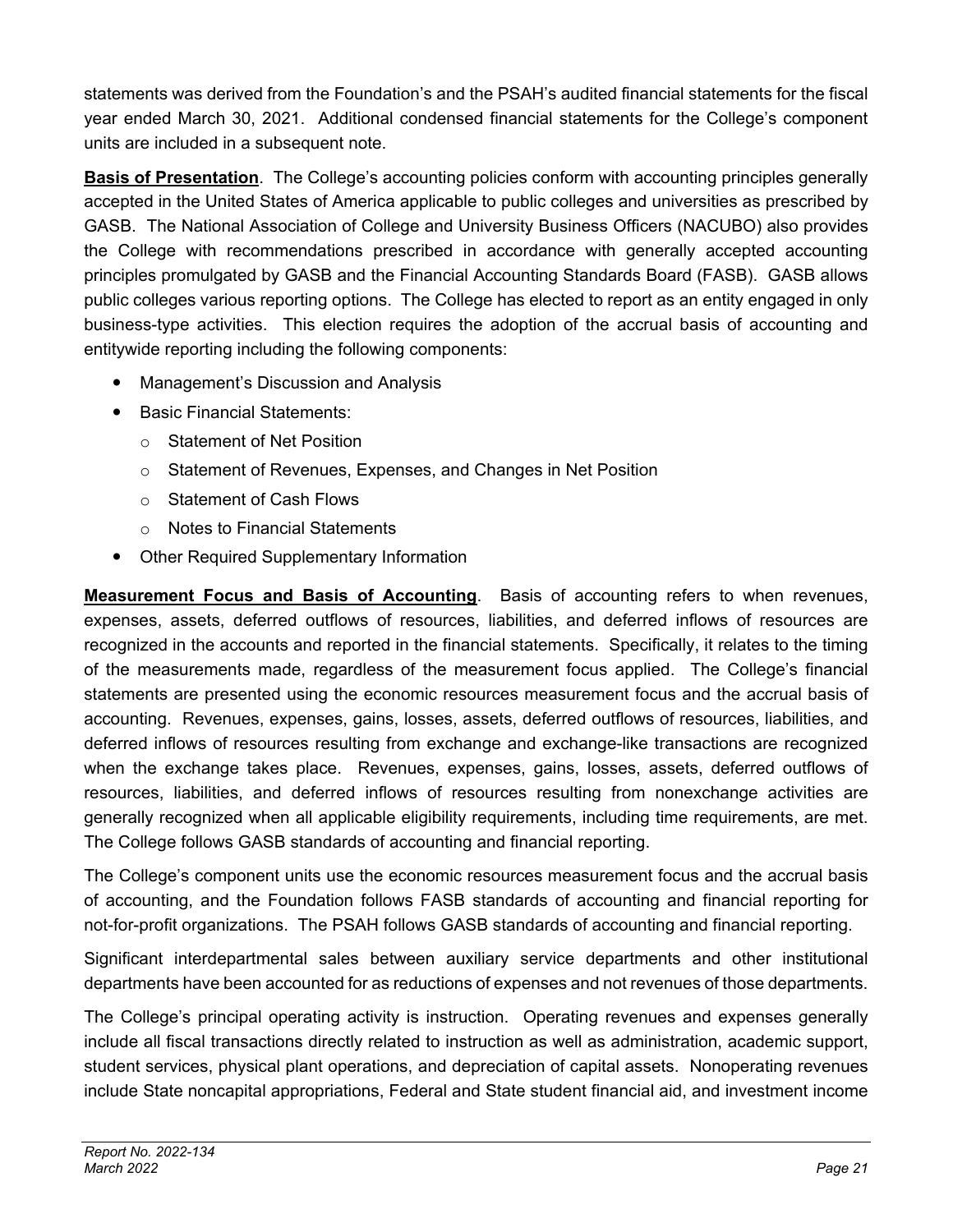statements was derived from the Foundation's and the PSAH's audited financial statements for the fiscal year ended March 30, 2021. Additional condensed financial statements for the College's component units are included in a subsequent note.

**Basis of Presentation**. The College's accounting policies conform with accounting principles generally accepted in the United States of America applicable to public colleges and universities as prescribed by GASB. The National Association of College and University Business Officers (NACUBO) also provides the College with recommendations prescribed in accordance with generally accepted accounting principles promulgated by GASB and the Financial Accounting Standards Board (FASB). GASB allows public colleges various reporting options. The College has elected to report as an entity engaged in only business-type activities. This election requires the adoption of the accrual basis of accounting and entitywide reporting including the following components:

- Management's Discussion and Analysis
- Basic Financial Statements:
  - Statement of Net Position
  - Statement of Revenues, Expenses, and Changes in Net Position
  - Statement of Cash Flows
  - Notes to Financial Statements
- Other Required Supplementary Information

**Measurement Focus and Basis of Accounting**. Basis of accounting refers to when revenues, expenses, assets, deferred outflows of resources, liabilities, and deferred inflows of resources are recognized in the accounts and reported in the financial statements. Specifically, it relates to the timing of the measurements made, regardless of the measurement focus applied. The College's financial statements are presented using the economic resources measurement focus and the accrual basis of accounting. Revenues, expenses, gains, losses, assets, deferred outflows of resources, liabilities, and deferred inflows of resources resulting from exchange and exchange-like transactions are recognized when the exchange takes place. Revenues, expenses, gains, losses, assets, deferred outflows of resources, liabilities, and deferred inflows of resources resulting from nonexchange activities are generally recognized when all applicable eligibility requirements, including time requirements, are met. The College follows GASB standards of accounting and financial reporting.

The College's component units use the economic resources measurement focus and the accrual basis of accounting, and the Foundation follows FASB standards of accounting and financial reporting for not-for-profit organizations. The PSAH follows GASB standards of accounting and financial reporting.

Significant interdepartmental sales between auxiliary service departments and other institutional departments have been accounted for as reductions of expenses and not revenues of those departments.

The College's principal operating activity is instruction. Operating revenues and expenses generally include all fiscal transactions directly related to instruction as well as administration, academic support, student services, physical plant operations, and depreciation of capital assets. Nonoperating revenues include State noncapital appropriations, Federal and State student financial aid, and investment income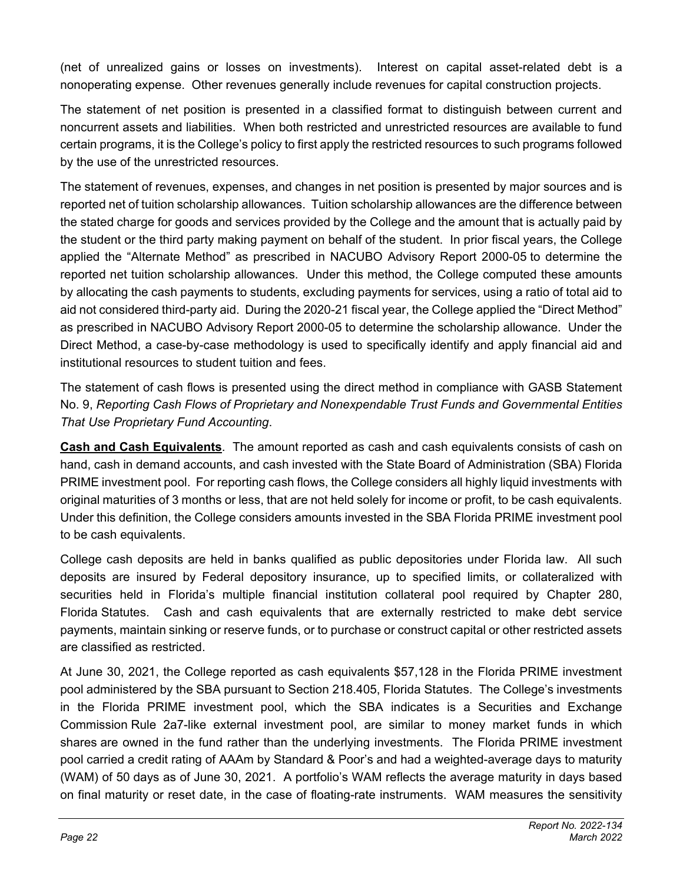(net of unrealized gains or losses on investments). Interest on capital asset-related debt is a nonoperating expense. Other revenues generally include revenues for capital construction projects.

The statement of net position is presented in a classified format to distinguish between current and noncurrent assets and liabilities. When both restricted and unrestricted resources are available to fund certain programs, it is the College's policy to first apply the restricted resources to such programs followed by the use of the unrestricted resources.

The statement of revenues, expenses, and changes in net position is presented by major sources and is reported net of tuition scholarship allowances. Tuition scholarship allowances are the difference between the stated charge for goods and services provided by the College and the amount that is actually paid by the student or the third party making payment on behalf of the student. In prior fiscal years, the College applied the "Alternate Method" as prescribed in NACUBO Advisory Report 2000-05 to determine the reported net tuition scholarship allowances. Under this method, the College computed these amounts by allocating the cash payments to students, excluding payments for services, using a ratio of total aid to aid not considered third-party aid. During the 2020-21 fiscal year, the College applied the "Direct Method" as prescribed in NACUBO Advisory Report 2000-05 to determine the scholarship allowance. Under the Direct Method, a case-by-case methodology is used to specifically identify and apply financial aid and institutional resources to student tuition and fees.

The statement of cash flows is presented using the direct method in compliance with GASB Statement No. 9, *Reporting Cash Flows of Proprietary and Nonexpendable Trust Funds and Governmental Entities That Use Proprietary Fund Accounting*.

**Cash and Cash Equivalents**. The amount reported as cash and cash equivalents consists of cash on hand, cash in demand accounts, and cash invested with the State Board of Administration (SBA) Florida PRIME investment pool. For reporting cash flows, the College considers all highly liquid investments with original maturities of 3 months or less, that are not held solely for income or profit, to be cash equivalents. Under this definition, the College considers amounts invested in the SBA Florida PRIME investment pool to be cash equivalents.

College cash deposits are held in banks qualified as public depositories under Florida law. All such deposits are insured by Federal depository insurance, up to specified limits, or collateralized with securities held in Florida's multiple financial institution collateral pool required by Chapter 280, Florida Statutes. Cash and cash equivalents that are externally restricted to make debt service payments, maintain sinking or reserve funds, or to purchase or construct capital or other restricted assets are classified as restricted.

At June 30, 2021, the College reported as cash equivalents $57,128 in the Florida PRIME investment pool administered by the SBA pursuant to Section 218.405, Florida Statutes. The College's investments in the Florida PRIME investment pool, which the SBA indicates is a Securities and Exchange Commission Rule 2a7-like external investment pool, are similar to money market funds in which shares are owned in the fund rather than the underlying investments. The Florida PRIME investment pool carried a credit rating of AAAm by Standard & Poor's and had a weighted-average days to maturity (WAM) of 50 days as of June 30, 2021. A portfolio's WAM reflects the average maturity in days based on final maturity or reset date, in the case of floating-rate instruments. WAM measures the sensitivity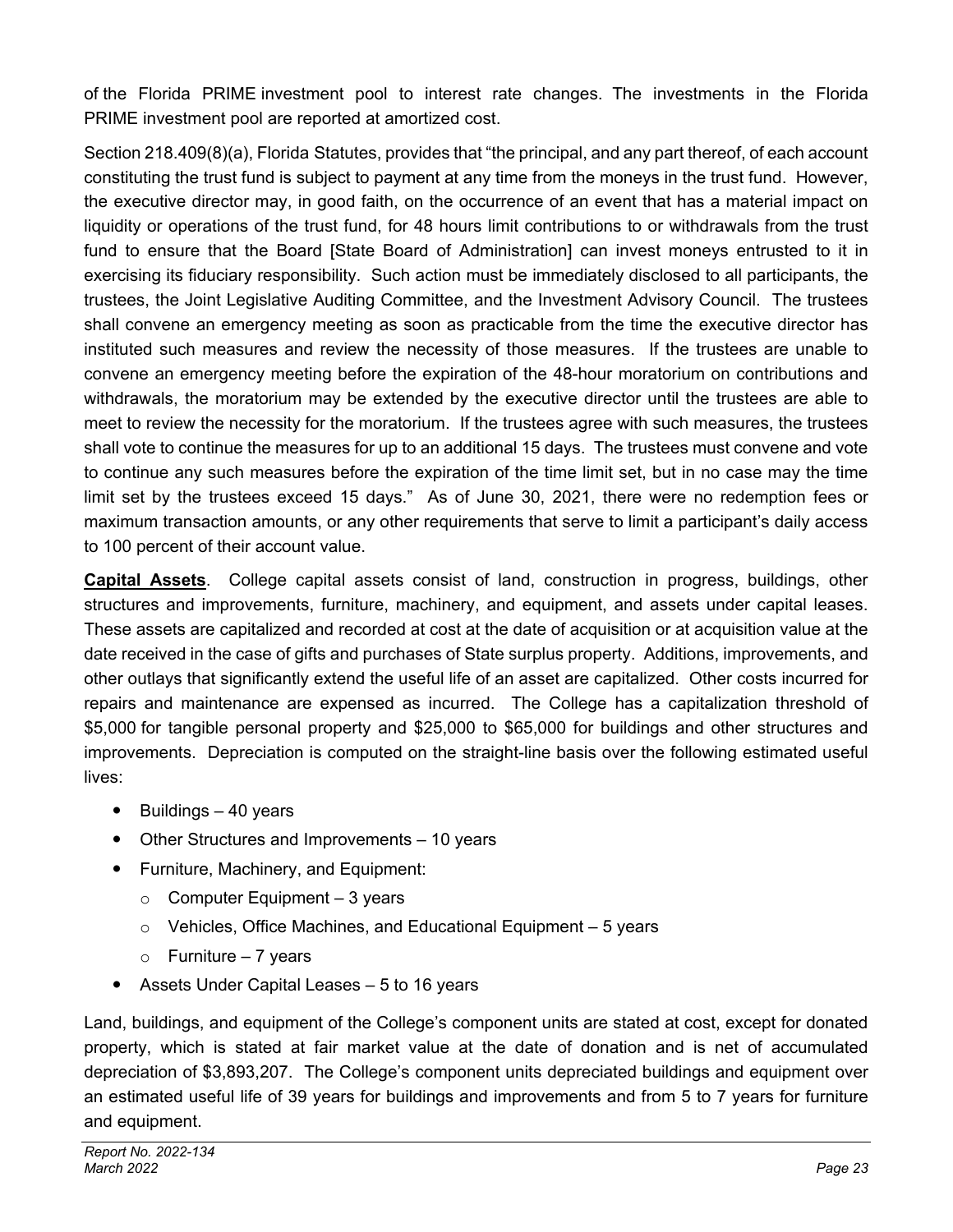of the Florida PRIME investment pool to interest rate changes. The investments in the Florida PRIME investment pool are reported at amortized cost.

Section 218.409(8)(a), Florida Statutes, provides that "the principal, and any part thereof, of each account constituting the trust fund is subject to payment at any time from the moneys in the trust fund. However, the executive director may, in good faith, on the occurrence of an event that has a material impact on liquidity or operations of the trust fund, for 48 hours limit contributions to or withdrawals from the trust fund to ensure that the Board [State Board of Administration] can invest moneys entrusted to it in exercising its fiduciary responsibility. Such action must be immediately disclosed to all participants, the trustees, the Joint Legislative Auditing Committee, and the Investment Advisory Council. The trustees shall convene an emergency meeting as soon as practicable from the time the executive director has instituted such measures and review the necessity of those measures. If the trustees are unable to convene an emergency meeting before the expiration of the 48-hour moratorium on contributions and withdrawals, the moratorium may be extended by the executive director until the trustees are able to meet to review the necessity for the moratorium. If the trustees agree with such measures, the trustees shall vote to continue the measures for up to an additional 15 days. The trustees must convene and vote to continue any such measures before the expiration of the time limit set, but in no case may the time limit set by the trustees exceed 15 days." As of June 30, 2021, there were no redemption fees or maximum transaction amounts, or any other requirements that serve to limit a participant's daily access to 100 percent of their account value.

**Capital Assets**. College capital assets consist of land, construction in progress, buildings, other structures and improvements, furniture, machinery, and equipment, and assets under capital leases. These assets are capitalized and recorded at cost at the date of acquisition or at acquisition value at the date received in the case of gifts and purchases of State surplus property. Additions, improvements, and other outlays that significantly extend the useful life of an asset are capitalized. Other costs incurred for repairs and maintenance are expensed as incurred. The College has a capitalization threshold of $5,000 for tangible personal property and $25,000 to $65,000 for buildings and other structures and improvements. Depreciation is computed on the straight-line basis over the following estimated useful lives:

- Buildings – 40 years
- Other Structures and Improvements – 10 years
- Furniture, Machinery, and Equipment:
  - Computer Equipment – 3 years
  - Vehicles, Office Machines, and Educational Equipment – 5 years
  - Furniture – 7 years
- Assets Under Capital Leases – 5 to 16 years

Land, buildings, and equipment of the College's component units are stated at cost, except for donated property, which is stated at fair market value at the date of donation and is net of accumulated depreciation of $3,893,207. The College's component units depreciated buildings and equipment over an estimated useful life of 39 years for buildings and improvements and from 5 to 7 years for furniture and equipment.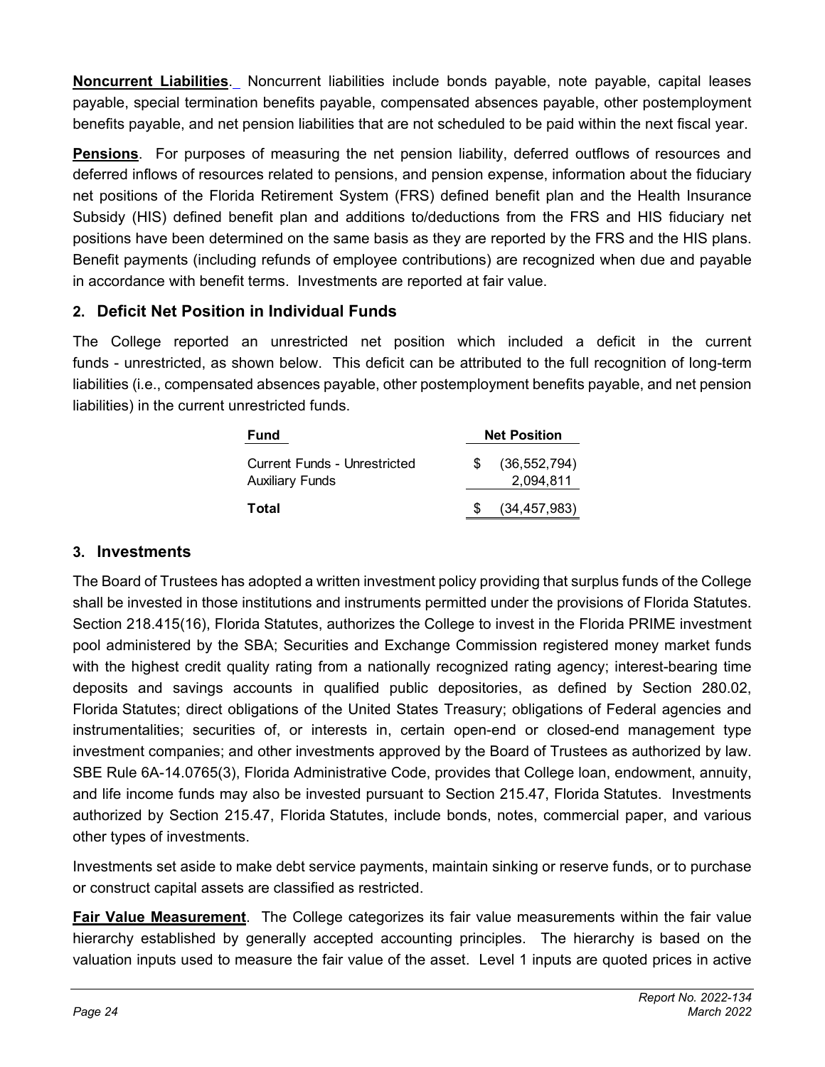**Noncurrent Liabilities**. Noncurrent liabilities include bonds payable, note payable, capital leases payable, special termination benefits payable, compensated absences payable, other postemployment benefits payable, and net pension liabilities that are not scheduled to be paid within the next fiscal year.

**Pensions**. For purposes of measuring the net pension liability, deferred outflows of resources and deferred inflows of resources related to pensions, and pension expense, information about the fiduciary net positions of the Florida Retirement System (FRS) defined benefit plan and the Health Insurance Subsidy (HIS) defined benefit plan and additions to/deductions from the FRS and HIS fiduciary net positions have been determined on the same basis as they are reported by the FRS and the HIS plans. Benefit payments (including refunds of employee contributions) are recognized when due and payable in accordance with benefit terms. Investments are reported at fair value.

## 2. Deficit Net Position in Individual Funds

The College reported an unrestricted net position which included a deficit in the current funds - unrestricted, as shown below. This deficit can be attributed to the full recognition of long-term liabilities (i.e., compensated absences payable, other postemployment benefits payable, and net pension liabilities) in the current unrestricted funds.

| Fund | Net Position |
|---|---|
| Current Funds - Unrestricted | $ (36,552,794) |
| Auxiliary Funds | 2,094,811 |
| **Total** | $ (34,457,983) |

## 3. Investments

The Board of Trustees has adopted a written investment policy providing that surplus funds of the College shall be invested in those institutions and instruments permitted under the provisions of Florida Statutes. Section 218.415(16), Florida Statutes, authorizes the College to invest in the Florida PRIME investment pool administered by the SBA; Securities and Exchange Commission registered money market funds with the highest credit quality rating from a nationally recognized rating agency; interest-bearing time deposits and savings accounts in qualified public depositories, as defined by Section 280.02, Florida Statutes; direct obligations of the United States Treasury; obligations of Federal agencies and instrumentalities; securities of, or interests in, certain open-end or closed-end management type investment companies; and other investments approved by the Board of Trustees as authorized by law. SBE Rule 6A-14.0765(3), Florida Administrative Code, provides that College loan, endowment, annuity, and life income funds may also be invested pursuant to Section 215.47, Florida Statutes. Investments authorized by Section 215.47, Florida Statutes, include bonds, notes, commercial paper, and various other types of investments.

Investments set aside to make debt service payments, maintain sinking or reserve funds, or to purchase or construct capital assets are classified as restricted.

**Fair Value Measurement**. The College categorizes its fair value measurements within the fair value hierarchy established by generally accepted accounting principles. The hierarchy is based on the valuation inputs used to measure the fair value of the asset. Level 1 inputs are quoted prices in active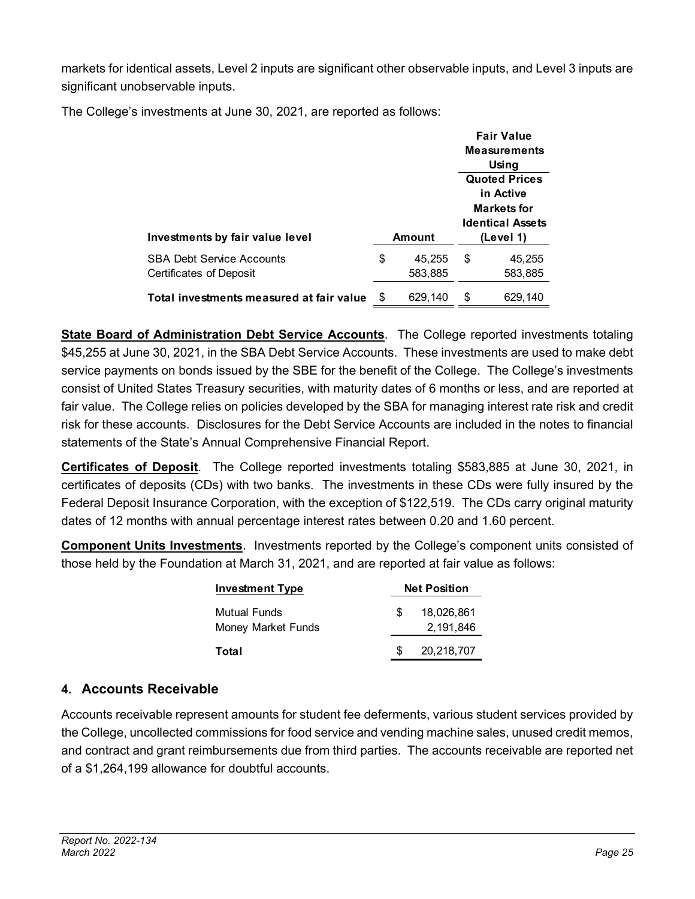markets for identical assets, Level 2 inputs are significant other observable inputs, and Level 3 inputs are significant unobservable inputs.

The College's investments at June 30, 2021, are reported as follows:

| Investments by fair value level | Amount | Fair Value Measurements Using Quoted Prices in Active Markets for Identical Assets (Level 1) |
|---|---|---|
| SBA Debt Service Accounts | $ 45,255 | $ 45,255 |
| Certificates of Deposit | 583,885 | 583,885 |
| **Total investments measured at fair value** | $ 629,140 | $ 629,140 |

**State Board of Administration Debt Service Accounts**. The College reported investments totaling $45,255 at June 30, 2021, in the SBA Debt Service Accounts. These investments are used to make debt service payments on bonds issued by the SBE for the benefit of the College. The College's investments consist of United States Treasury securities, with maturity dates of 6 months or less, and are reported at fair value. The College relies on policies developed by the SBA for managing interest rate risk and credit risk for these accounts. Disclosures for the Debt Service Accounts are included in the notes to financial statements of the State's Annual Comprehensive Financial Report.

**Certificates of Deposit**. The College reported investments totaling $583,885 at June 30, 2021, in certificates of deposits (CDs) with two banks. The investments in these CDs were fully insured by the Federal Deposit Insurance Corporation, with the exception of $122,519. The CDs carry original maturity dates of 12 months with annual percentage interest rates between 0.20 and 1.60 percent.

**Component Units Investments**. Investments reported by the College's component units consisted of those held by the Foundation at March 31, 2021, and are reported at fair value as follows:

| Investment Type | Net Position |
|---|---|
| Mutual Funds | $ 18,026,861 |
| Money Market Funds | 2,191,846 |
| **Total** | $ 20,218,707 |

## 4. Accounts Receivable

Accounts receivable represent amounts for student fee deferments, various student services provided by the College, uncollected commissions for food service and vending machine sales, unused credit memos, and contract and grant reimbursements due from third parties. The accounts receivable are reported net of a $1,264,199 allowance for doubtful accounts.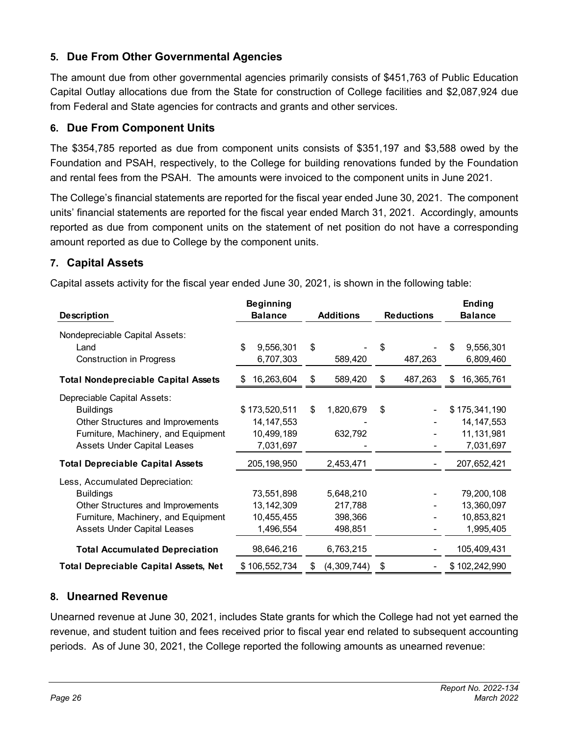## 5. Due From Other Governmental Agencies

The amount due from other governmental agencies primarily consists of $451,763 of Public Education Capital Outlay allocations due from the State for construction of College facilities and $2,087,924 due from Federal and State agencies for contracts and grants and other services.

## 6. Due From Component Units

The $354,785 reported as due from component units consists of $351,197 and $3,588 owed by the Foundation and PSAH, respectively, to the College for building renovations funded by the Foundation and rental fees from the PSAH. The amounts were invoiced to the component units in June 2021.

The College's financial statements are reported for the fiscal year ended June 30, 2021. The component units' financial statements are reported for the fiscal year ended March 31, 2021. Accordingly, amounts reported as due from component units on the statement of net position do not have a corresponding amount reported as due to College by the component units.

## 7. Capital Assets

Capital assets activity for the fiscal year ended June 30, 2021, is shown in the following table:

| Description | Beginning Balance | Additions | Reductions | Ending Balance |
|---|---|---|---|---|
| Nondepreciable Capital Assets: | | | | |
| Land | $ 9,556,301 | $ - | $ - | $ 9,556,301 |
| Construction in Progress | 6,707,303 | 589,420 | 487,263 | 6,809,460 |
| **Total Nondepreciable Capital Assets** | $ 16,263,604 | $ 589,420 | $ 487,263 | $ 16,365,761 |
| Depreciable Capital Assets: | | | | |
| Buildings | $ 173,520,511 | $ 1,820,679 | $ - | $ 175,341,190 |
| Other Structures and Improvements | 14,147,553 | - | - | 14,147,553 |
| Furniture, Machinery, and Equipment | 10,499,189 | 632,792 | - | 11,131,981 |
| Assets Under Capital Leases | 7,031,697 | - | - | 7,031,697 |
| **Total Depreciable Capital Assets** | 205,198,950 | 2,453,471 | - | 207,652,421 |
| Less, Accumulated Depreciation: | | | | |
| Buildings | 73,551,898 | 5,648,210 | - | 79,200,108 |
| Other Structures and Improvements | 13,142,309 | 217,788 | - | 13,360,097 |
| Furniture, Machinery, and Equipment | 10,455,455 | 398,366 | - | 10,853,821 |
| Assets Under Capital Leases | 1,496,554 | 498,851 | - | 1,995,405 |
| **Total Accumulated Depreciation** | 98,646,216 | 6,763,215 | - | 105,409,431 |
| **Total Depreciable Capital Assets, Net** | $ 106,552,734 | $ (4,309,744) | $ - | $ 102,242,990 |

## 8. Unearned Revenue

Unearned revenue at June 30, 2021, includes State grants for which the College had not yet earned the revenue, and student tuition and fees received prior to fiscal year end related to subsequent accounting periods. As of June 30, 2021, the College reported the following amounts as unearned revenue: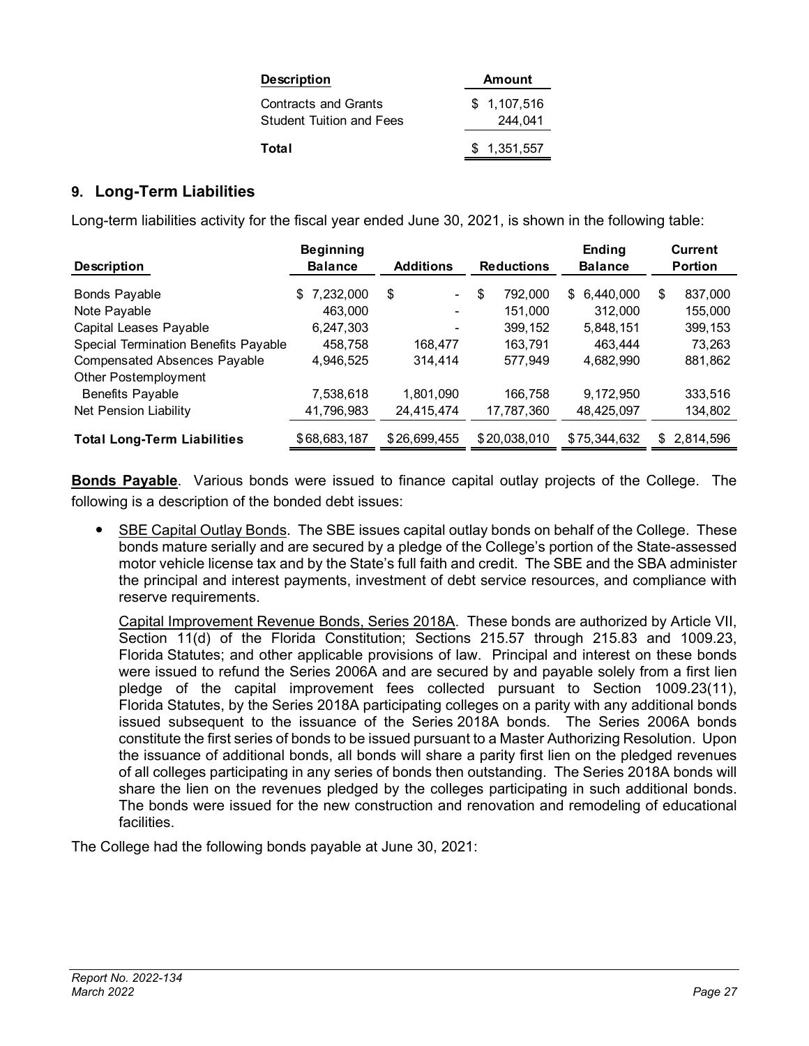| Description | Amount |
|---|---|
| Contracts and Grants | $ 1,107,516 |
| Student Tuition and Fees | 244,041 |
| **Total** | $ 1,351,557 |

## 9. Long-Term Liabilities

Long-term liabilities activity for the fiscal year ended June 30, 2021, is shown in the following table:

| Description | Beginning Balance | Additions | Reductions | Ending Balance | Current Portion |
|---|---|---|---|---|---|
| Bonds Payable | $ 7,232,000 | $ - | $ 792,000 | $ 6,440,000 | $ 837,000 |
| Note Payable | 463,000 | - | 151,000 | 312,000 | 155,000 |
| Capital Leases Payable | 6,247,303 | - | 399,152 | 5,848,151 | 399,153 |
| Special Termination Benefits Payable | 458,758 | 168,477 | 163,791 | 463,444 | 73,263 |
| Compensated Absences Payable | 4,946,525 | 314,414 | 577,949 | 4,682,990 | 881,862 |
| Other Postemployment Benefits Payable | 7,538,618 | 1,801,090 | 166,758 | 9,172,950 | 333,516 |
| Net Pension Liability | 41,796,983 | 24,415,474 | 17,787,360 | 48,425,097 | 134,802 |
| **Total Long-Term Liabilities** | $68,683,187 | $26,699,455 | $20,038,010 | $75,344,632 | $ 2,814,596 |

**Bonds Payable**. Various bonds were issued to finance capital outlay projects of the College. The following is a description of the bonded debt issues:

- SBE Capital Outlay Bonds. The SBE issues capital outlay bonds on behalf of the College. These bonds mature serially and are secured by a pledge of the College's portion of the State-assessed motor vehicle license tax and by the State's full faith and credit. The SBE and the SBA administer the principal and interest payments, investment of debt service resources, and compliance with reserve requirements.

  Capital Improvement Revenue Bonds, Series 2018A. These bonds are authorized by Article VII, Section 11(d) of the Florida Constitution; Sections 215.57 through 215.83 and 1009.23, Florida Statutes; and other applicable provisions of law. Principal and interest on these bonds were issued to refund the Series 2006A and are secured by and payable solely from a first lien pledge of the capital improvement fees collected pursuant to Section 1009.23(11), Florida Statutes, by the Series 2018A participating colleges on a parity with any additional bonds issued subsequent to the issuance of the Series 2018A bonds. The Series 2006A bonds constitute the first series of bonds to be issued pursuant to a Master Authorizing Resolution. Upon the issuance of additional bonds, all bonds will share a parity first lien on the pledged revenues of all colleges participating in any series of bonds then outstanding. The Series 2018A bonds will share the lien on the revenues pledged by the colleges participating in such additional bonds. The bonds were issued for the new construction and renovation and remodeling of educational facilities.

The College had the following bonds payable at June 30, 2021: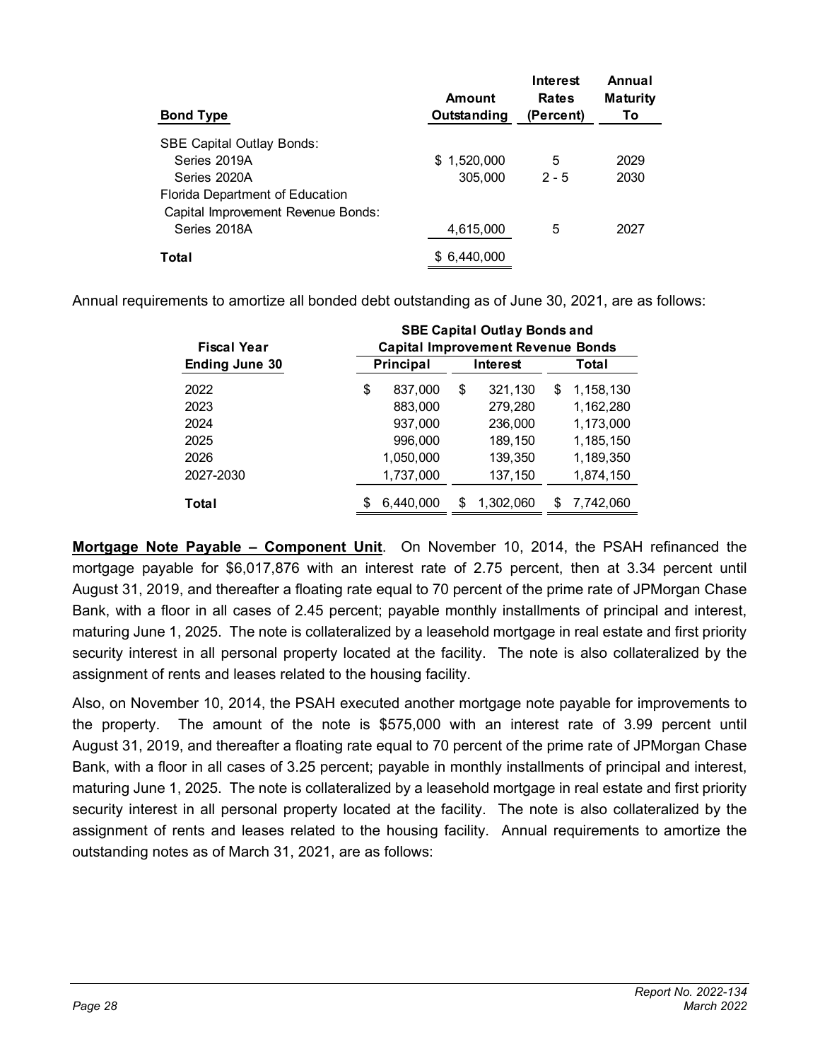| Bond Type | Amount Outstanding | Interest Rates (Percent) | Annual Maturity To |
|---|---|---|---|
| SBE Capital Outlay Bonds: | | | |
| Series 2019A | $ 1,520,000 | 5 | 2029 |
| Series 2020A | 305,000 | 2 - 5 | 2030 |
| Florida Department of Education Capital Improvement Revenue Bonds: | | | |
| Series 2018A | 4,615,000 | 5 | 2027 |
| **Total** | $ 6,440,000 | | |

Annual requirements to amortize all bonded debt outstanding as of June 30, 2021, are as follows:

| Fiscal Year Ending June 30 | SBE Capital Outlay Bonds and Capital Improvement Revenue Bonds | | |
|---|---|---|---|
| | Principal | Interest | Total |
| 2022 | $ 837,000 | $ 321,130 | $ 1,158,130 |
| 2023 | 883,000 | 279,280 | 1,162,280 |
| 2024 | 937,000 | 236,000 | 1,173,000 |
| 2025 | 996,000 | 189,150 | 1,185,150 |
| 2026 | 1,050,000 | 139,350 | 1,189,350 |
| 2027-2030 | 1,737,000 | 137,150 | 1,874,150 |
| **Total** | $ 6,440,000 | $ 1,302,060 | $ 7,742,060 |

**Mortgage Note Payable – Component Unit**. On November 10, 2014, the PSAH refinanced the mortgage payable for $6,017,876 with an interest rate of 2.75 percent, then at 3.34 percent until August 31, 2019, and thereafter a floating rate equal to 70 percent of the prime rate of JPMorgan Chase Bank, with a floor in all cases of 2.45 percent; payable monthly installments of principal and interest, maturing June 1, 2025. The note is collateralized by a leasehold mortgage in real estate and first priority security interest in all personal property located at the facility. The note is also collateralized by the assignment of rents and leases related to the housing facility.

Also, on November 10, 2014, the PSAH executed another mortgage note payable for improvements to the property. The amount of the note is $575,000 with an interest rate of 3.99 percent until August 31, 2019, and thereafter a floating rate equal to 70 percent of the prime rate of JPMorgan Chase Bank, with a floor in all cases of 3.25 percent; payable in monthly installments of principal and interest, maturing June 1, 2025. The note is collateralized by a leasehold mortgage in real estate and first priority security interest in all personal property located at the facility. The note is also collateralized by the assignment of rents and leases related to the housing facility. Annual requirements to amortize the outstanding notes as of March 31, 2021, are as follows: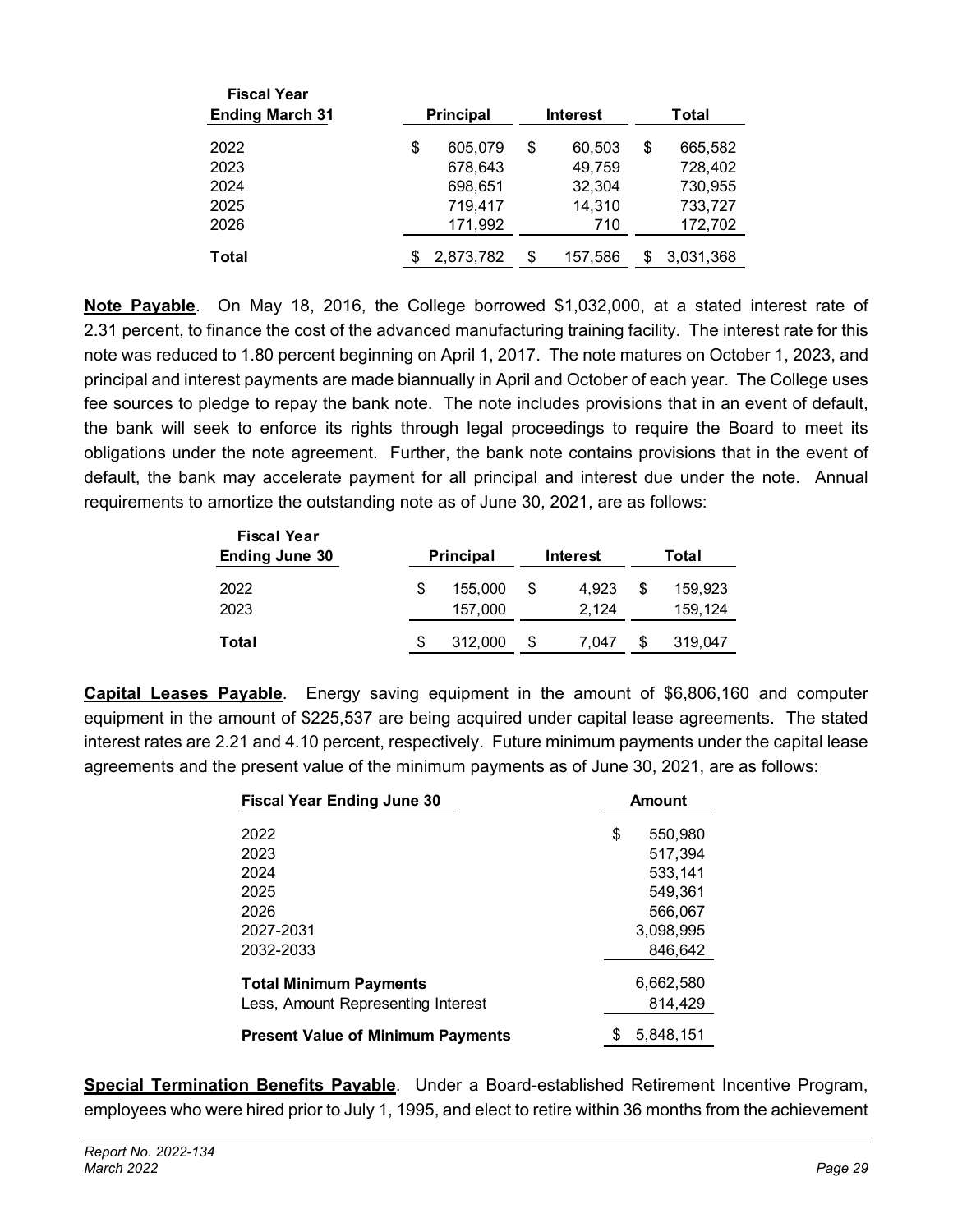| Fiscal Year Ending March 31 | Principal | Interest | Total |
|---|---|---|---|
| 2022 | $ 605,079 | $ 60,503 | $ 665,582 |
| 2023 | 678,643 | 49,759 | 728,402 |
| 2024 | 698,651 | 32,304 | 730,955 |
| 2025 | 719,417 | 14,310 | 733,727 |
| 2026 | 171,992 | 710 | 172,702 |
| **Total** | $ 2,873,782 | $ 157,586 | $ 3,031,368 |

**Note Payable**. On May 18, 2016, the College borrowed $1,032,000, at a stated interest rate of 2.31 percent, to finance the cost of the advanced manufacturing training facility. The interest rate for this note was reduced to 1.80 percent beginning on April 1, 2017. The note matures on October 1, 2023, and principal and interest payments are made biannually in April and October of each year. The College uses fee sources to pledge to repay the bank note. The note includes provisions that in an event of default, the bank will seek to enforce its rights through legal proceedings to require the Board to meet its obligations under the note agreement. Further, the bank note contains provisions that in the event of default, the bank may accelerate payment for all principal and interest due under the note. Annual requirements to amortize the outstanding note as of June 30, 2021, are as follows:

| Fiscal Year Ending June 30 | Principal | Interest | Total |
|---|---|---|---|
| 2022 | $ 155,000 | $ 4,923 | $ 159,923 |
| 2023 | 157,000 | 2,124 | 159,124 |
| **Total** | $ 312,000 | $ 7,047 | $ 319,047 |

**Capital Leases Payable**. Energy saving equipment in the amount of $6,806,160 and computer equipment in the amount of $225,537 are being acquired under capital lease agreements. The stated interest rates are 2.21 and 4.10 percent, respectively. Future minimum payments under the capital lease agreements and the present value of the minimum payments as of June 30, 2021, are as follows:

| Fiscal Year Ending June 30 | Amount |
|---|---|
| 2022 | $ 550,980 |
| 2023 | 517,394 |
| 2024 | 533,141 |
| 2025 | 549,361 |
| 2026 | 566,067 |
| 2027-2031 | 3,098,995 |
| 2032-2033 | 846,642 |
| **Total Minimum Payments** | 6,662,580 |
| Less, Amount Representing Interest | 814,429 |
| **Present Value of Minimum Payments** | $ 5,848,151 |

**Special Termination Benefits Payable**. Under a Board-established Retirement Incentive Program, employees who were hired prior to July 1, 1995, and elect to retire within 36 months from the achievement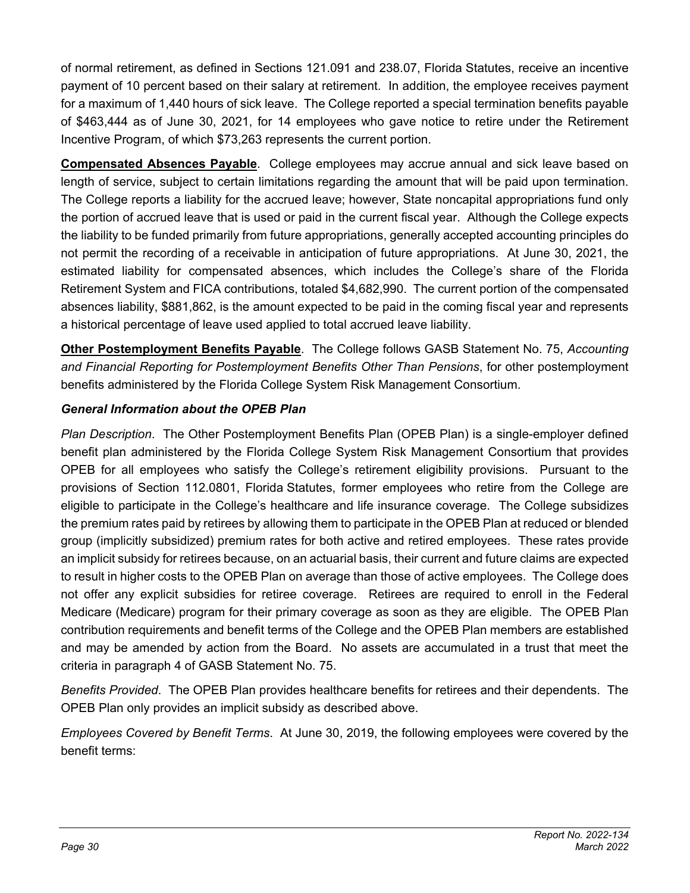of normal retirement, as defined in Sections 121.091 and 238.07, Florida Statutes, receive an incentive payment of 10 percent based on their salary at retirement. In addition, the employee receives payment for a maximum of 1,440 hours of sick leave. The College reported a special termination benefits payable of $463,444 as of June 30, 2021, for 14 employees who gave notice to retire under the Retirement Incentive Program, of which $73,263 represents the current portion.

**Compensated Absences Payable**. College employees may accrue annual and sick leave based on length of service, subject to certain limitations regarding the amount that will be paid upon termination. The College reports a liability for the accrued leave; however, State noncapital appropriations fund only the portion of accrued leave that is used or paid in the current fiscal year. Although the College expects the liability to be funded primarily from future appropriations, generally accepted accounting principles do not permit the recording of a receivable in anticipation of future appropriations. At June 30, 2021, the estimated liability for compensated absences, which includes the College's share of the Florida Retirement System and FICA contributions, totaled $4,682,990. The current portion of the compensated absences liability, $881,862, is the amount expected to be paid in the coming fiscal year and represents a historical percentage of leave used applied to total accrued leave liability.

**Other Postemployment Benefits Payable**. The College follows GASB Statement No. 75, *Accounting and Financial Reporting for Postemployment Benefits Other Than Pensions*, for other postemployment benefits administered by the Florida College System Risk Management Consortium.

***General Information about the OPEB Plan***

*Plan Description*. The Other Postemployment Benefits Plan (OPEB Plan) is a single-employer defined benefit plan administered by the Florida College System Risk Management Consortium that provides OPEB for all employees who satisfy the College's retirement eligibility provisions. Pursuant to the provisions of Section 112.0801, Florida Statutes, former employees who retire from the College are eligible to participate in the College's healthcare and life insurance coverage. The College subsidizes the premium rates paid by retirees by allowing them to participate in the OPEB Plan at reduced or blended group (implicitly subsidized) premium rates for both active and retired employees. These rates provide an implicit subsidy for retirees because, on an actuarial basis, their current and future claims are expected to result in higher costs to the OPEB Plan on average than those of active employees. The College does not offer any explicit subsidies for retiree coverage. Retirees are required to enroll in the Federal Medicare (Medicare) program for their primary coverage as soon as they are eligible. The OPEB Plan contribution requirements and benefit terms of the College and the OPEB Plan members are established and may be amended by action from the Board. No assets are accumulated in a trust that meet the criteria in paragraph 4 of GASB Statement No. 75.

*Benefits Provided*. The OPEB Plan provides healthcare benefits for retirees and their dependents. The OPEB Plan only provides an implicit subsidy as described above.

*Employees Covered by Benefit Terms*. At June 30, 2019, the following employees were covered by the benefit terms: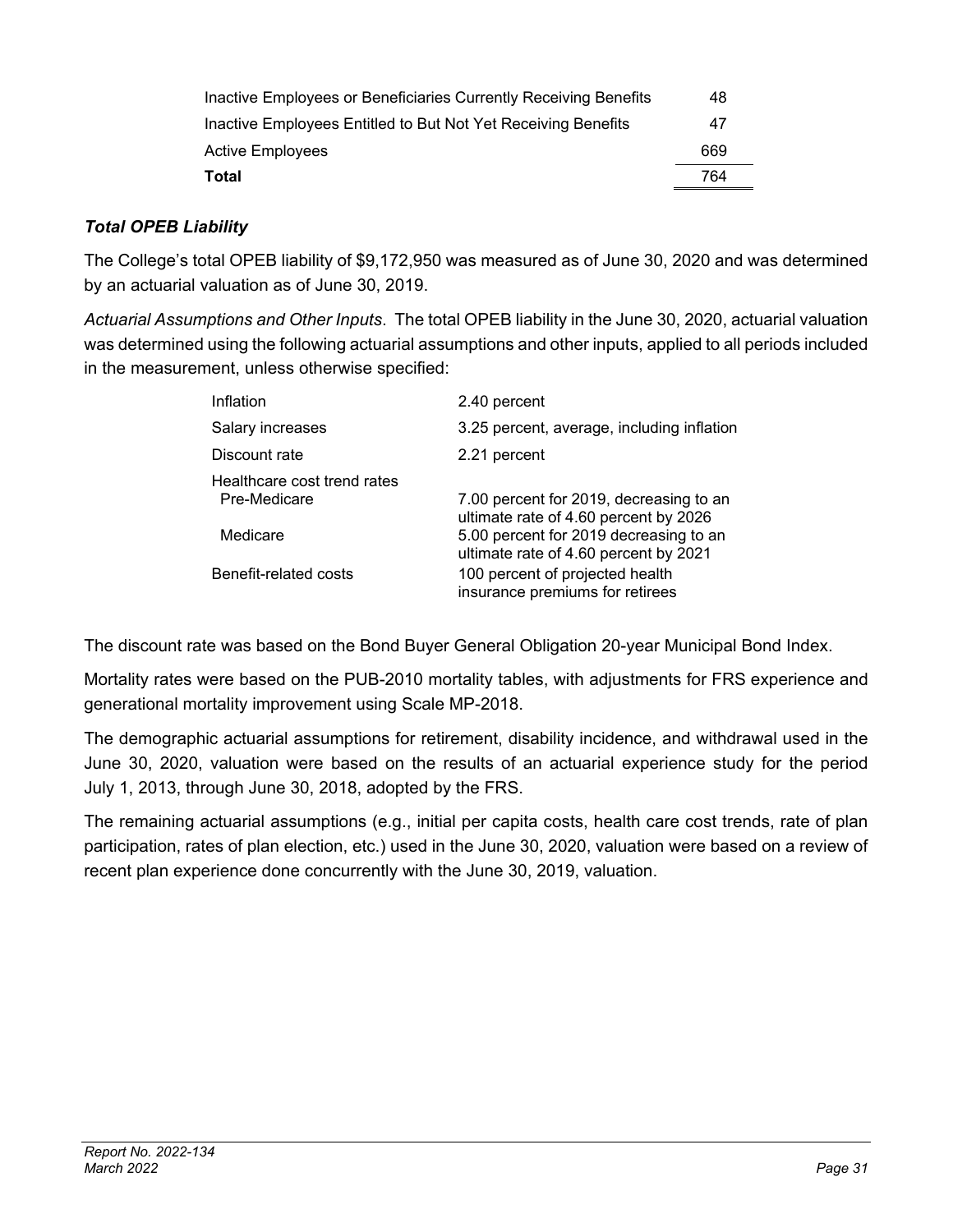| | |
|---|---|
| Inactive Employees or Beneficiaries Currently Receiving Benefits | 48 |
| Inactive Employees Entitled to But Not Yet Receiving Benefits | 47 |
| Active Employees | 669 |
| **Total** | 764 |

***Total OPEB Liability***

The College's total OPEB liability of $9,172,950 was measured as of June 30, 2020 and was determined by an actuarial valuation as of June 30, 2019.

*Actuarial Assumptions and Other Inputs*. The total OPEB liability in the June 30, 2020, actuarial valuation was determined using the following actuarial assumptions and other inputs, applied to all periods included in the measurement, unless otherwise specified:

| | |
|---|---|
| Inflation | 2.40 percent |
| Salary increases | 3.25 percent, average, including inflation |
| Discount rate | 2.21 percent |
| Healthcare cost trend rates | |
| Pre-Medicare | 7.00 percent for 2019, decreasing to an ultimate rate of 4.60 percent by 2026 |
| Medicare | 5.00 percent for 2019 decreasing to an ultimate rate of 4.60 percent by 2021 |
| Benefit-related costs | 100 percent of projected health insurance premiums for retirees |

The discount rate was based on the Bond Buyer General Obligation 20-year Municipal Bond Index.

Mortality rates were based on the PUB-2010 mortality tables, with adjustments for FRS experience and generational mortality improvement using Scale MP-2018.

The demographic actuarial assumptions for retirement, disability incidence, and withdrawal used in the June 30, 2020, valuation were based on the results of an actuarial experience study for the period July 1, 2013, through June 30, 2018, adopted by the FRS.

The remaining actuarial assumptions (e.g., initial per capita costs, health care cost trends, rate of plan participation, rates of plan election, etc.) used in the June 30, 2020, valuation were based on a review of recent plan experience done concurrently with the June 30, 2019, valuation.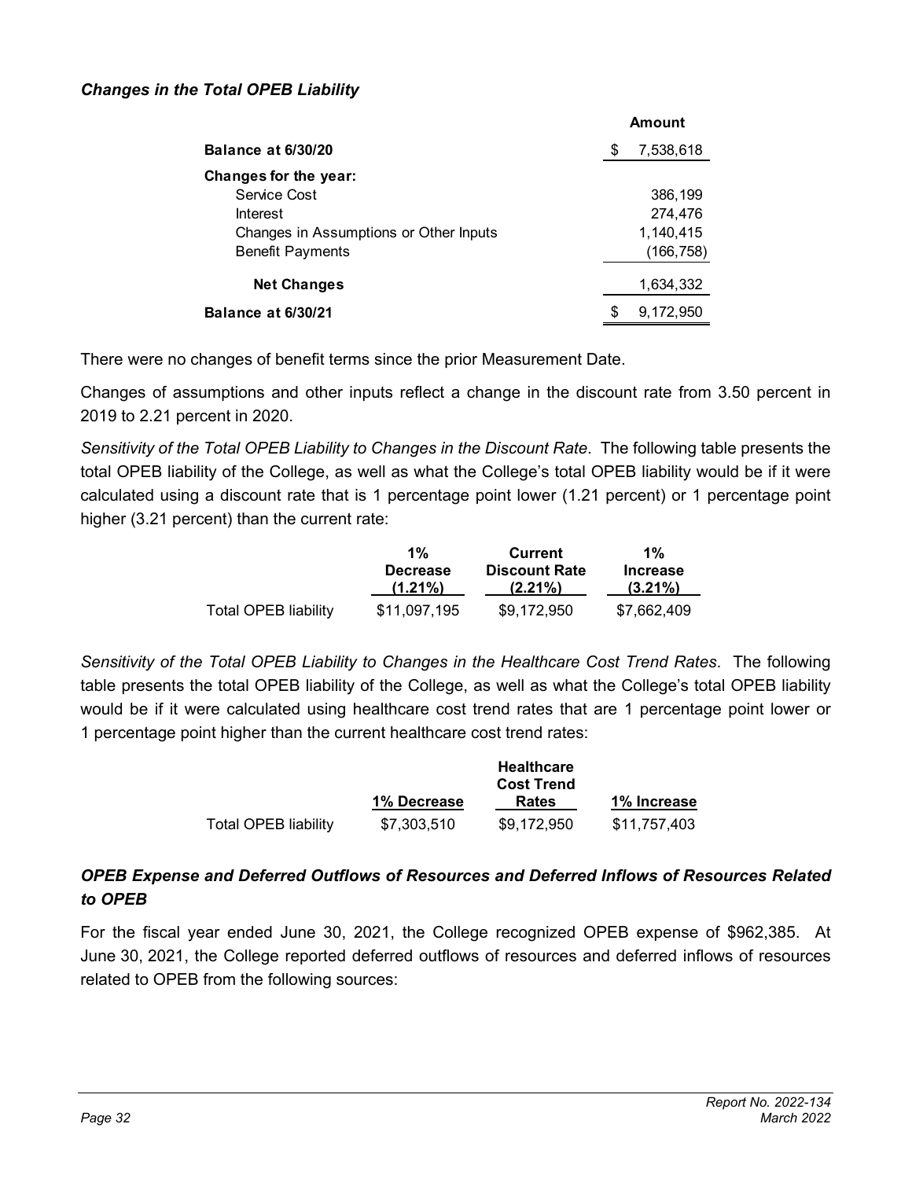### *Changes in the Total OPEB Liability*

| | Amount |
|---|---|
| **Balance at 6/30/20** | $ 7,538,618 |
| **Changes for the year:** | |
| Service Cost | 386,199 |
| Interest | 274,476 |
| Changes in Assumptions or Other Inputs | 1,140,415 |
| Benefit Payments | (166,758) |
| **Net Changes** | 1,634,332 |
| **Balance at 6/30/21** | $ 9,172,950 |

There were no changes of benefit terms since the prior Measurement Date.

Changes of assumptions and other inputs reflect a change in the discount rate from 3.50 percent in 2019 to 2.21 percent in 2020.

*Sensitivity of the Total OPEB Liability to Changes in the Discount Rate*. The following table presents the total OPEB liability of the College, as well as what the College's total OPEB liability would be if it were calculated using a discount rate that is 1 percentage point lower (1.21 percent) or 1 percentage point higher (3.21 percent) than the current rate:

| | 1% Decrease (1.21%) | Current Discount Rate (2.21%) | 1% Increase (3.21%) |
|---|---|---|---|
| Total OPEB liability | $11,097,195 | $9,172,950 | $7,662,409 |

*Sensitivity of the Total OPEB Liability to Changes in the Healthcare Cost Trend Rates*. The following table presents the total OPEB liability of the College, as well as what the College's total OPEB liability would be if it were calculated using healthcare cost trend rates that are 1 percentage point lower or 1 percentage point higher than the current healthcare cost trend rates:

| | 1% Decrease | Healthcare Cost Trend Rates | 1% Increase |
|---|---|---|---|
| Total OPEB liability | $7,303,510 | $9,172,950 | $11,757,403 |

### *OPEB Expense and Deferred Outflows of Resources and Deferred Inflows of Resources Related to OPEB*

For the fiscal year ended June 30, 2021, the College recognized OPEB expense of $962,385. At June 30, 2021, the College reported deferred outflows of resources and deferred inflows of resources related to OPEB from the following sources: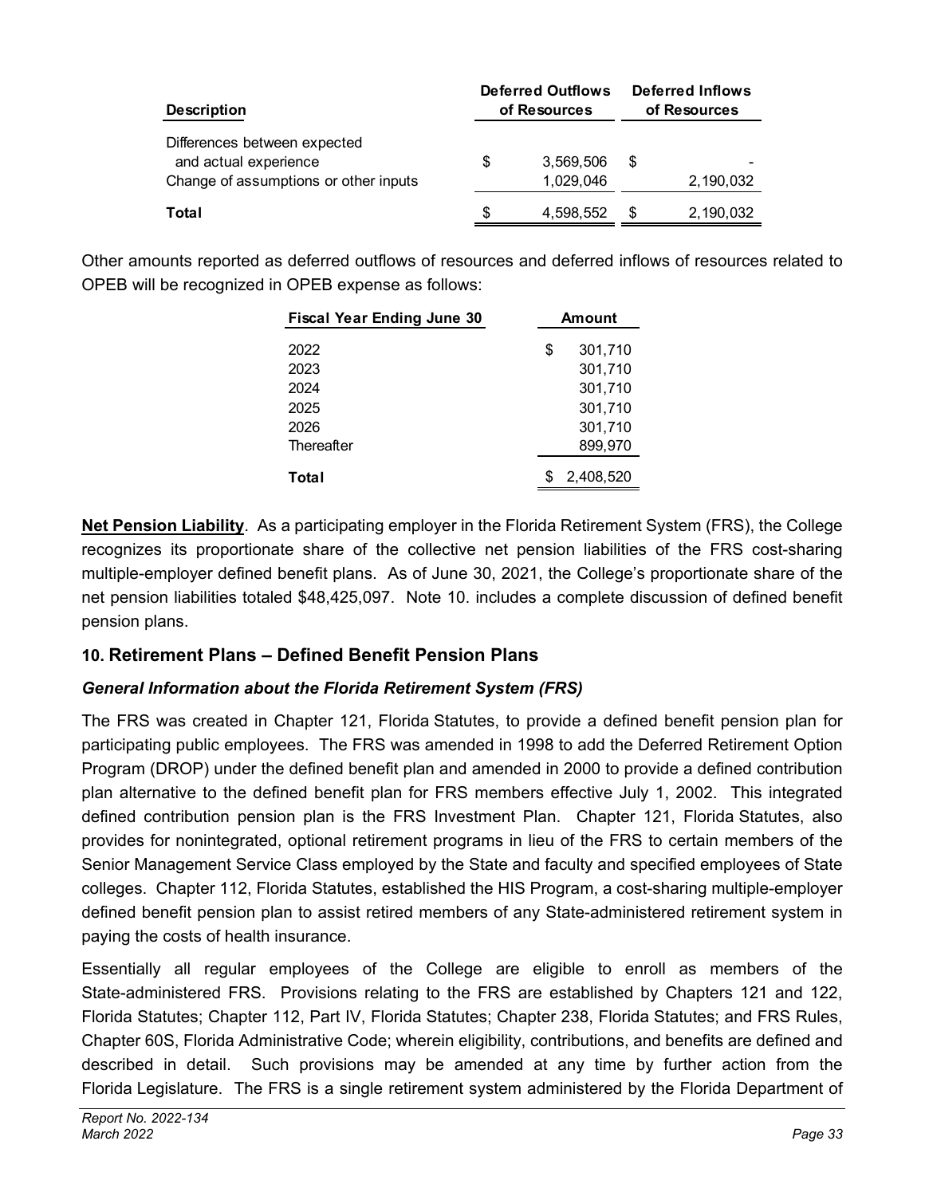| Description | Deferred Outflows of Resources | Deferred Inflows of Resources |
|---|---|---|
| Differences between expected and actual experience | $ 3,569,506 | $ - |
| Change of assumptions or other inputs | 1,029,046 | 2,190,032 |
| **Total** | $ 4,598,552 | $ 2,190,032 |

Other amounts reported as deferred outflows of resources and deferred inflows of resources related to OPEB will be recognized in OPEB expense as follows:

| Fiscal Year Ending June 30 | Amount |
|---|---|
| 2022 | $ 301,710 |
| 2023 | 301,710 |
| 2024 | 301,710 |
| 2025 | 301,710 |
| 2026 | 301,710 |
| Thereafter | 899,970 |
| **Total** | $ 2,408,520 |

**Net Pension Liability**. As a participating employer in the Florida Retirement System (FRS), the College recognizes its proportionate share of the collective net pension liabilities of the FRS cost-sharing multiple-employer defined benefit plans. As of June 30, 2021, the College's proportionate share of the net pension liabilities totaled $48,425,097. Note 10. includes a complete discussion of defined benefit pension plans.

## 10. Retirement Plans – Defined Benefit Pension Plans

### *General Information about the Florida Retirement System (FRS)*

The FRS was created in Chapter 121, Florida Statutes, to provide a defined benefit pension plan for participating public employees. The FRS was amended in 1998 to add the Deferred Retirement Option Program (DROP) under the defined benefit plan and amended in 2000 to provide a defined contribution plan alternative to the defined benefit plan for FRS members effective July 1, 2002. This integrated defined contribution pension plan is the FRS Investment Plan. Chapter 121, Florida Statutes, also provides for nonintegrated, optional retirement programs in lieu of the FRS to certain members of the Senior Management Service Class employed by the State and faculty and specified employees of State colleges. Chapter 112, Florida Statutes, established the HIS Program, a cost-sharing multiple-employer defined benefit pension plan to assist retired members of any State-administered retirement system in paying the costs of health insurance.

Essentially all regular employees of the College are eligible to enroll as members of the State-administered FRS. Provisions relating to the FRS are established by Chapters 121 and 122, Florida Statutes; Chapter 112, Part IV, Florida Statutes; Chapter 238, Florida Statutes; and FRS Rules, Chapter 60S, Florida Administrative Code; wherein eligibility, contributions, and benefits are defined and described in detail. Such provisions may be amended at any time by further action from the Florida Legislature. The FRS is a single retirement system administered by the Florida Department of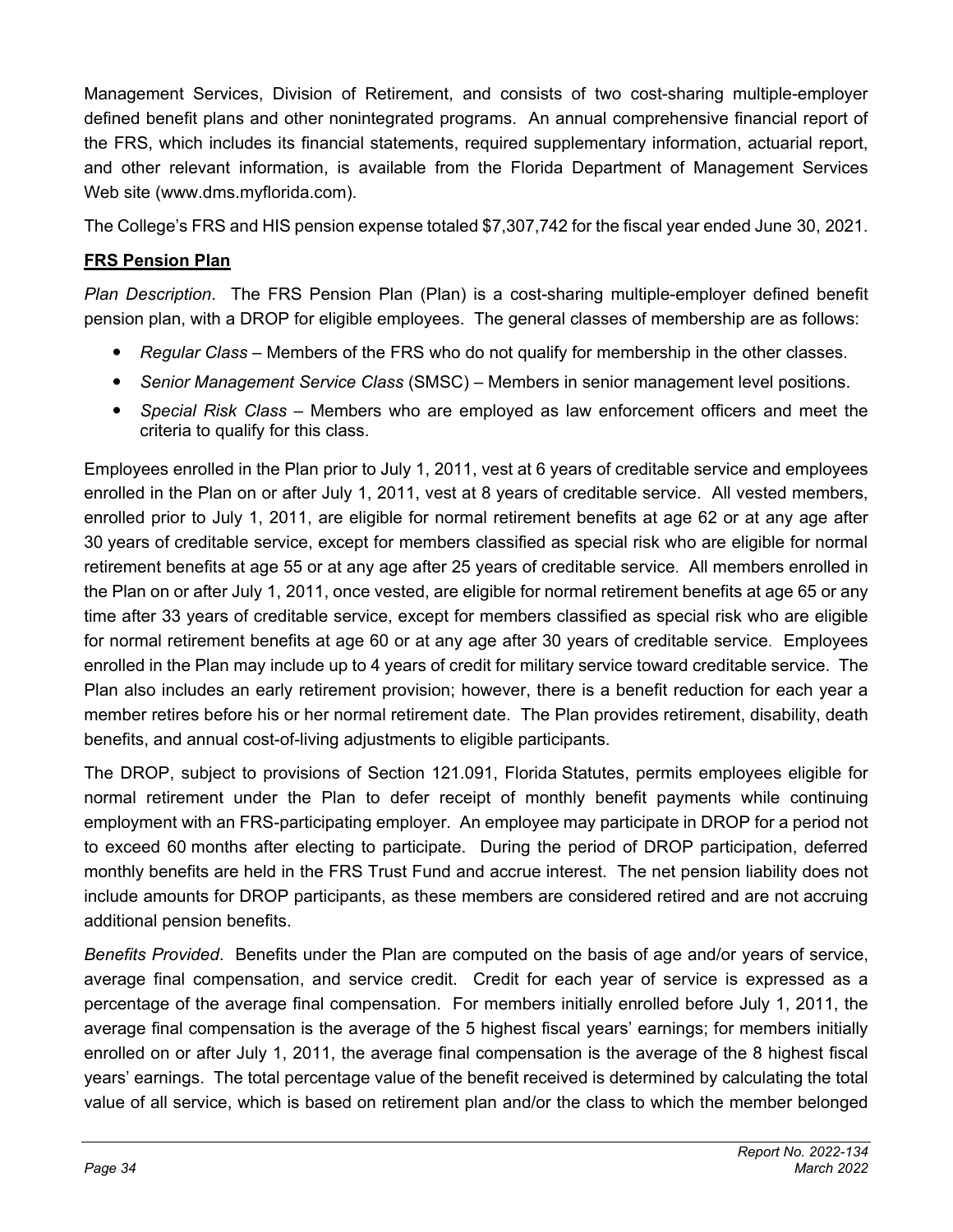Management Services, Division of Retirement, and consists of two cost-sharing multiple-employer defined benefit plans and other nonintegrated programs. An annual comprehensive financial report of the FRS, which includes its financial statements, required supplementary information, actuarial report, and other relevant information, is available from the Florida Department of Management Services Web site (www.dms.myflorida.com).

The College's FRS and HIS pension expense totaled $7,307,742 for the fiscal year ended June 30, 2021.

**FRS Pension Plan**

*Plan Description*. The FRS Pension Plan (Plan) is a cost-sharing multiple-employer defined benefit pension plan, with a DROP for eligible employees. The general classes of membership are as follows:

- *Regular Class* – Members of the FRS who do not qualify for membership in the other classes.
- *Senior Management Service Class* (SMSC) – Members in senior management level positions.
- *Special Risk Class* – Members who are employed as law enforcement officers and meet the criteria to qualify for this class.

Employees enrolled in the Plan prior to July 1, 2011, vest at 6 years of creditable service and employees enrolled in the Plan on or after July 1, 2011, vest at 8 years of creditable service. All vested members, enrolled prior to July 1, 2011, are eligible for normal retirement benefits at age 62 or at any age after 30 years of creditable service, except for members classified as special risk who are eligible for normal retirement benefits at age 55 or at any age after 25 years of creditable service. All members enrolled in the Plan on or after July 1, 2011, once vested, are eligible for normal retirement benefits at age 65 or any time after 33 years of creditable service, except for members classified as special risk who are eligible for normal retirement benefits at age 60 or at any age after 30 years of creditable service. Employees enrolled in the Plan may include up to 4 years of credit for military service toward creditable service. The Plan also includes an early retirement provision; however, there is a benefit reduction for each year a member retires before his or her normal retirement date. The Plan provides retirement, disability, death benefits, and annual cost-of-living adjustments to eligible participants.

The DROP, subject to provisions of Section 121.091, Florida Statutes, permits employees eligible for normal retirement under the Plan to defer receipt of monthly benefit payments while continuing employment with an FRS-participating employer. An employee may participate in DROP for a period not to exceed 60 months after electing to participate. During the period of DROP participation, deferred monthly benefits are held in the FRS Trust Fund and accrue interest. The net pension liability does not include amounts for DROP participants, as these members are considered retired and are not accruing additional pension benefits.

*Benefits Provided*. Benefits under the Plan are computed on the basis of age and/or years of service, average final compensation, and service credit. Credit for each year of service is expressed as a percentage of the average final compensation. For members initially enrolled before July 1, 2011, the average final compensation is the average of the 5 highest fiscal years' earnings; for members initially enrolled on or after July 1, 2011, the average final compensation is the average of the 8 highest fiscal years' earnings. The total percentage value of the benefit received is determined by calculating the total value of all service, which is based on retirement plan and/or the class to which the member belonged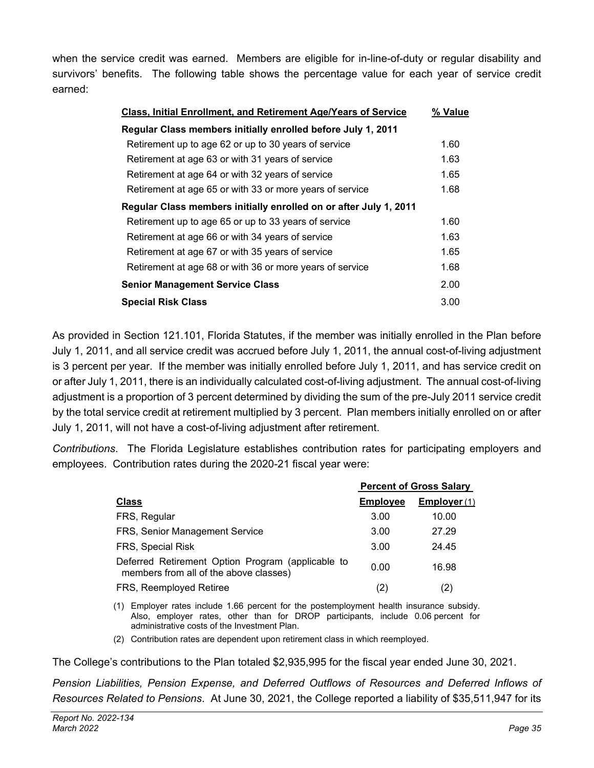when the service credit was earned. Members are eligible for in-line-of-duty or regular disability and survivors' benefits. The following table shows the percentage value for each year of service credit earned:

| Class, Initial Enrollment, and Retirement Age/Years of Service | % Value |
|---|---|
| **Regular Class members initially enrolled before July 1, 2011** | |
| Retirement up to age 62 or up to 30 years of service | 1.60 |
| Retirement at age 63 or with 31 years of service | 1.63 |
| Retirement at age 64 or with 32 years of service | 1.65 |
| Retirement at age 65 or with 33 or more years of service | 1.68 |
| **Regular Class members initially enrolled on or after July 1, 2011** | |
| Retirement up to age 65 or up to 33 years of service | 1.60 |
| Retirement at age 66 or with 34 years of service | 1.63 |
| Retirement at age 67 or with 35 years of service | 1.65 |
| Retirement at age 68 or with 36 or more years of service | 1.68 |
| **Senior Management Service Class** | 2.00 |
| **Special Risk Class** | 3.00 |

As provided in Section 121.101, Florida Statutes, if the member was initially enrolled in the Plan before July 1, 2011, and all service credit was accrued before July 1, 2011, the annual cost-of-living adjustment is 3 percent per year. If the member was initially enrolled before July 1, 2011, and has service credit on or after July 1, 2011, there is an individually calculated cost-of-living adjustment. The annual cost-of-living adjustment is a proportion of 3 percent determined by dividing the sum of the pre-July 2011 service credit by the total service credit at retirement multiplied by 3 percent. Plan members initially enrolled on or after July 1, 2011, will not have a cost-of-living adjustment after retirement.

*Contributions*. The Florida Legislature establishes contribution rates for participating employers and employees. Contribution rates during the 2020-21 fiscal year were:

| | Percent of Gross Salary | |
|---|---|---|
| **Class** | **Employee** | **Employer** (1) |
| FRS, Regular | 3.00 | 10.00 |
| FRS, Senior Management Service | 3.00 | 27.29 |
| FRS, Special Risk | 3.00 | 24.45 |
| Deferred Retirement Option Program (applicable to members from all of the above classes) | 0.00 | 16.98 |
| FRS, Reemployed Retiree | (2) | (2) |

(1) Employer rates include 1.66 percent for the postemployment health insurance subsidy. Also, employer rates, other than for DROP participants, include 0.06 percent for administrative costs of the Investment Plan.

(2) Contribution rates are dependent upon retirement class in which reemployed.

The College's contributions to the Plan totaled $2,935,995 for the fiscal year ended June 30, 2021.

*Pension Liabilities, Pension Expense, and Deferred Outflows of Resources and Deferred Inflows of Resources Related to Pensions*. At June 30, 2021, the College reported a liability of $35,511,947 for its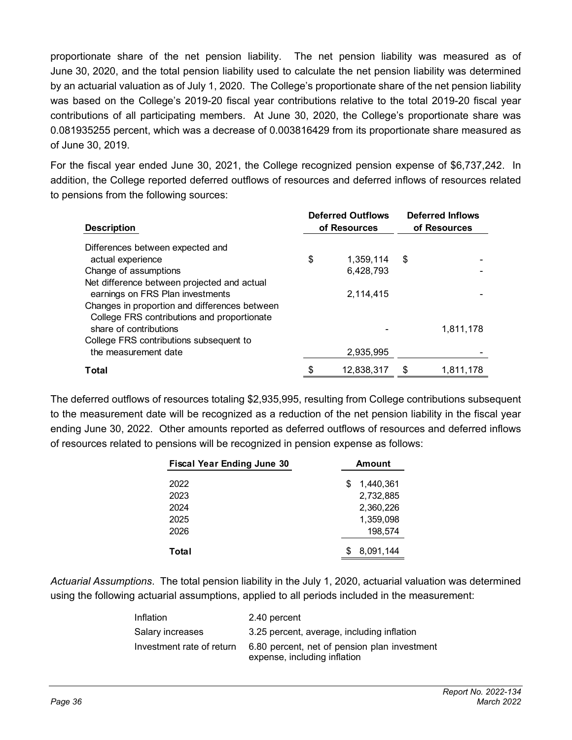proportionate share of the net pension liability. The net pension liability was measured as of June 30, 2020, and the total pension liability used to calculate the net pension liability was determined by an actuarial valuation as of July 1, 2020. The College's proportionate share of the net pension liability was based on the College's 2019-20 fiscal year contributions relative to the total 2019-20 fiscal year contributions of all participating members. At June 30, 2020, the College's proportionate share was 0.081935255 percent, which was a decrease of 0.003816429 from its proportionate share measured as of June 30, 2019.

For the fiscal year ended June 30, 2021, the College recognized pension expense of $6,737,242. In addition, the College reported deferred outflows of resources and deferred inflows of resources related to pensions from the following sources:

| Description | Deferred Outflows of Resources | Deferred Inflows of Resources |
|---|---|---|
| Differences between expected and actual experience | $ 1,359,114 | $ - |
| Change of assumptions | 6,428,793 | - |
| Net difference between projected and actual earnings on FRS Plan investments | 2,114,415 | - |
| Changes in proportion and differences between College FRS contributions and proportionate share of contributions | - | 1,811,178 |
| College FRS contributions subsequent to the measurement date | 2,935,995 | - |
| **Total** | $ 12,838,317 | $ 1,811,178 |

The deferred outflows of resources totaling $2,935,995, resulting from College contributions subsequent to the measurement date will be recognized as a reduction of the net pension liability in the fiscal year ending June 30, 2022. Other amounts reported as deferred outflows of resources and deferred inflows of resources related to pensions will be recognized in pension expense as follows:

| Fiscal Year Ending June 30 | Amount |
|---|---|
| 2022 | $ 1,440,361 |
| 2023 | 2,732,885 |
| 2024 | 2,360,226 |
| 2025 | 1,359,098 |
| 2026 | 198,574 |
| **Total** | $ 8,091,144 |

*Actuarial Assumptions*. The total pension liability in the July 1, 2020, actuarial valuation was determined using the following actuarial assumptions, applied to all periods included in the measurement:

| | |
|---|---|
| Inflation | 2.40 percent |
| Salary increases | 3.25 percent, average, including inflation |
| Investment rate of return | 6.80 percent, net of pension plan investment expense, including inflation |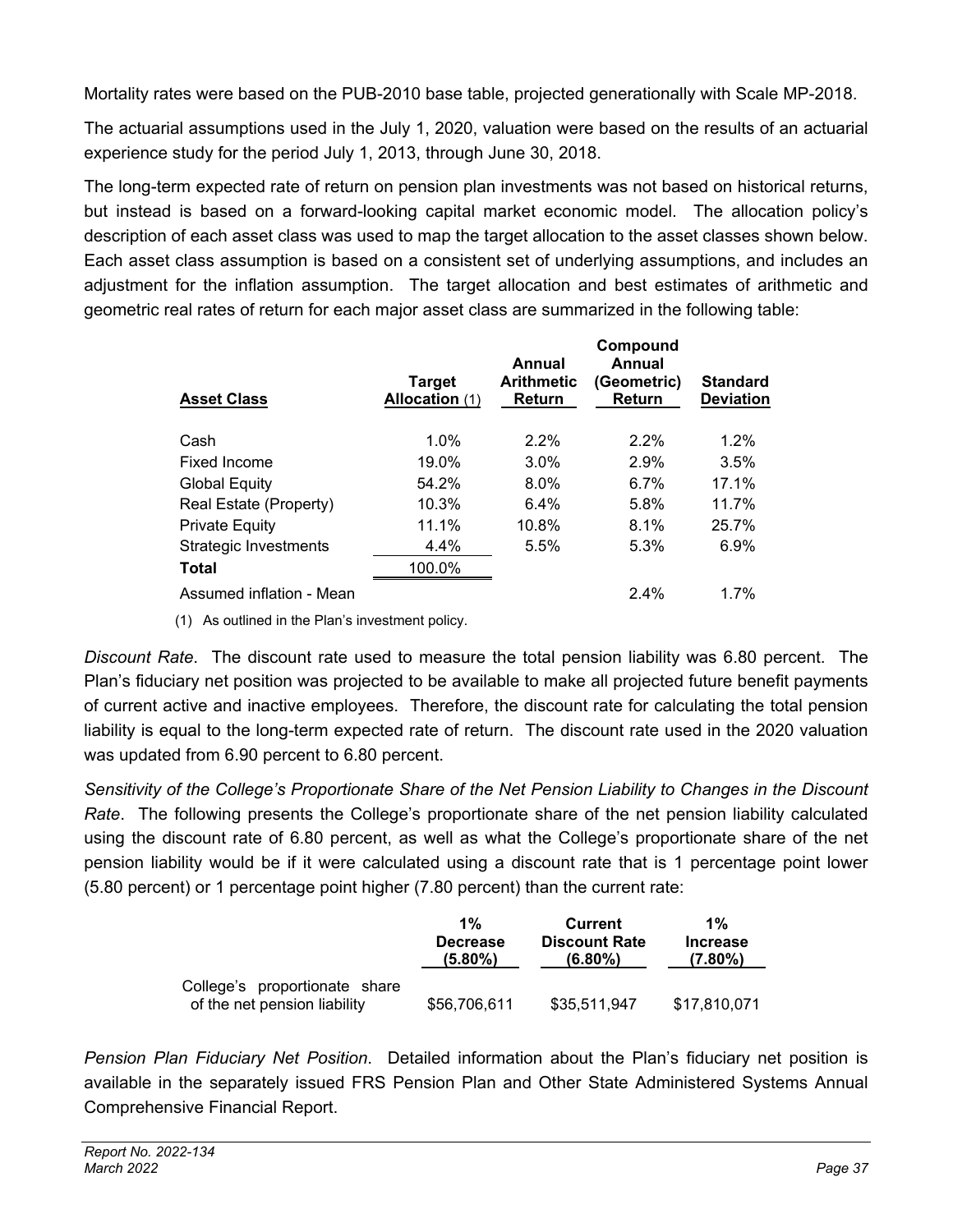Mortality rates were based on the PUB-2010 base table, projected generationally with Scale MP-2018.

The actuarial assumptions used in the July 1, 2020, valuation were based on the results of an actuarial experience study for the period July 1, 2013, through June 30, 2018.

The long-term expected rate of return on pension plan investments was not based on historical returns, but instead is based on a forward-looking capital market economic model. The allocation policy's description of each asset class was used to map the target allocation to the asset classes shown below. Each asset class assumption is based on a consistent set of underlying assumptions, and includes an adjustment for the inflation assumption. The target allocation and best estimates of arithmetic and geometric real rates of return for each major asset class are summarized in the following table:

| Asset Class | Target Allocation (1) | Annual Arithmetic Return | Compound Annual (Geometric) Return | Standard Deviation |
|---|---|---|---|---|
| Cash | 1.0% | 2.2% | 2.2% | 1.2% |
| Fixed Income | 19.0% | 3.0% | 2.9% | 3.5% |
| Global Equity | 54.2% | 8.0% | 6.7% | 17.1% |
| Real Estate (Property) | 10.3% | 6.4% | 5.8% | 11.7% |
| Private Equity | 11.1% | 10.8% | 8.1% | 25.7% |
| Strategic Investments | 4.4% | 5.5% | 5.3% | 6.9% |
| **Total** | 100.0% | | | |
| Assumed inflation - Mean | | | 2.4% | 1.7% |

(1) As outlined in the Plan's investment policy.

*Discount Rate*. The discount rate used to measure the total pension liability was 6.80 percent. The Plan's fiduciary net position was projected to be available to make all projected future benefit payments of current active and inactive employees. Therefore, the discount rate for calculating the total pension liability is equal to the long-term expected rate of return. The discount rate used in the 2020 valuation was updated from 6.90 percent to 6.80 percent.

*Sensitivity of the College's Proportionate Share of the Net Pension Liability to Changes in the Discount Rate*. The following presents the College's proportionate share of the net pension liability calculated using the discount rate of 6.80 percent, as well as what the College's proportionate share of the net pension liability would be if it were calculated using a discount rate that is 1 percentage point lower (5.80 percent) or 1 percentage point higher (7.80 percent) than the current rate:

| | 1% Decrease (5.80%) | Current Discount Rate (6.80%) | 1% Increase (7.80%) |
|---|---|---|---|
| College's proportionate share of the net pension liability | $56,706,611 | $35,511,947 | $17,810,071 |

*Pension Plan Fiduciary Net Position*. Detailed information about the Plan's fiduciary net position is available in the separately issued FRS Pension Plan and Other State Administered Systems Annual Comprehensive Financial Report.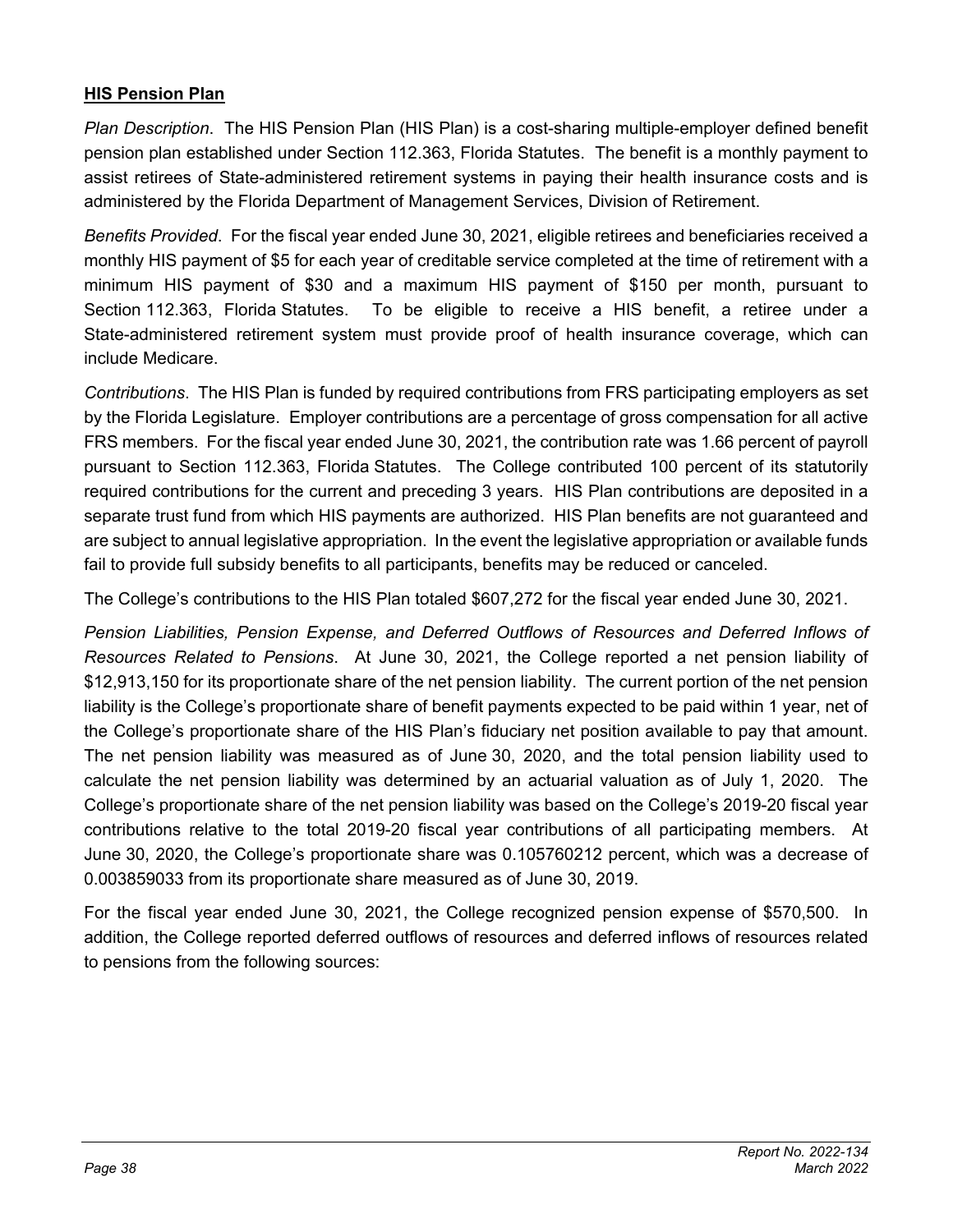## **HIS Pension Plan**

*Plan Description*. The HIS Pension Plan (HIS Plan) is a cost-sharing multiple-employer defined benefit pension plan established under Section 112.363, Florida Statutes. The benefit is a monthly payment to assist retirees of State-administered retirement systems in paying their health insurance costs and is administered by the Florida Department of Management Services, Division of Retirement.

*Benefits Provided*. For the fiscal year ended June 30, 2021, eligible retirees and beneficiaries received a monthly HIS payment of $5 for each year of creditable service completed at the time of retirement with a minimum HIS payment of $30 and a maximum HIS payment of $150 per month, pursuant to Section 112.363, Florida Statutes. To be eligible to receive a HIS benefit, a retiree under a State-administered retirement system must provide proof of health insurance coverage, which can include Medicare.

*Contributions*. The HIS Plan is funded by required contributions from FRS participating employers as set by the Florida Legislature. Employer contributions are a percentage of gross compensation for all active FRS members. For the fiscal year ended June 30, 2021, the contribution rate was 1.66 percent of payroll pursuant to Section 112.363, Florida Statutes. The College contributed 100 percent of its statutorily required contributions for the current and preceding 3 years. HIS Plan contributions are deposited in a separate trust fund from which HIS payments are authorized. HIS Plan benefits are not guaranteed and are subject to annual legislative appropriation. In the event the legislative appropriation or available funds fail to provide full subsidy benefits to all participants, benefits may be reduced or canceled.

The College's contributions to the HIS Plan totaled $607,272 for the fiscal year ended June 30, 2021.

*Pension Liabilities, Pension Expense, and Deferred Outflows of Resources and Deferred Inflows of Resources Related to Pensions*. At June 30, 2021, the College reported a net pension liability of $12,913,150 for its proportionate share of the net pension liability. The current portion of the net pension liability is the College's proportionate share of benefit payments expected to be paid within 1 year, net of the College's proportionate share of the HIS Plan's fiduciary net position available to pay that amount. The net pension liability was measured as of June 30, 2020, and the total pension liability used to calculate the net pension liability was determined by an actuarial valuation as of July 1, 2020. The College's proportionate share of the net pension liability was based on the College's 2019-20 fiscal year contributions relative to the total 2019-20 fiscal year contributions of all participating members. At June 30, 2020, the College's proportionate share was 0.105760212 percent, which was a decrease of 0.003859033 from its proportionate share measured as of June 30, 2019.

For the fiscal year ended June 30, 2021, the College recognized pension expense of $570,500. In addition, the College reported deferred outflows of resources and deferred inflows of resources related to pensions from the following sources: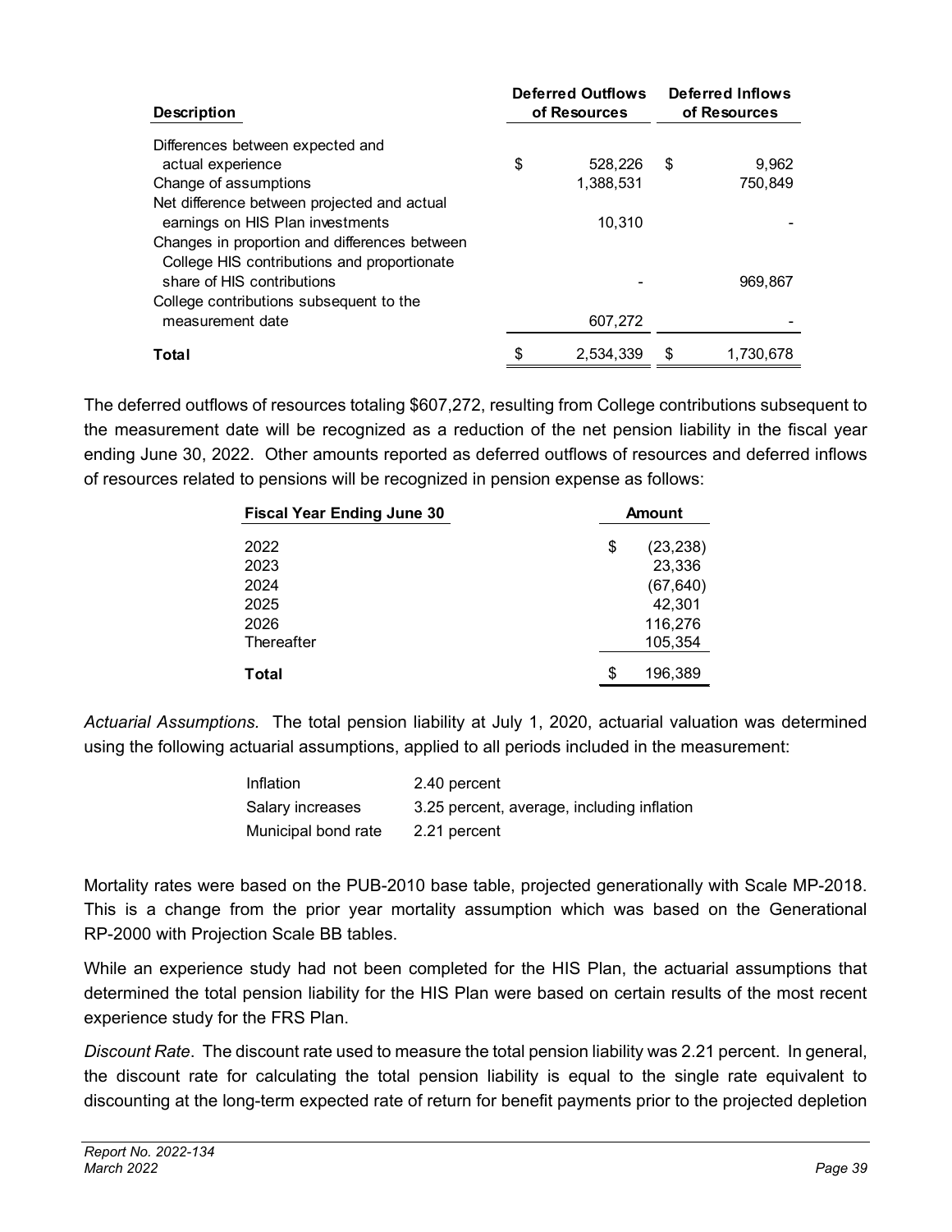| Description | Deferred Outflows of Resources | Deferred Inflows of Resources |
| --- | --- | --- |
| Differences between expected and actual experience | $ 528,226 | $ 9,962 |
| Change of assumptions | 1,388,531 | 750,849 |
| Net difference between projected and actual earnings on HIS Plan investments | 10,310 | - |
| Changes in proportion and differences between College HIS contributions and proportionate share of HIS contributions | - | 969,867 |
| College contributions subsequent to the measurement date | 607,272 | - |
| **Total** | $ 2,534,339 | $ 1,730,678 |

The deferred outflows of resources totaling $607,272, resulting from College contributions subsequent to the measurement date will be recognized as a reduction of the net pension liability in the fiscal year ending June 30, 2022. Other amounts reported as deferred outflows of resources and deferred inflows of resources related to pensions will be recognized in pension expense as follows:

| Fiscal Year Ending June 30 | Amount |
| --- | --- |
| 2022 | $ (23,238) |
| 2023 | 23,336 |
| 2024 | (67,640) |
| 2025 | 42,301 |
| 2026 | 116,276 |
| Thereafter | 105,354 |
| **Total** | $ 196,389 |

*Actuarial Assumptions*. The total pension liability at July 1, 2020, actuarial valuation was determined using the following actuarial assumptions, applied to all periods included in the measurement:

| | |
| --- | --- |
| Inflation | 2.40 percent |
| Salary increases | 3.25 percent, average, including inflation |
| Municipal bond rate | 2.21 percent |

Mortality rates were based on the PUB-2010 base table, projected generationally with Scale MP-2018. This is a change from the prior year mortality assumption which was based on the Generational RP-2000 with Projection Scale BB tables.

While an experience study had not been completed for the HIS Plan, the actuarial assumptions that determined the total pension liability for the HIS Plan were based on certain results of the most recent experience study for the FRS Plan.

*Discount Rate*. The discount rate used to measure the total pension liability was 2.21 percent. In general, the discount rate for calculating the total pension liability is equal to the single rate equivalent to discounting at the long-term expected rate of return for benefit payments prior to the projected depletion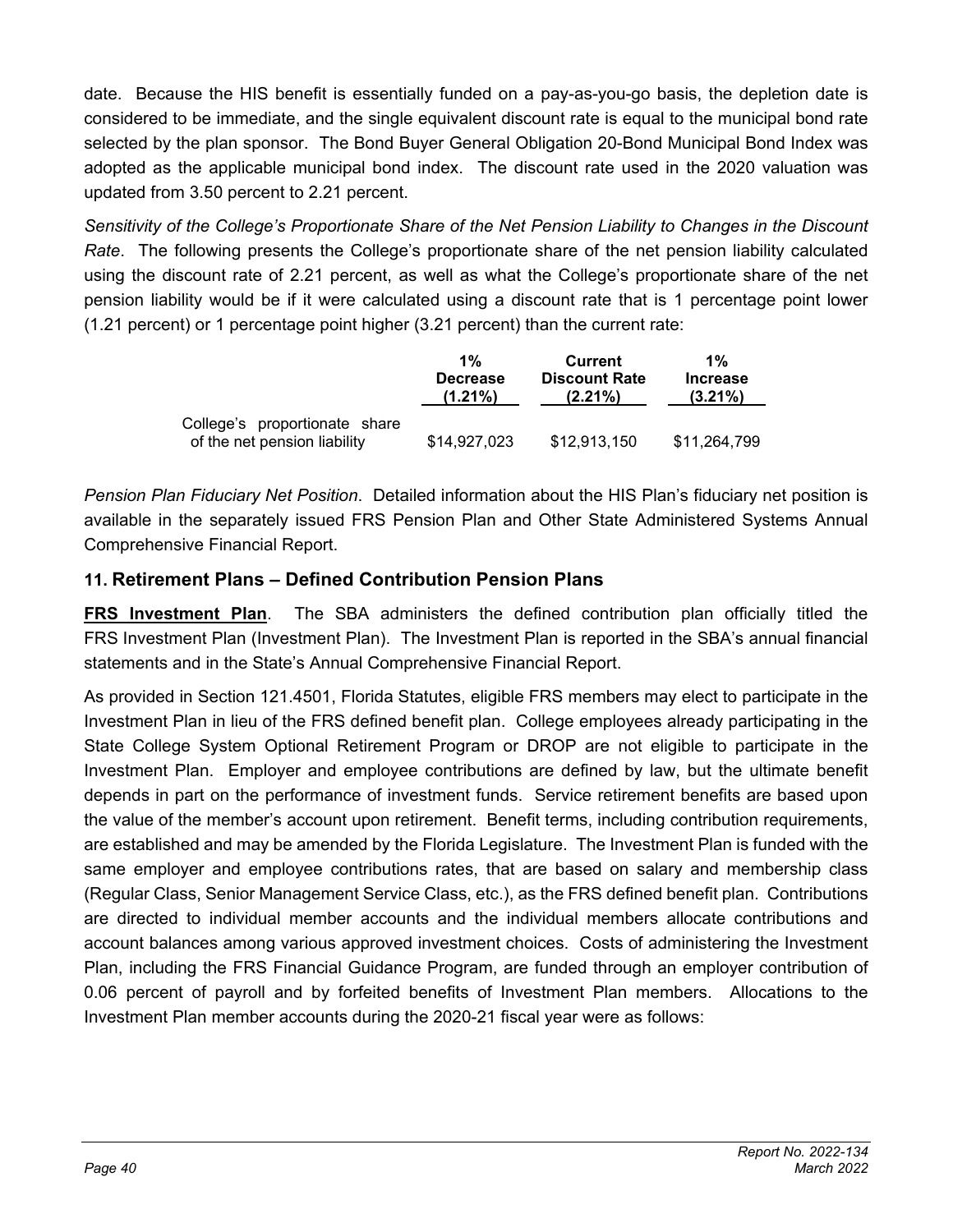date. Because the HIS benefit is essentially funded on a pay-as-you-go basis, the depletion date is considered to be immediate, and the single equivalent discount rate is equal to the municipal bond rate selected by the plan sponsor. The Bond Buyer General Obligation 20-Bond Municipal Bond Index was adopted as the applicable municipal bond index. The discount rate used in the 2020 valuation was updated from 3.50 percent to 2.21 percent.

*Sensitivity of the College's Proportionate Share of the Net Pension Liability to Changes in the Discount Rate*. The following presents the College's proportionate share of the net pension liability calculated using the discount rate of 2.21 percent, as well as what the College's proportionate share of the net pension liability would be if it were calculated using a discount rate that is 1 percentage point lower (1.21 percent) or 1 percentage point higher (3.21 percent) than the current rate:

| | 1% Decrease (1.21%) | Current Discount Rate (2.21%) | 1% Increase (3.21%) |
|---|---|---|---|
| College's proportionate share of the net pension liability | $14,927,023 | $12,913,150 | $11,264,799 |

*Pension Plan Fiduciary Net Position*. Detailed information about the HIS Plan's fiduciary net position is available in the separately issued FRS Pension Plan and Other State Administered Systems Annual Comprehensive Financial Report.

## 11. Retirement Plans – Defined Contribution Pension Plans

**FRS Investment Plan**. The SBA administers the defined contribution plan officially titled the FRS Investment Plan (Investment Plan). The Investment Plan is reported in the SBA's annual financial statements and in the State's Annual Comprehensive Financial Report.

As provided in Section 121.4501, Florida Statutes, eligible FRS members may elect to participate in the Investment Plan in lieu of the FRS defined benefit plan. College employees already participating in the State College System Optional Retirement Program or DROP are not eligible to participate in the Investment Plan. Employer and employee contributions are defined by law, but the ultimate benefit depends in part on the performance of investment funds. Service retirement benefits are based upon the value of the member's account upon retirement. Benefit terms, including contribution requirements, are established and may be amended by the Florida Legislature. The Investment Plan is funded with the same employer and employee contributions rates, that are based on salary and membership class (Regular Class, Senior Management Service Class, etc.), as the FRS defined benefit plan. Contributions are directed to individual member accounts and the individual members allocate contributions and account balances among various approved investment choices. Costs of administering the Investment Plan, including the FRS Financial Guidance Program, are funded through an employer contribution of 0.06 percent of payroll and by forfeited benefits of Investment Plan members. Allocations to the Investment Plan member accounts during the 2020-21 fiscal year were as follows: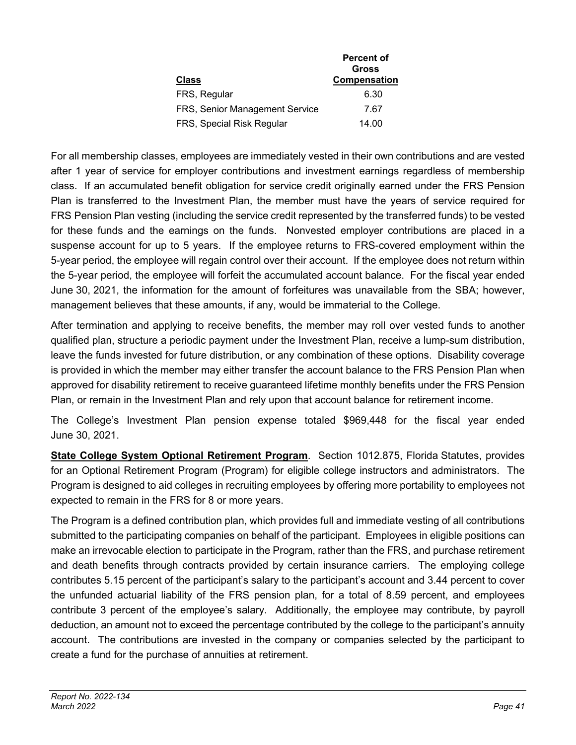| Class | Percent of Gross Compensation |
|---|---|
| FRS, Regular | 6.30 |
| FRS, Senior Management Service | 7.67 |
| FRS, Special Risk Regular | 14.00 |

For all membership classes, employees are immediately vested in their own contributions and are vested after 1 year of service for employer contributions and investment earnings regardless of membership class. If an accumulated benefit obligation for service credit originally earned under the FRS Pension Plan is transferred to the Investment Plan, the member must have the years of service required for FRS Pension Plan vesting (including the service credit represented by the transferred funds) to be vested for these funds and the earnings on the funds. Nonvested employer contributions are placed in a suspense account for up to 5 years. If the employee returns to FRS-covered employment within the 5-year period, the employee will regain control over their account. If the employee does not return within the 5-year period, the employee will forfeit the accumulated account balance. For the fiscal year ended June 30, 2021, the information for the amount of forfeitures was unavailable from the SBA; however, management believes that these amounts, if any, would be immaterial to the College.

After termination and applying to receive benefits, the member may roll over vested funds to another qualified plan, structure a periodic payment under the Investment Plan, receive a lump-sum distribution, leave the funds invested for future distribution, or any combination of these options. Disability coverage is provided in which the member may either transfer the account balance to the FRS Pension Plan when approved for disability retirement to receive guaranteed lifetime monthly benefits under the FRS Pension Plan, or remain in the Investment Plan and rely upon that account balance for retirement income.

The College's Investment Plan pension expense totaled $969,448 for the fiscal year ended June 30, 2021.

**State College System Optional Retirement Program**. Section 1012.875, Florida Statutes, provides for an Optional Retirement Program (Program) for eligible college instructors and administrators. The Program is designed to aid colleges in recruiting employees by offering more portability to employees not expected to remain in the FRS for 8 or more years.

The Program is a defined contribution plan, which provides full and immediate vesting of all contributions submitted to the participating companies on behalf of the participant. Employees in eligible positions can make an irrevocable election to participate in the Program, rather than the FRS, and purchase retirement and death benefits through contracts provided by certain insurance carriers. The employing college contributes 5.15 percent of the participant's salary to the participant's account and 3.44 percent to cover the unfunded actuarial liability of the FRS pension plan, for a total of 8.59 percent, and employees contribute 3 percent of the employee's salary. Additionally, the employee may contribute, by payroll deduction, an amount not to exceed the percentage contributed by the college to the participant's annuity account. The contributions are invested in the company or companies selected by the participant to create a fund for the purchase of annuities at retirement.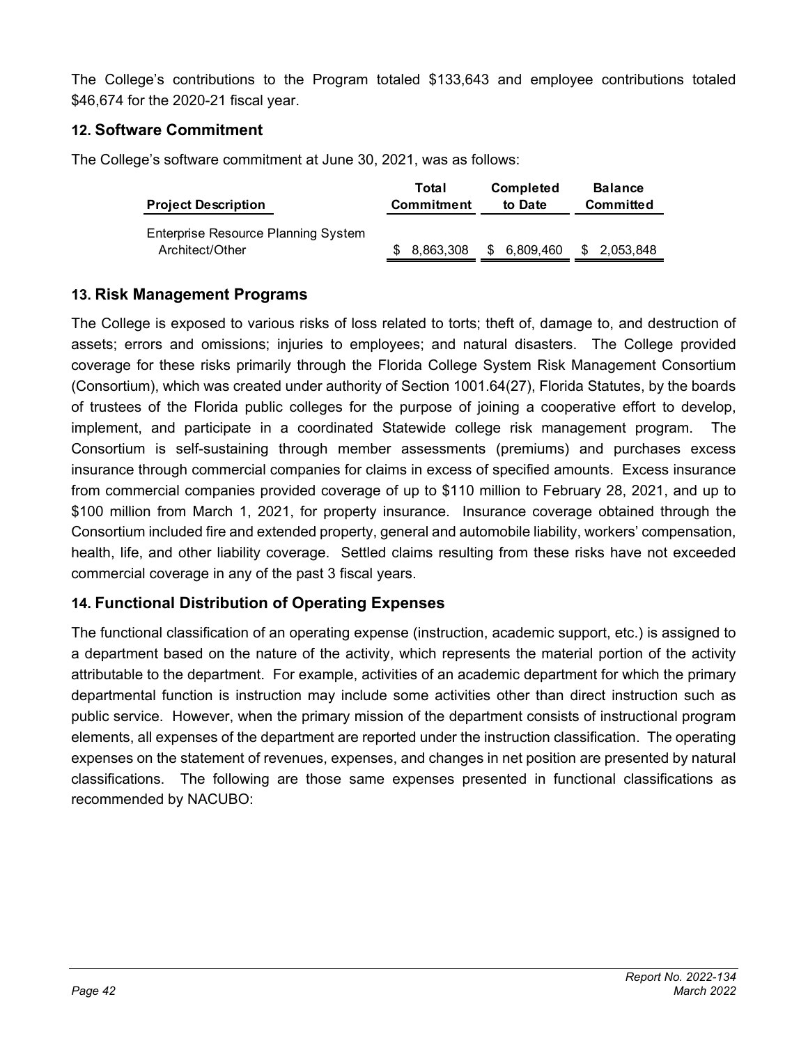The College's contributions to the Program totaled $133,643 and employee contributions totaled $46,674 for the 2020-21 fiscal year.

## 12. Software Commitment

The College's software commitment at June 30, 2021, was as follows:

| Project Description | Total Commitment | Completed to Date | Balance Committed |
|---|---|---|---|
| Enterprise Resource Planning System Architect/Other | $ 8,863,308 | $ 6,809,460 | $ 2,053,848 |

## 13. Risk Management Programs

The College is exposed to various risks of loss related to torts; theft of, damage to, and destruction of assets; errors and omissions; injuries to employees; and natural disasters. The College provided coverage for these risks primarily through the Florida College System Risk Management Consortium (Consortium), which was created under authority of Section 1001.64(27), Florida Statutes, by the boards of trustees of the Florida public colleges for the purpose of joining a cooperative effort to develop, implement, and participate in a coordinated Statewide college risk management program. The Consortium is self-sustaining through member assessments (premiums) and purchases excess insurance through commercial companies for claims in excess of specified amounts. Excess insurance from commercial companies provided coverage of up to $110 million to February 28, 2021, and up to $100 million from March 1, 2021, for property insurance. Insurance coverage obtained through the Consortium included fire and extended property, general and automobile liability, workers' compensation, health, life, and other liability coverage. Settled claims resulting from these risks have not exceeded commercial coverage in any of the past 3 fiscal years.

## 14. Functional Distribution of Operating Expenses

The functional classification of an operating expense (instruction, academic support, etc.) is assigned to a department based on the nature of the activity, which represents the material portion of the activity attributable to the department. For example, activities of an academic department for which the primary departmental function is instruction may include some activities other than direct instruction such as public service. However, when the primary mission of the department consists of instructional program elements, all expenses of the department are reported under the instruction classification. The operating expenses on the statement of revenues, expenses, and changes in net position are presented by natural classifications. The following are those same expenses presented in functional classifications as recommended by NACUBO: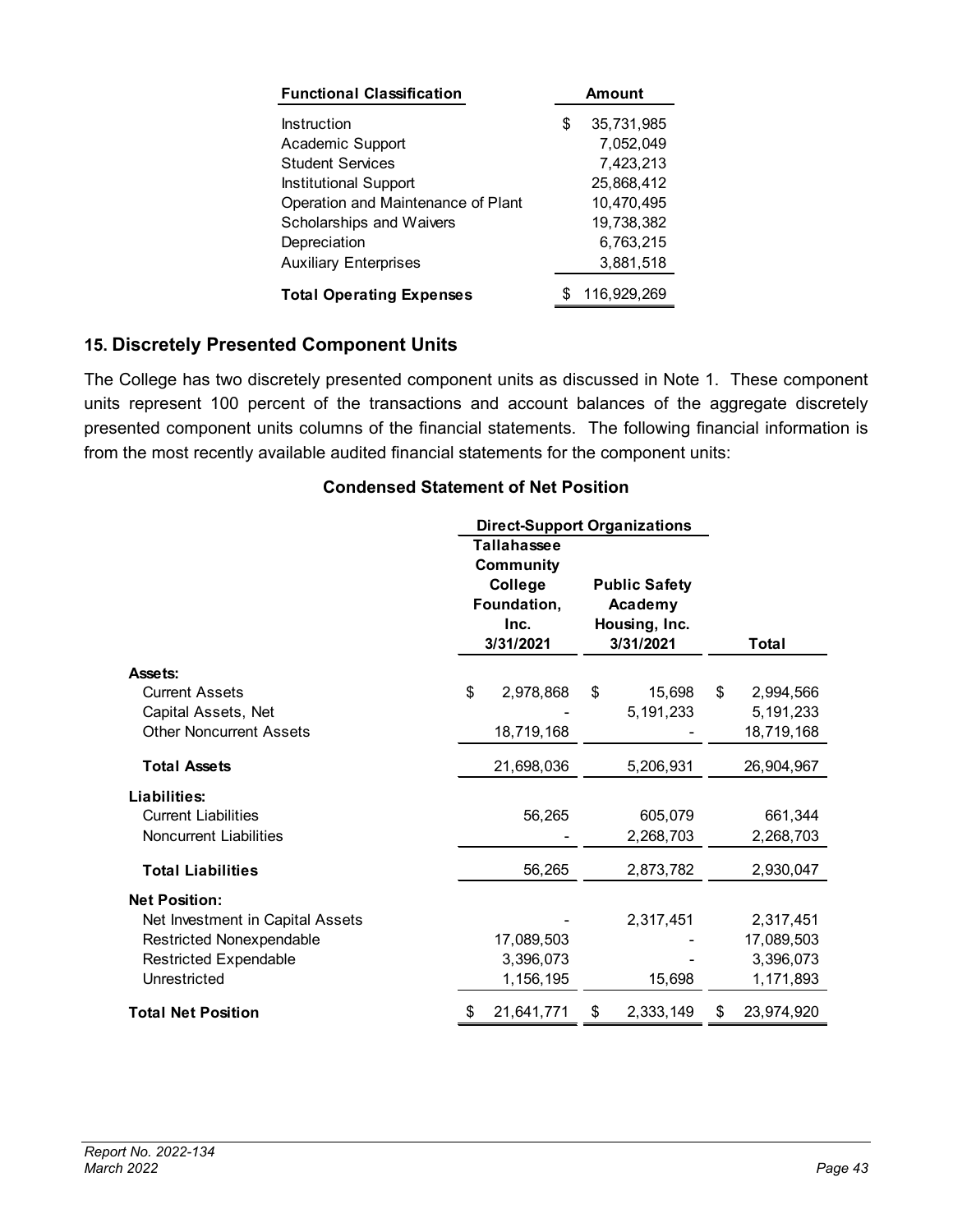| Functional Classification | Amount |
|---|---|
| Instruction | $ 35,731,985 |
| Academic Support | 7,052,049 |
| Student Services | 7,423,213 |
| Institutional Support | 25,868,412 |
| Operation and Maintenance of Plant | 10,470,495 |
| Scholarships and Waivers | 19,738,382 |
| Depreciation | 6,763,215 |
| Auxiliary Enterprises | 3,881,518 |
| **Total Operating Expenses** | $ 116,929,269 |

## 15. Discretely Presented Component Units

The College has two discretely presented component units as discussed in Note 1. These component units represent 100 percent of the transactions and account balances of the aggregate discretely presented component units columns of the financial statements. The following financial information is from the most recently available audited financial statements for the component units:

### Condensed Statement of Net Position

| | Direct-Support Organizations | | |
|---|---|---|---|
| | Tallahassee Community College Foundation, Inc. 3/31/2021 | Public Safety Academy Housing, Inc. 3/31/2021 | Total |
| **Assets:** | | | |
| Current Assets | $ 2,978,868 | $ 15,698 | $ 2,994,566 |
| Capital Assets, Net | - | 5,191,233 | 5,191,233 |
| Other Noncurrent Assets | 18,719,168 | - | 18,719,168 |
| **Total Assets** | 21,698,036 | 5,206,931 | 26,904,967 |
| **Liabilities:** | | | |
| Current Liabilities | 56,265 | 605,079 | 661,344 |
| Noncurrent Liabilities | - | 2,268,703 | 2,268,703 |
| **Total Liabilities** | 56,265 | 2,873,782 | 2,930,047 |
| **Net Position:** | | | |
| Net Investment in Capital Assets | - | 2,317,451 | 2,317,451 |
| Restricted Nonexpendable | 17,089,503 | - | 17,089,503 |
| Restricted Expendable | 3,396,073 | - | 3,396,073 |
| Unrestricted | 1,156,195 | 15,698 | 1,171,893 |
| **Total Net Position** | $ 21,641,771 | $ 2,333,149 | $ 23,974,920 |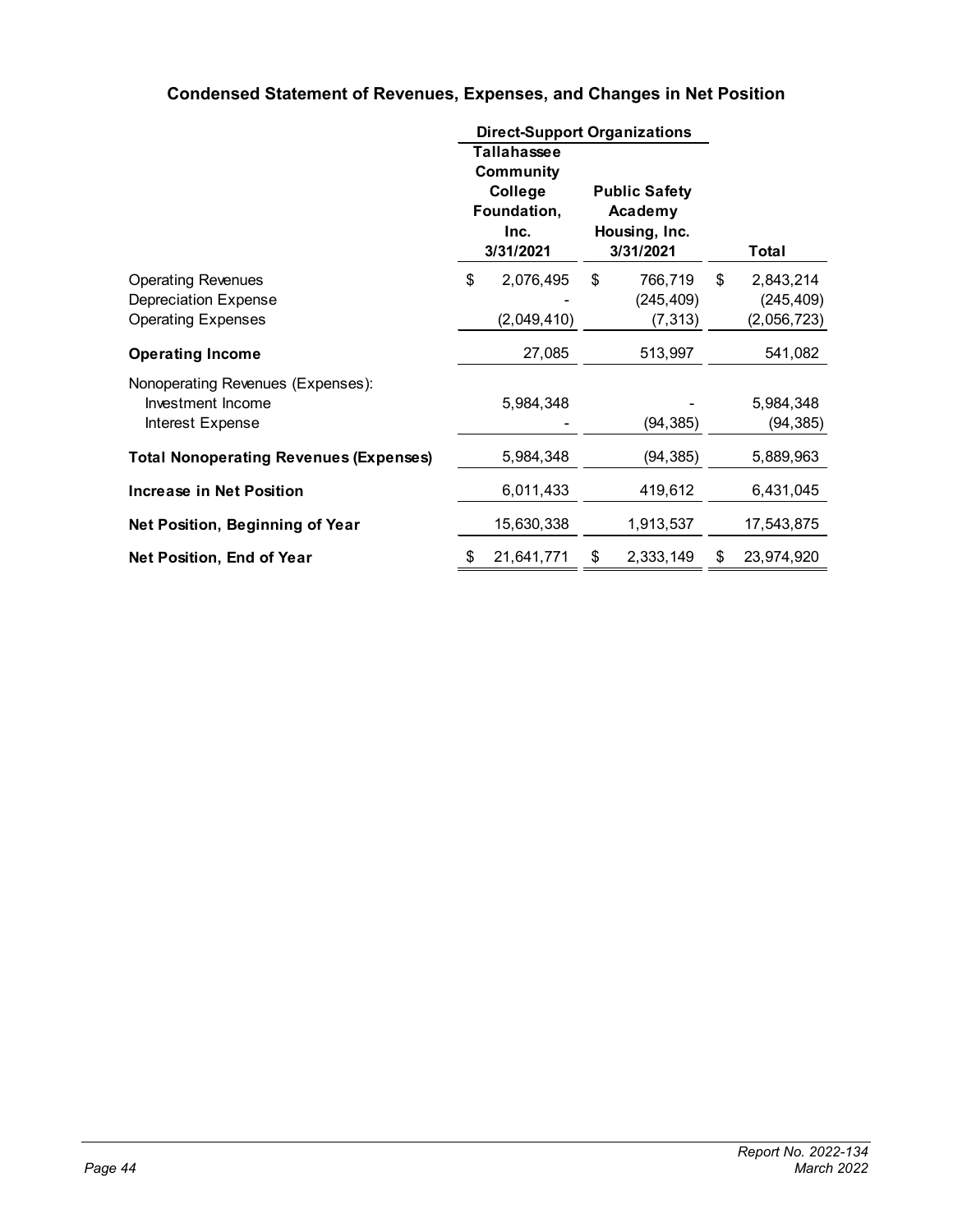## Condensed Statement of Revenues, Expenses, and Changes in Net Position

| | Direct-Support Organizations | | |
|---|---|---|---|
| | **Tallahassee Community College Foundation, Inc. 3/31/2021** | **Public Safety Academy Housing, Inc. 3/31/2021** | **Total** |
| Operating Revenues | $ 2,076,495 | $ 766,719 | $ 2,843,214 |
| Depreciation Expense | - | (245,409) | (245,409) |
| Operating Expenses | (2,049,410) | (7,313) | (2,056,723) |
| **Operating Income** | 27,085 | 513,997 | 541,082 |
| Nonoperating Revenues (Expenses): | | | |
| Investment Income | 5,984,348 | - | 5,984,348 |
| Interest Expense | - | (94,385) | (94,385) |
| **Total Nonoperating Revenues (Expenses)** | 5,984,348 | (94,385) | 5,889,963 |
| **Increase in Net Position** | 6,011,433 | 419,612 | 6,431,045 |
| **Net Position, Beginning of Year** | 15,630,338 | 1,913,537 | 17,543,875 |
| **Net Position, End of Year** | $ 21,641,771 | $ 2,333,149 | $ 23,974,920 |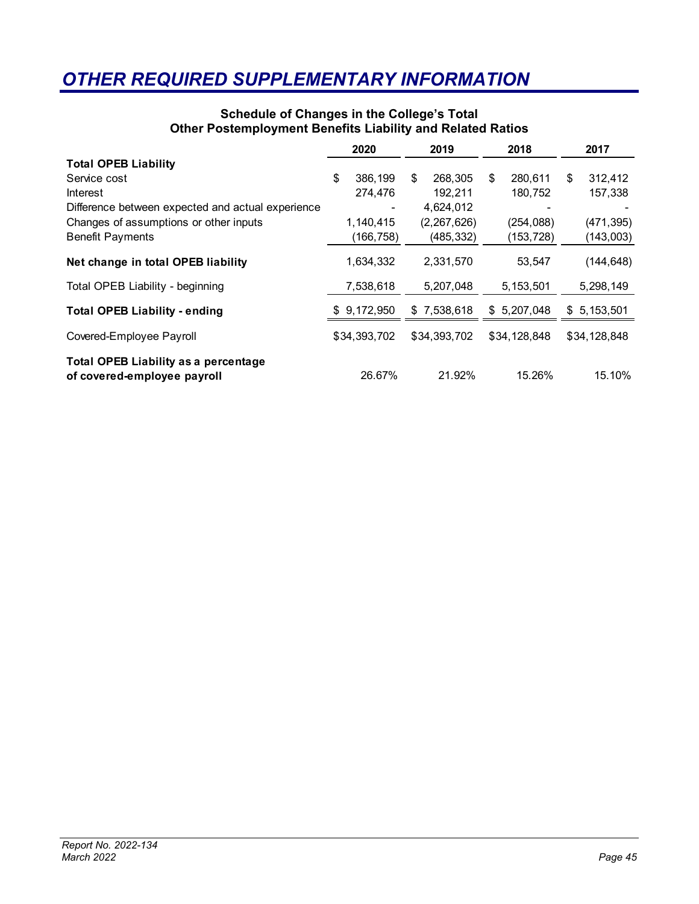# OTHER REQUIRED SUPPLEMENTARY INFORMATION

### Schedule of Changes in the College's Total Other Postemployment Benefits Liability and Related Ratios

| | 2020 | 2019 | 2018 | 2017 |
|---|---|---|---|---|
| **Total OPEB Liability** | | | | |
| Service cost | $ 386,199 | $ 268,305 | $ 280,611 | $ 312,412 |
| Interest | 274,476 | 192,211 | 180,752 | 157,338 |
| Difference between expected and actual experience | - | 4,624,012 | - | - |
| Changes of assumptions or other inputs | 1,140,415 | (2,267,626) | (254,088) | (471,395) |
| Benefit Payments | (166,758) | (485,332) | (153,728) | (143,003) |
| **Net change in total OPEB liability** | 1,634,332 | 2,331,570 | 53,547 | (144,648) |
| Total OPEB Liability - beginning | 7,538,618 | 5,207,048 | 5,153,501 | 5,298,149 |
| **Total OPEB Liability - ending** | $ 9,172,950 | $ 7,538,618 | $ 5,207,048 | $ 5,153,501 |
| Covered-Employee Payroll | $34,393,702 | $34,393,702 | $34,128,848 | $34,128,848 |
| **Total OPEB Liability as a percentage of covered-employee payroll** | 26.67% | 21.92% | 15.26% | 15.10% |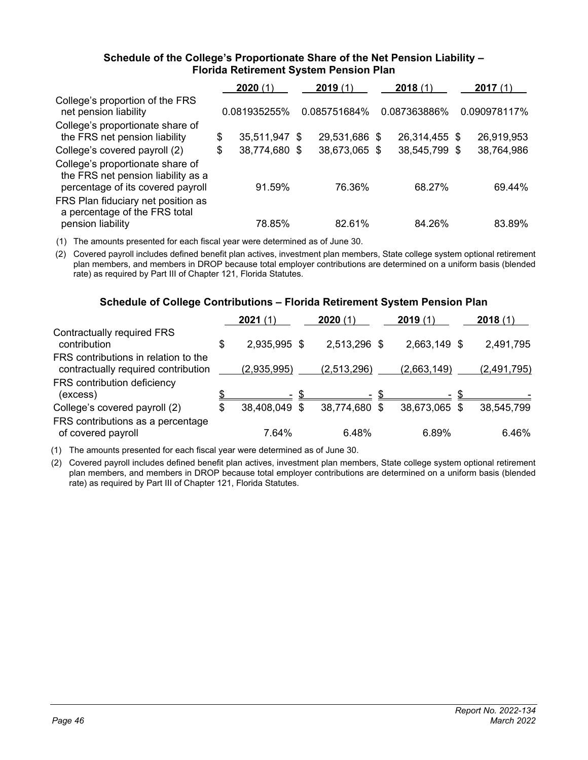### Schedule of the College's Proportionate Share of the Net Pension Liability – Florida Retirement System Pension Plan

| | **2020** (1) | **2019** (1) | **2018** (1) | **2017** (1) |
|---|---|---|---|---|
| College's proportion of the FRS net pension liability | 0.081935255% | 0.085751684% | 0.087363886% | 0.090978117% |
| College's proportionate share of the FRS net pension liability | $ 35,511,947 | $ 29,531,686 | $ 26,314,455 | $ 26,919,953 |
| College's covered payroll (2) | $ 38,774,680 | $ 38,673,065 | $ 38,545,799 | $ 38,764,986 |
| College's proportionate share of the FRS net pension liability as a percentage of its covered payroll | 91.59% | 76.36% | 68.27% | 69.44% |
| FRS Plan fiduciary net position as a percentage of the FRS total pension liability | 78.85% | 82.61% | 84.26% | 83.89% |

(1) The amounts presented for each fiscal year were determined as of June 30.

(2) Covered payroll includes defined benefit plan actives, investment plan members, State college system optional retirement plan members, and members in DROP because total employer contributions are determined on a uniform basis (blended rate) as required by Part III of Chapter 121, Florida Statutes.

### Schedule of College Contributions – Florida Retirement System Pension Plan

| | **2021** (1) | **2020** (1) | **2019** (1) | **2018** (1) |
|---|---|---|---|---|
| Contractually required FRS contribution | $ 2,935,995 | $ 2,513,296 | $ 2,663,149 | $ 2,491,795 |
| FRS contributions in relation to the contractually required contribution | (2,935,995) | (2,513,296) | (2,663,149) | (2,491,795) |
| FRS contribution deficiency (excess) | $ - | $ - | $ - | $ - |
| College's covered payroll (2) | $ 38,408,049 | $ 38,774,680 | $ 38,673,065 | $ 38,545,799 |
| FRS contributions as a percentage of covered payroll | 7.64% | 6.48% | 6.89% | 6.46% |

(1) The amounts presented for each fiscal year were determined as of June 30.

(2) Covered payroll includes defined benefit plan actives, investment plan members, State college system optional retirement plan members, and members in DROP because total employer contributions are determined on a uniform basis (blended rate) as required by Part III of Chapter 121, Florida Statutes.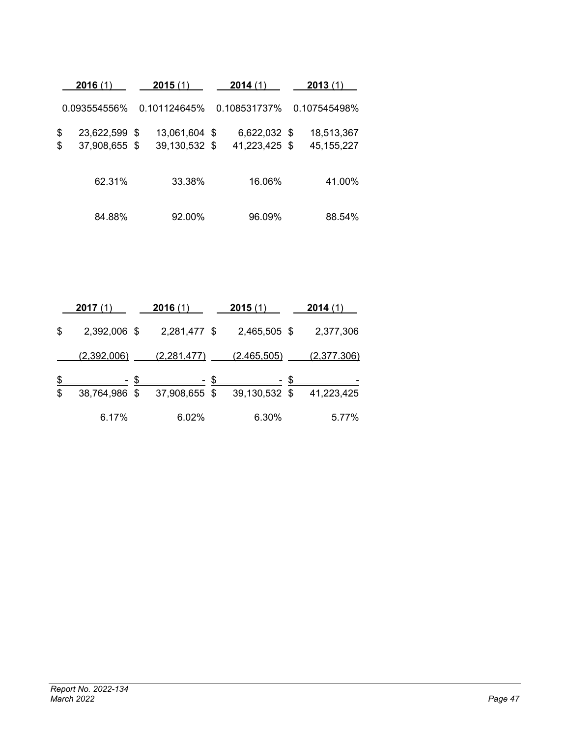| 2016 (1) | 2015 (1) | 2014 (1) | 2013 (1) |
|---|---|---|---|
| 0.093554556% | 0.101124645% | 0.108531737% | 0.107545498% |
| $ 23,622,599 | $ 13,061,604 | $ 6,622,032 | $ 18,513,367 |
| $ 37,908,655 | $ 39,130,532 | $ 41,223,425 | $ 45,155,227 |
| 62.31% | 33.38% | 16.06% | 41.00% |
| 84.88% | 92.00% | 96.09% | 88.54% |

| 2017 (1) | 2016 (1) | 2015 (1) | 2014 (1) |
|---|---|---|---|
| $ 2,392,006 | $ 2,281,477 | $ 2,465,505 | $ 2,377,306 |
| (2,392,006) | (2,281,477) | (2.465,505) | (2,377.306) |
| $ - | $ - | $ - | $ - |
| $ 38,764,986 | $ 37,908,655 | $ 39,130,532 | $ 41,223,425 |
| 6.17% | 6.02% | 6.30% | 5.77% |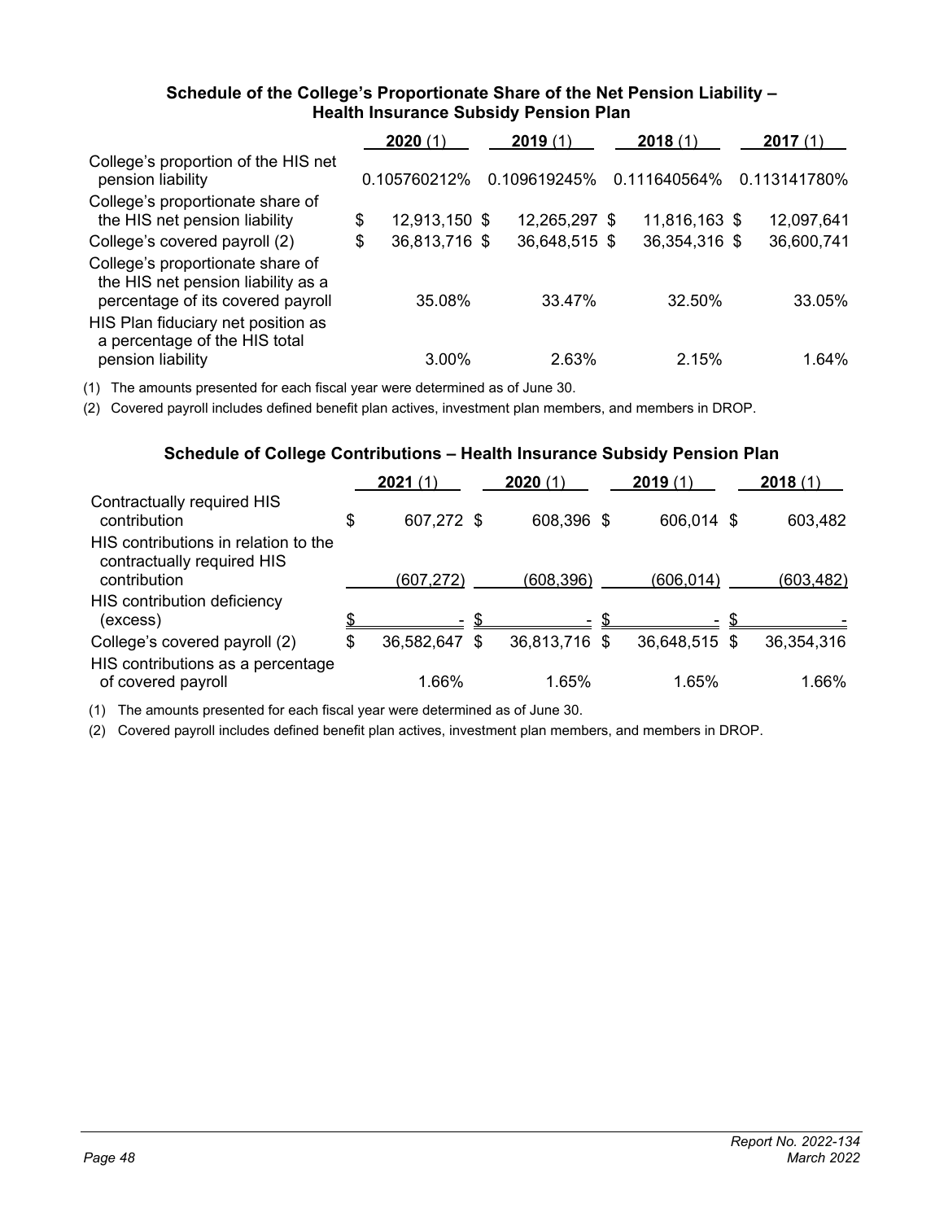### Schedule of the College's Proportionate Share of the Net Pension Liability – Health Insurance Subsidy Pension Plan

| | **2020** (1) | **2019** (1) | **2018** (1) | **2017** (1) |
|---|---|---|---|---|
| College's proportion of the HIS net pension liability | 0.105760212% | 0.109619245% | 0.111640564% | 0.113141780% |
| College's proportionate share of the HIS net pension liability | $ 12,913,150 | $ 12,265,297 | $ 11,816,163 | $ 12,097,641 |
| College's covered payroll (2) | $ 36,813,716 | $ 36,648,515 | $ 36,354,316 | $ 36,600,741 |
| College's proportionate share of the HIS net pension liability as a percentage of its covered payroll | 35.08% | 33.47% | 32.50% | 33.05% |
| HIS Plan fiduciary net position as a percentage of the HIS total pension liability | 3.00% | 2.63% | 2.15% | 1.64% |

(1) The amounts presented for each fiscal year were determined as of June 30.

(2) Covered payroll includes defined benefit plan actives, investment plan members, and members in DROP.

### Schedule of College Contributions – Health Insurance Subsidy Pension Plan

| | **2021** (1) | **2020** (1) | **2019** (1) | **2018** (1) |
|---|---|---|---|---|
| Contractually required HIS contribution | $ 607,272 | $ 608,396 | $ 606,014 | $ 603,482 |
| HIS contributions in relation to the contractually required HIS contribution | (607,272) | (608,396) | (606,014) | (603,482) |
| HIS contribution deficiency (excess) | $ - | $ - | $ - | $ - |
| College's covered payroll (2) | $ 36,582,647 | $ 36,813,716 | $ 36,648,515 | $ 36,354,316 |
| HIS contributions as a percentage of covered payroll | 1.66% | 1.65% | 1.65% | 1.66% |

(1) The amounts presented for each fiscal year were determined as of June 30.

(2) Covered payroll includes defined benefit plan actives, investment plan members, and members in DROP.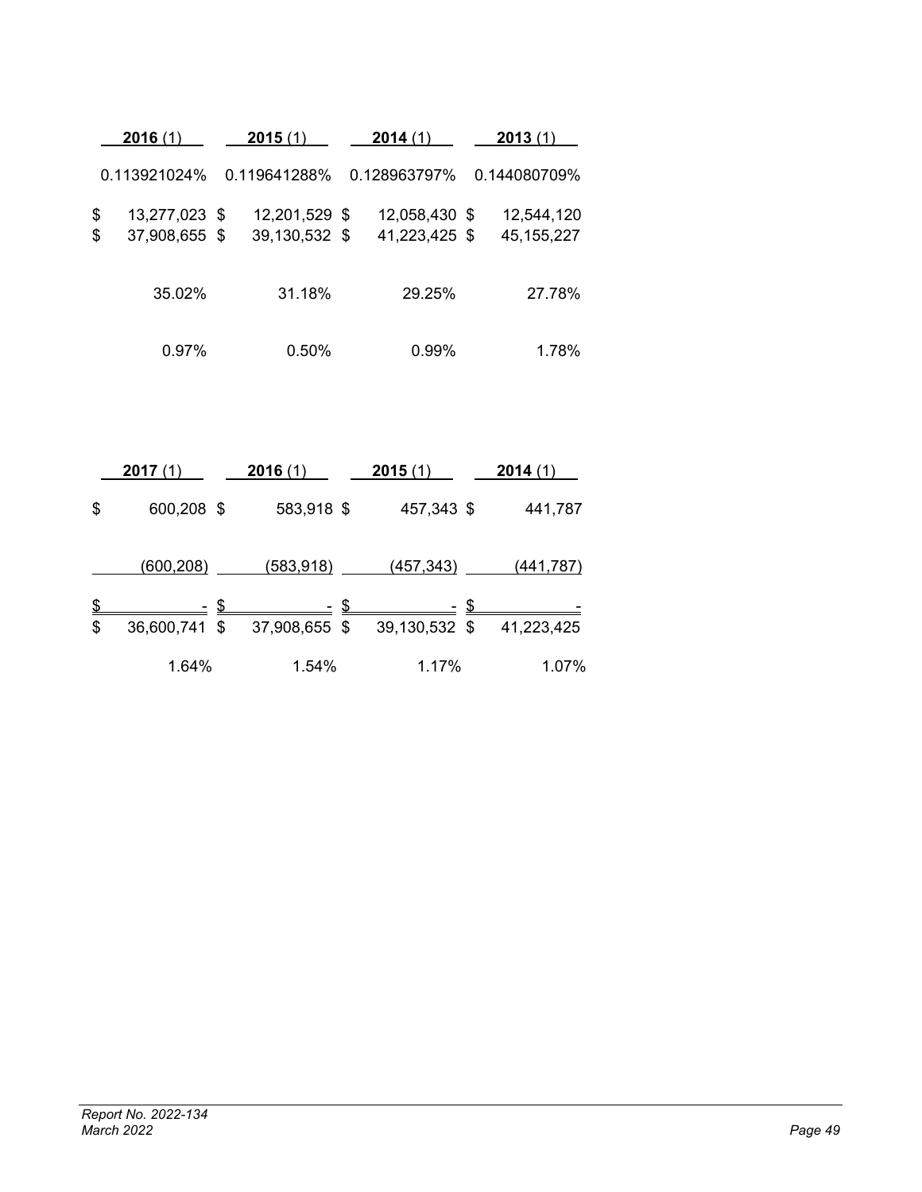| 2016 (1) | 2015 (1) | 2014 (1) | 2013 (1) |
|---|---|---|---|
| 0.113921024% | 0.119641288% | 0.128963797% | 0.144080709% |
| $ 13,277,023 | $ 12,201,529 | $ 12,058,430 | $ 12,544,120 |
| $ 37,908,655 | $ 39,130,532 | $ 41,223,425 | $ 45,155,227 |
| 35.02% | 31.18% | 29.25% | 27.78% |
| 0.97% | 0.50% | 0.99% | 1.78% |

| 2017 (1) | 2016 (1) | 2015 (1) | 2014 (1) |
|---|---|---|---|
| $ 600,208 | $ 583,918 | $ 457,343 | $ 441,787 |
| (600,208) | (583,918) | (457,343) | (441,787) |
| $ - | $ - | $ - | $ - |
| $ 36,600,741 | $ 37,908,655 | $ 39,130,532 | $ 41,223,425 |
| 1.64% | 1.54% | 1.17% | 1.07% |

*Report No. 2022-134*
*March 2022*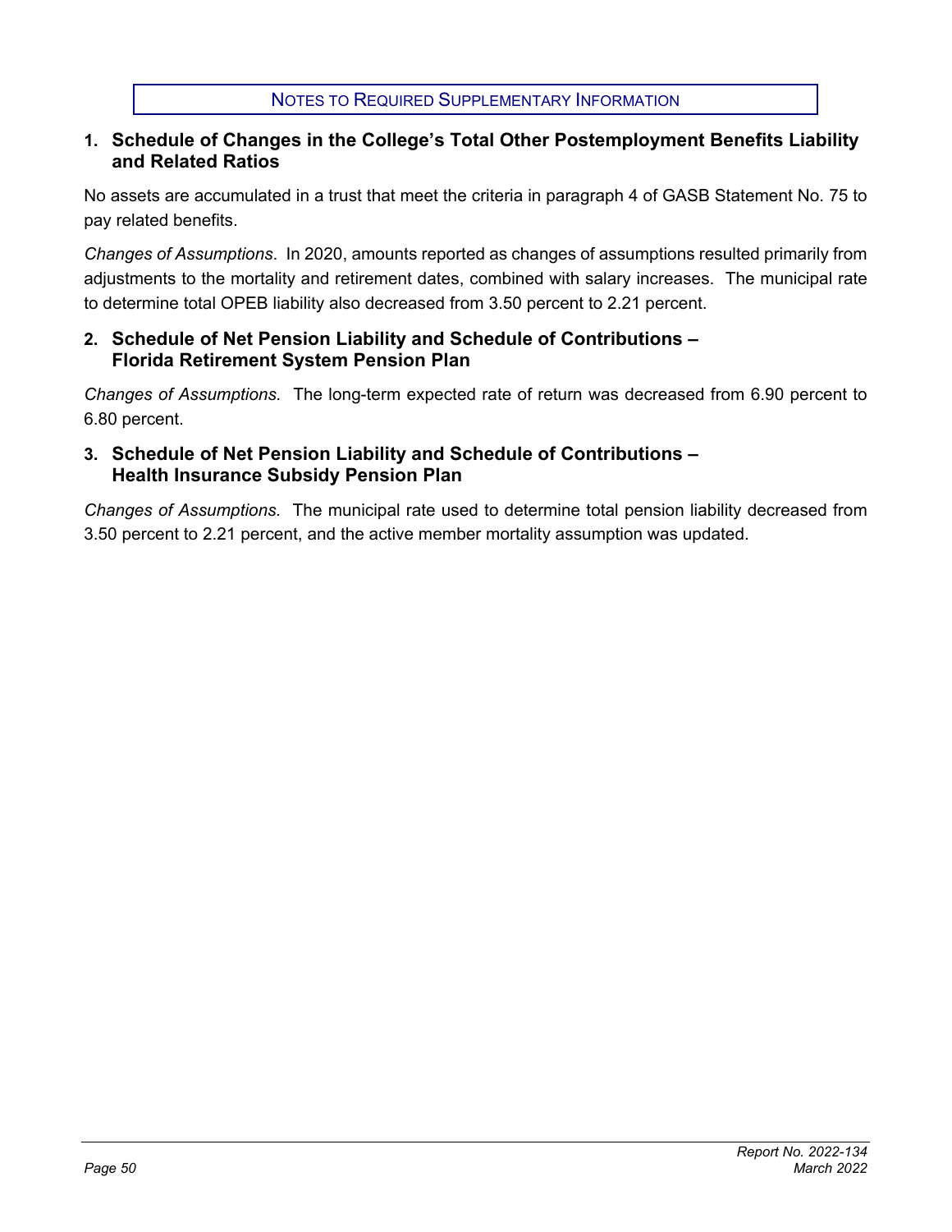# Notes to Required Supplementary Information

## 1. Schedule of Changes in the College's Total Other Postemployment Benefits Liability and Related Ratios

No assets are accumulated in a trust that meet the criteria in paragraph 4 of GASB Statement No. 75 to pay related benefits.

*Changes of Assumptions*. In 2020, amounts reported as changes of assumptions resulted primarily from adjustments to the mortality and retirement dates, combined with salary increases. The municipal rate to determine total OPEB liability also decreased from 3.50 percent to 2.21 percent.

## 2. Schedule of Net Pension Liability and Schedule of Contributions – Florida Retirement System Pension Plan

*Changes of Assumptions.* The long-term expected rate of return was decreased from 6.90 percent to 6.80 percent.

## 3. Schedule of Net Pension Liability and Schedule of Contributions – Health Insurance Subsidy Pension Plan

*Changes of Assumptions.* The municipal rate used to determine total pension liability decreased from 3.50 percent to 2.21 percent, and the active member mortality assumption was updated.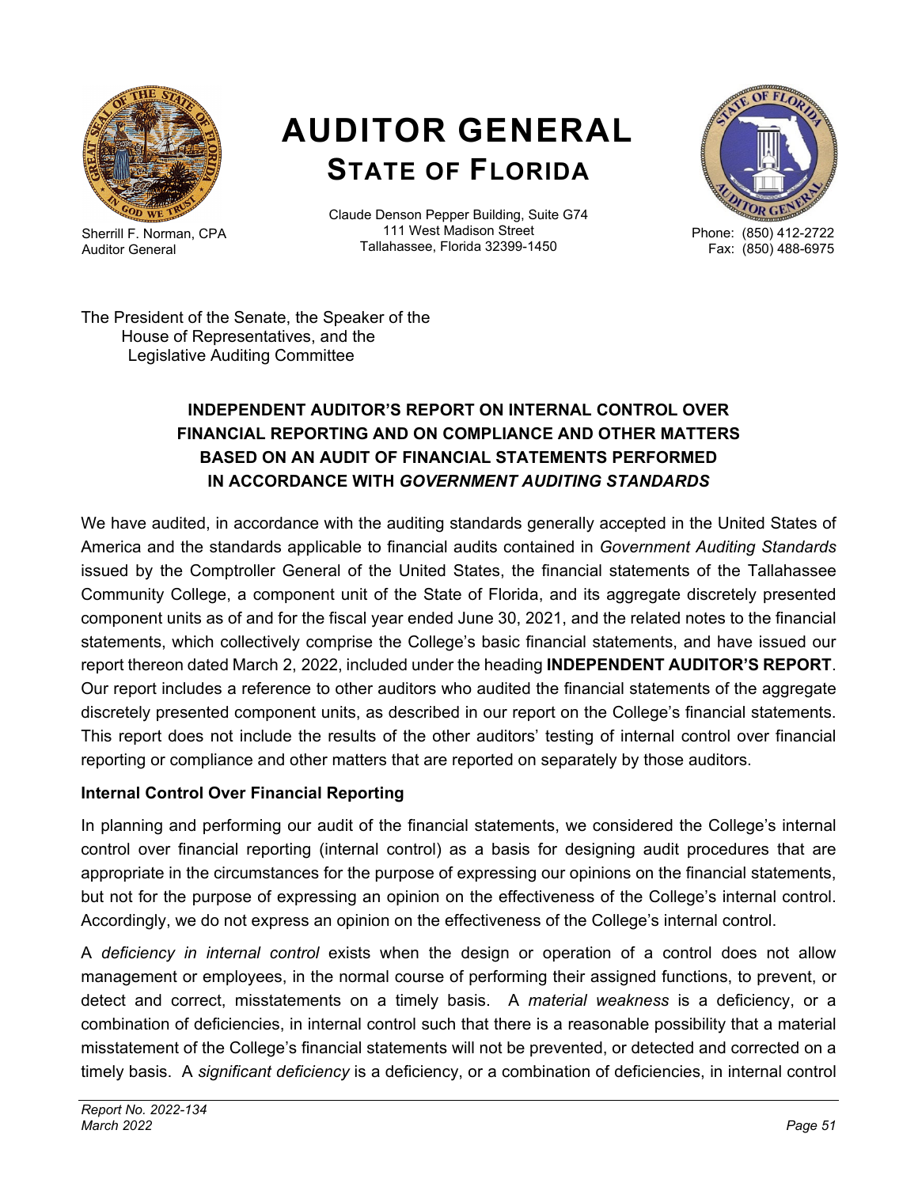# AUDITOR GENERAL
## STATE OF FLORIDA

Sherrill F. Norman, CPA
Auditor General

Claude Denson Pepper Building, Suite G74
111 West Madison Street
Tallahassee, Florida 32399-1450

Phone: (850) 412-2722
Fax: (850) 488-6975

The President of the Senate, the Speaker of the
House of Representatives, and the
Legislative Auditing Committee

### INDEPENDENT AUDITOR'S REPORT ON INTERNAL CONTROL OVER FINANCIAL REPORTING AND ON COMPLIANCE AND OTHER MATTERS BASED ON AN AUDIT OF FINANCIAL STATEMENTS PERFORMED IN ACCORDANCE WITH *GOVERNMENT AUDITING STANDARDS*

We have audited, in accordance with the auditing standards generally accepted in the United States of America and the standards applicable to financial audits contained in *Government Auditing Standards* issued by the Comptroller General of the United States, the financial statements of the Tallahassee Community College, a component unit of the State of Florida, and its aggregate discretely presented component units as of and for the fiscal year ended June 30, 2021, and the related notes to the financial statements, which collectively comprise the College's basic financial statements, and have issued our report thereon dated March 2, 2022, included under the heading **INDEPENDENT AUDITOR'S REPORT**. Our report includes a reference to other auditors who audited the financial statements of the aggregate discretely presented component units, as described in our report on the College's financial statements. This report does not include the results of the other auditors' testing of internal control over financial reporting or compliance and other matters that are reported on separately by those auditors.

**Internal Control Over Financial Reporting**

In planning and performing our audit of the financial statements, we considered the College's internal control over financial reporting (internal control) as a basis for designing audit procedures that are appropriate in the circumstances for the purpose of expressing our opinions on the financial statements, but not for the purpose of expressing an opinion on the effectiveness of the College's internal control. Accordingly, we do not express an opinion on the effectiveness of the College's internal control.

A *deficiency in internal control* exists when the design or operation of a control does not allow management or employees, in the normal course of performing their assigned functions, to prevent, or detect and correct, misstatements on a timely basis. A *material weakness* is a deficiency, or a combination of deficiencies, in internal control such that there is a reasonable possibility that a material misstatement of the College's financial statements will not be prevented, or detected and corrected on a timely basis. A *significant deficiency* is a deficiency, or a combination of deficiencies, in internal control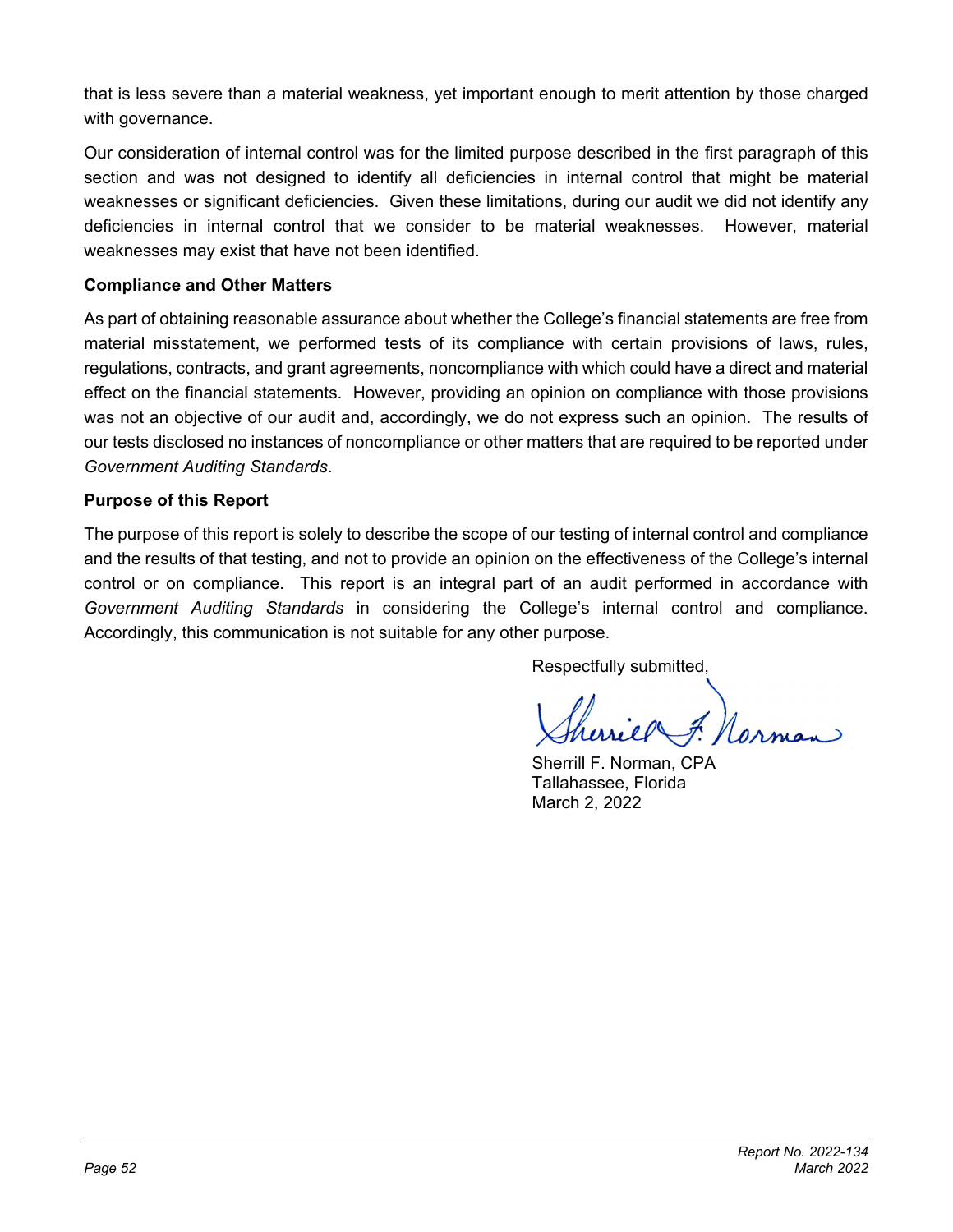that is less severe than a material weakness, yet important enough to merit attention by those charged with governance.

Our consideration of internal control was for the limited purpose described in the first paragraph of this section and was not designed to identify all deficiencies in internal control that might be material weaknesses or significant deficiencies. Given these limitations, during our audit we did not identify any deficiencies in internal control that we consider to be material weaknesses. However, material weaknesses may exist that have not been identified.

**Compliance and Other Matters**

As part of obtaining reasonable assurance about whether the College's financial statements are free from material misstatement, we performed tests of its compliance with certain provisions of laws, rules, regulations, contracts, and grant agreements, noncompliance with which could have a direct and material effect on the financial statements. However, providing an opinion on compliance with those provisions was not an objective of our audit and, accordingly, we do not express such an opinion. The results of our tests disclosed no instances of noncompliance or other matters that are required to be reported under *Government Auditing Standards*.

**Purpose of this Report**

The purpose of this report is solely to describe the scope of our testing of internal control and compliance and the results of that testing, and not to provide an opinion on the effectiveness of the College's internal control or on compliance. This report is an integral part of an audit performed in accordance with *Government Auditing Standards* in considering the College's internal control and compliance. Accordingly, this communication is not suitable for any other purpose.

Respectfully submitted,

Sherrill F. Norman, CPA
Tallahassee, Florida
March 2, 2022